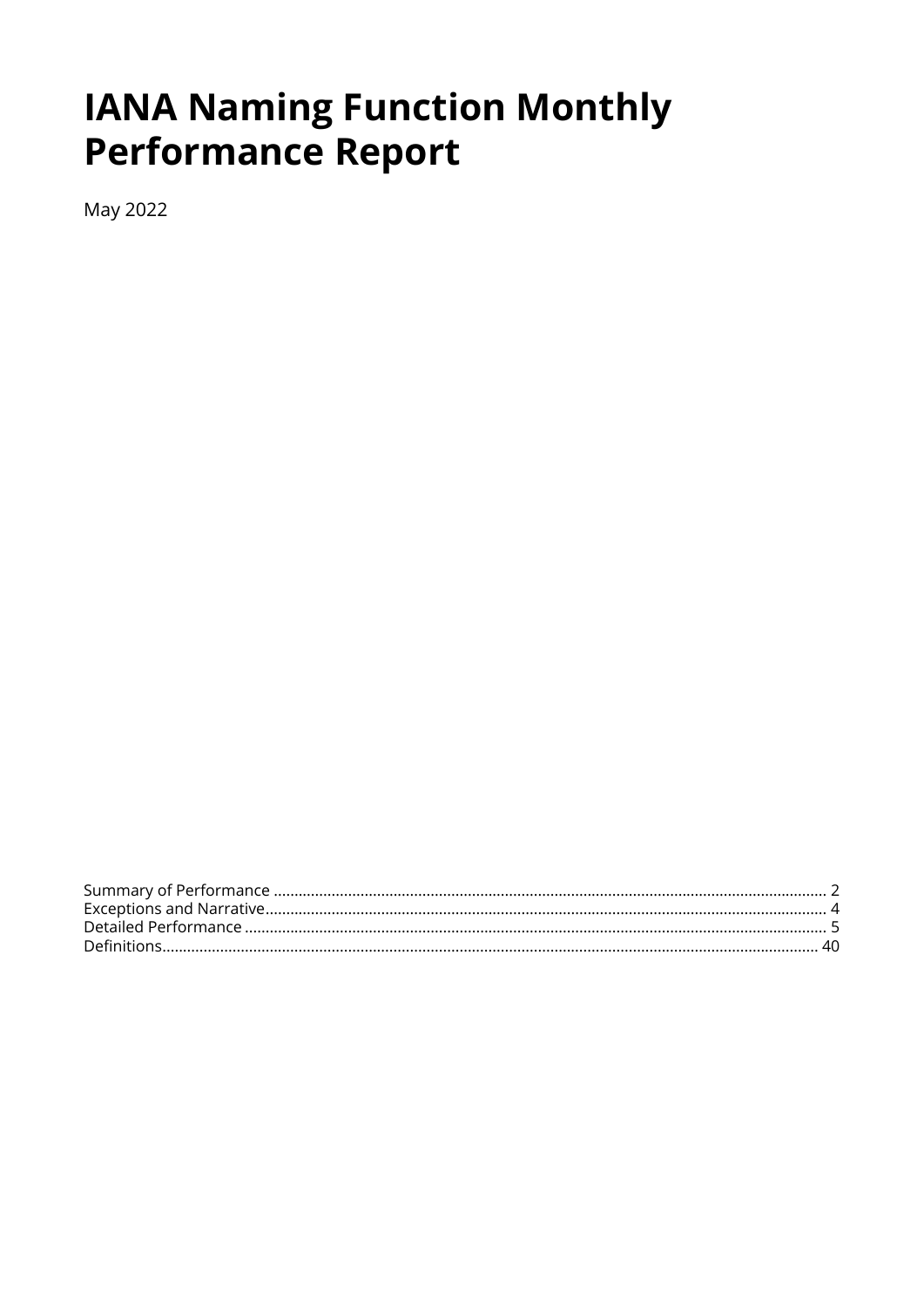# IANA Naming Function Monthly Performance Report

May 2022

Summary of Performance ..................................................................................................................................... 2
Exceptions and Narrative....................................................................................................................................... 4
Detailed Performance ............................................................................................................................................ 5
Definitions............................................................................................................................................................. 40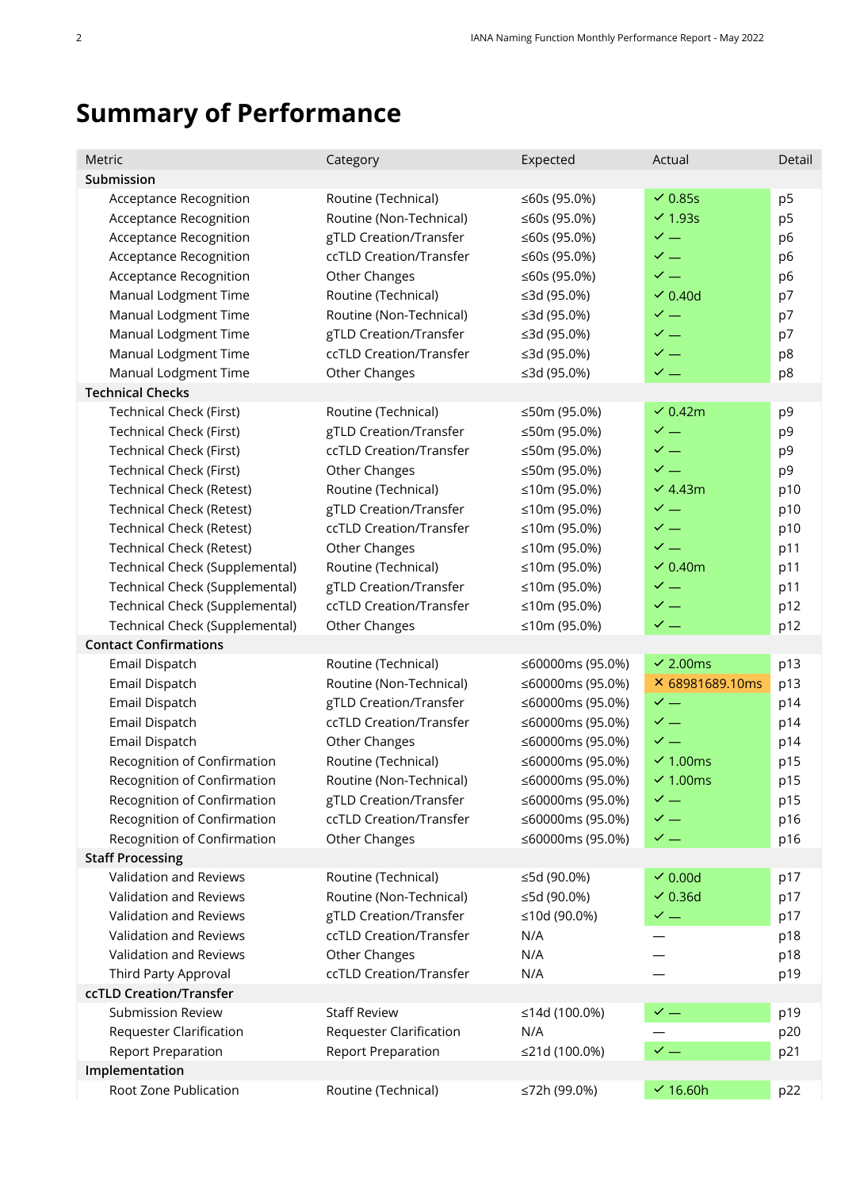# Summary of Performance

| Metric | Category | Expected | Actual | Detail |
|---|---|---|---|---|
| **Submission** | | | | |
| Acceptance Recognition | Routine (Technical) | ≤60s (95.0%) | ✓ 0.85s | p5 |
| Acceptance Recognition | Routine (Non-Technical) | ≤60s (95.0%) | ✓ 1.93s | p5 |
| Acceptance Recognition | gTLD Creation/Transfer | ≤60s (95.0%) | ✓ — | p6 |
| Acceptance Recognition | ccTLD Creation/Transfer | ≤60s (95.0%) | ✓ — | p6 |
| Acceptance Recognition | Other Changes | ≤60s (95.0%) | ✓ — | p6 |
| Manual Lodgment Time | Routine (Technical) | ≤3d (95.0%) | ✓ 0.40d | p7 |
| Manual Lodgment Time | Routine (Non-Technical) | ≤3d (95.0%) | ✓ — | p7 |
| Manual Lodgment Time | gTLD Creation/Transfer | ≤3d (95.0%) | ✓ — | p7 |
| Manual Lodgment Time | ccTLD Creation/Transfer | ≤3d (95.0%) | ✓ — | p8 |
| Manual Lodgment Time | Other Changes | ≤3d (95.0%) | ✓ — | p8 |
| **Technical Checks** | | | | |
| Technical Check (First) | Routine (Technical) | ≤50m (95.0%) | ✓ 0.42m | p9 |
| Technical Check (First) | gTLD Creation/Transfer | ≤50m (95.0%) | ✓ — | p9 |
| Technical Check (First) | ccTLD Creation/Transfer | ≤50m (95.0%) | ✓ — | p9 |
| Technical Check (First) | Other Changes | ≤50m (95.0%) | ✓ — | p9 |
| Technical Check (Retest) | Routine (Technical) | ≤10m (95.0%) | ✓ 4.43m | p10 |
| Technical Check (Retest) | gTLD Creation/Transfer | ≤10m (95.0%) | ✓ — | p10 |
| Technical Check (Retest) | ccTLD Creation/Transfer | ≤10m (95.0%) | ✓ — | p10 |
| Technical Check (Retest) | Other Changes | ≤10m (95.0%) | ✓ — | p11 |
| Technical Check (Supplemental) | Routine (Technical) | ≤10m (95.0%) | ✓ 0.40m | p11 |
| Technical Check (Supplemental) | gTLD Creation/Transfer | ≤10m (95.0%) | ✓ — | p11 |
| Technical Check (Supplemental) | ccTLD Creation/Transfer | ≤10m (95.0%) | ✓ — | p12 |
| Technical Check (Supplemental) | Other Changes | ≤10m (95.0%) | ✓ — | p12 |
| **Contact Confirmations** | | | | |
| Email Dispatch | Routine (Technical) | ≤60000ms (95.0%) | ✓ 2.00ms | p13 |
| Email Dispatch | Routine (Non-Technical) | ≤60000ms (95.0%) | ✗ 68981689.10ms | p13 |
| Email Dispatch | gTLD Creation/Transfer | ≤60000ms (95.0%) | ✓ — | p14 |
| Email Dispatch | ccTLD Creation/Transfer | ≤60000ms (95.0%) | ✓ — | p14 |
| Email Dispatch | Other Changes | ≤60000ms (95.0%) | ✓ — | p14 |
| Recognition of Confirmation | Routine (Technical) | ≤60000ms (95.0%) | ✓ 1.00ms | p15 |
| Recognition of Confirmation | Routine (Non-Technical) | ≤60000ms (95.0%) | ✓ 1.00ms | p15 |
| Recognition of Confirmation | gTLD Creation/Transfer | ≤60000ms (95.0%) | ✓ — | p15 |
| Recognition of Confirmation | ccTLD Creation/Transfer | ≤60000ms (95.0%) | ✓ — | p16 |
| Recognition of Confirmation | Other Changes | ≤60000ms (95.0%) | ✓ — | p16 |
| **Staff Processing** | | | | |
| Validation and Reviews | Routine (Technical) | ≤5d (90.0%) | ✓ 0.00d | p17 |
| Validation and Reviews | Routine (Non-Technical) | ≤5d (90.0%) | ✓ 0.36d | p17 |
| Validation and Reviews | gTLD Creation/Transfer | ≤10d (90.0%) | ✓ — | p17 |
| Validation and Reviews | ccTLD Creation/Transfer | N/A | — | p18 |
| Validation and Reviews | Other Changes | N/A | — | p18 |
| Third Party Approval | ccTLD Creation/Transfer | N/A | — | p19 |
| **ccTLD Creation/Transfer** | | | | |
| Submission Review | Staff Review | ≤14d (100.0%) | ✓ — | p19 |
| Requester Clarification | Requester Clarification | N/A | — | p20 |
| Report Preparation | Report Preparation | ≤21d (100.0%) | ✓ — | p21 |
| **Implementation** | | | | |
| Root Zone Publication | Routine (Technical) | ≤72h (99.0%) | ✓ 16.60h | p22 |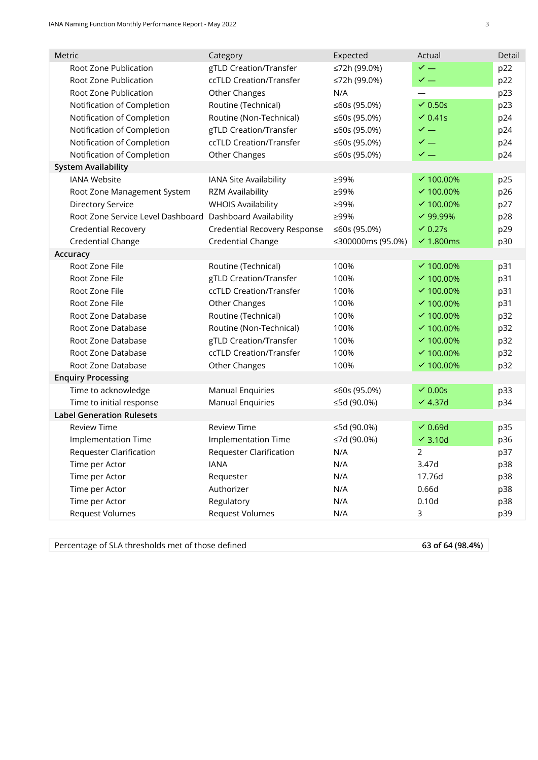| Metric | Category | Expected | Actual | Detail |
|---|---|---|---|---|
| Root Zone Publication | gTLD Creation/Transfer | ≤72h (99.0%) | ✓ — | p22 |
| Root Zone Publication | ccTLD Creation/Transfer | ≤72h (99.0%) | ✓ — | p22 |
| Root Zone Publication | Other Changes | N/A | — | p23 |
| Notification of Completion | Routine (Technical) | ≤60s (95.0%) | ✓ 0.50s | p23 |
| Notification of Completion | Routine (Non-Technical) | ≤60s (95.0%) | ✓ 0.41s | p24 |
| Notification of Completion | gTLD Creation/Transfer | ≤60s (95.0%) | ✓ — | p24 |
| Notification of Completion | ccTLD Creation/Transfer | ≤60s (95.0%) | ✓ — | p24 |
| Notification of Completion | Other Changes | ≤60s (95.0%) | ✓ — | p24 |
| **System Availability** | | | | |
| IANA Website | IANA Site Availability | ≥99% | ✓ 100.00% | p25 |
| Root Zone Management System | RZM Availability | ≥99% | ✓ 100.00% | p26 |
| Directory Service | WHOIS Availability | ≥99% | ✓ 100.00% | p27 |
| Root Zone Service Level Dashboard | Dashboard Availability | ≥99% | ✓ 99.99% | p28 |
| Credential Recovery | Credential Recovery Response | ≤60s (95.0%) | ✓ 0.27s | p29 |
| Credential Change | Credential Change | ≤300000ms (95.0%) | ✓ 1.800ms | p30 |
| **Accuracy** | | | | |
| Root Zone File | Routine (Technical) | 100% | ✓ 100.00% | p31 |
| Root Zone File | gTLD Creation/Transfer | 100% | ✓ 100.00% | p31 |
| Root Zone File | ccTLD Creation/Transfer | 100% | ✓ 100.00% | p31 |
| Root Zone File | Other Changes | 100% | ✓ 100.00% | p31 |
| Root Zone Database | Routine (Technical) | 100% | ✓ 100.00% | p32 |
| Root Zone Database | Routine (Non-Technical) | 100% | ✓ 100.00% | p32 |
| Root Zone Database | gTLD Creation/Transfer | 100% | ✓ 100.00% | p32 |
| Root Zone Database | ccTLD Creation/Transfer | 100% | ✓ 100.00% | p32 |
| Root Zone Database | Other Changes | 100% | ✓ 100.00% | p32 |
| **Enquiry Processing** | | | | |
| Time to acknowledge | Manual Enquiries | ≤60s (95.0%) | ✓ 0.00s | p33 |
| Time to initial response | Manual Enquiries | ≤5d (90.0%) | ✓ 4.37d | p34 |
| **Label Generation Rulesets** | | | | |
| Review Time | Review Time | ≤5d (90.0%) | ✓ 0.69d | p35 |
| Implementation Time | Implementation Time | ≤7d (90.0%) | ✓ 3.10d | p36 |
| Requester Clarification | Requester Clarification | N/A | 2 | p37 |
| Time per Actor | IANA | N/A | 3.47d | p38 |
| Time per Actor | Requester | N/A | 17.76d | p38 |
| Time per Actor | Authorizer | N/A | 0.66d | p38 |
| Time per Actor | Regulatory | N/A | 0.10d | p38 |
| Request Volumes | Request Volumes | N/A | 3 | p39 |

| Percentage of SLA thresholds met of those defined | **63 of 64 (98.4%)** |
|---|---|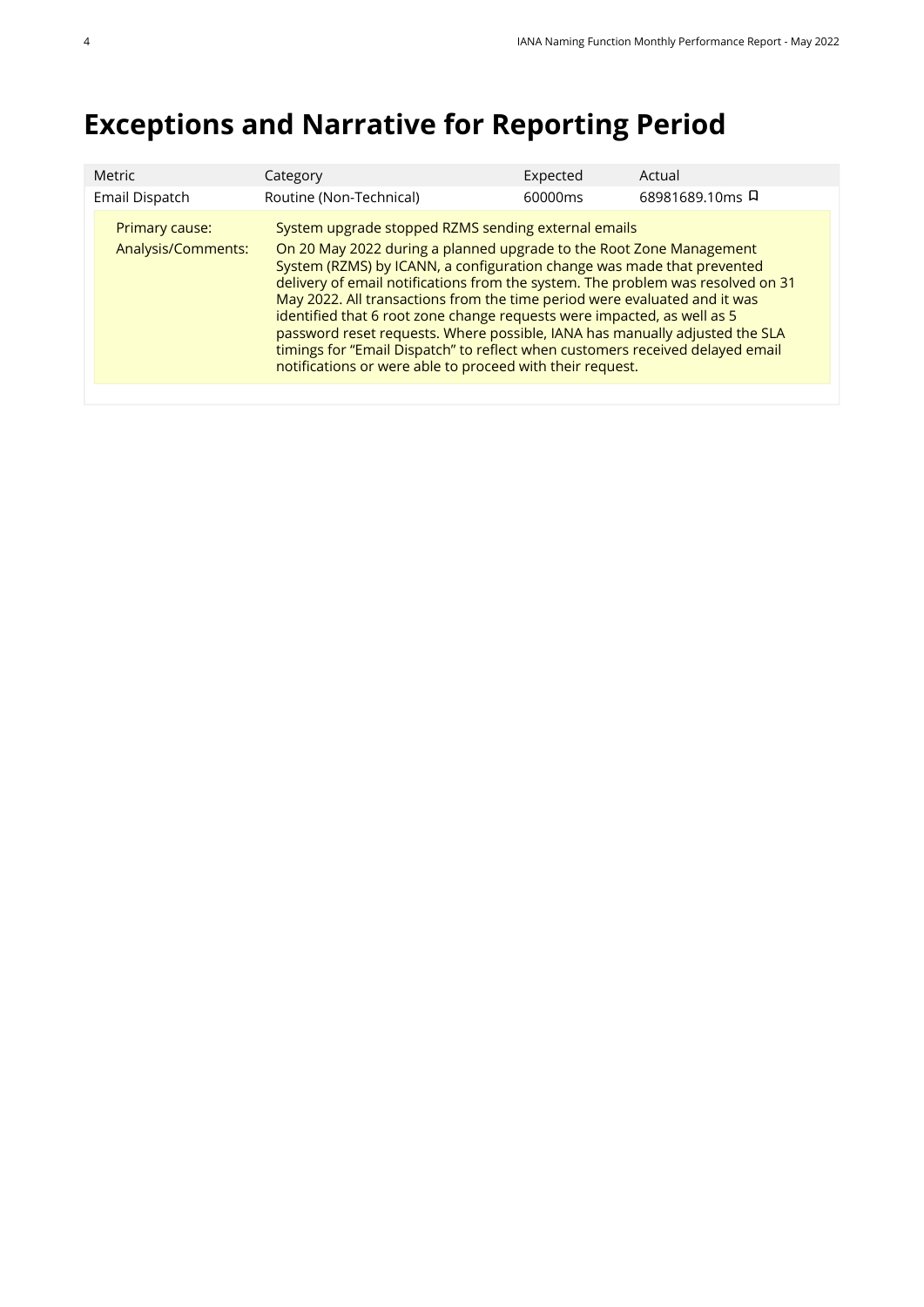# Exceptions and Narrative for Reporting Period

| Metric | Category | Expected | Actual |
|---|---|---|---|
| Email Dispatch | Routine (Non-Technical) | 60000ms | 68981689.10ms |

Primary cause: System upgrade stopped RZMS sending external emails

Analysis/Comments: On 20 May 2022 during a planned upgrade to the Root Zone Management System (RZMS) by ICANN, a configuration change was made that prevented delivery of email notifications from the system. The problem was resolved on 31 May 2022. All transactions from the time period were evaluated and it was identified that 6 root zone change requests were impacted, as well as 5 password reset requests. Where possible, IANA has manually adjusted the SLA timings for "Email Dispatch" to reflect when customers received delayed email notifications or were able to proceed with their request.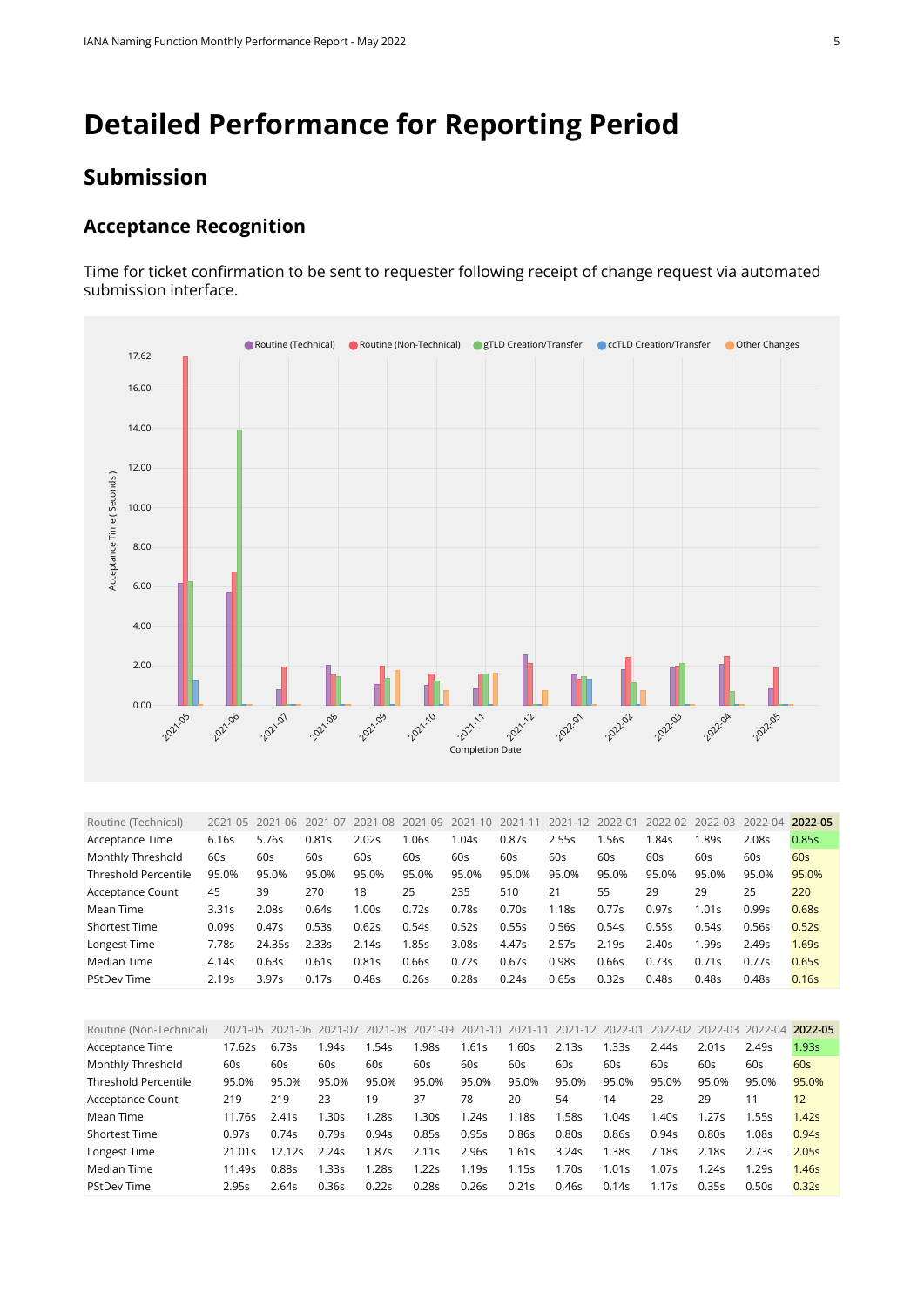# Detailed Performance for Reporting Period

## Submission

### Acceptance Recognition

Time for ticket confirmation to be sent to requester following receipt of change request via automated submission interface.

| Routine (Technical) | 2021-05 | 2021-06 | 2021-07 | 2021-08 | 2021-09 | 2021-10 | 2021-11 | 2021-12 | 2022-01 | 2022-02 | 2022-03 | 2022-04 | **2022-05** |
|---|---|---|---|---|---|---|---|---|---|---|---|---|---|
| Acceptance Time | 6.16s | 5.76s | 0.81s | 2.02s | 1.06s | 1.04s | 0.87s | 2.55s | 1.56s | 1.84s | 1.89s | 2.08s | 0.85s |
| Monthly Threshold | 60s | 60s | 60s | 60s | 60s | 60s | 60s | 60s | 60s | 60s | 60s | 60s | 60s |
| Threshold Percentile | 95.0% | 95.0% | 95.0% | 95.0% | 95.0% | 95.0% | 95.0% | 95.0% | 95.0% | 95.0% | 95.0% | 95.0% | 95.0% |
| Acceptance Count | 45 | 39 | 270 | 18 | 25 | 235 | 510 | 21 | 55 | 29 | 29 | 25 | 220 |
| Mean Time | 3.31s | 2.08s | 0.64s | 1.00s | 0.72s | 0.78s | 0.70s | 1.18s | 0.77s | 0.97s | 1.01s | 0.99s | 0.68s |
| Shortest Time | 0.09s | 0.47s | 0.53s | 0.62s | 0.54s | 0.52s | 0.55s | 0.56s | 0.54s | 0.55s | 0.54s | 0.56s | 0.52s |
| Longest Time | 7.78s | 24.35s | 2.33s | 2.14s | 1.85s | 3.08s | 4.47s | 2.57s | 2.19s | 2.40s | 1.99s | 2.49s | 1.69s |
| Median Time | 4.14s | 0.63s | 0.61s | 0.81s | 0.66s | 0.72s | 0.67s | 0.98s | 0.66s | 0.73s | 0.71s | 0.77s | 0.65s |
| PStDev Time | 2.19s | 3.97s | 0.17s | 0.48s | 0.26s | 0.28s | 0.24s | 0.65s | 0.32s | 0.48s | 0.48s | 0.48s | 0.16s |

| Routine (Non-Technical) | 2021-05 | 2021-06 | 2021-07 | 2021-08 | 2021-09 | 2021-10 | 2021-11 | 2021-12 | 2022-01 | 2022-02 | 2022-03 | 2022-04 | **2022-05** |
|---|---|---|---|---|---|---|---|---|---|---|---|---|---|
| Acceptance Time | 17.62s | 6.73s | 1.94s | 1.54s | 1.98s | 1.61s | 1.60s | 2.13s | 1.33s | 2.44s | 2.01s | 2.49s | 1.93s |
| Monthly Threshold | 60s | 60s | 60s | 60s | 60s | 60s | 60s | 60s | 60s | 60s | 60s | 60s | 60s |
| Threshold Percentile | 95.0% | 95.0% | 95.0% | 95.0% | 95.0% | 95.0% | 95.0% | 95.0% | 95.0% | 95.0% | 95.0% | 95.0% | 95.0% |
| Acceptance Count | 219 | 219 | 23 | 19 | 37 | 78 | 20 | 54 | 14 | 28 | 29 | 11 | 12 |
| Mean Time | 11.76s | 2.41s | 1.30s | 1.28s | 1.30s | 1.24s | 1.18s | 1.58s | 1.04s | 1.40s | 1.27s | 1.55s | 1.42s |
| Shortest Time | 0.97s | 0.74s | 0.79s | 0.94s | 0.85s | 0.95s | 0.86s | 0.80s | 0.86s | 0.94s | 0.80s | 1.08s | 0.94s |
| Longest Time | 21.01s | 12.12s | 2.24s | 1.87s | 2.11s | 2.96s | 1.61s | 3.24s | 1.38s | 7.18s | 2.18s | 2.73s | 2.05s |
| Median Time | 11.49s | 0.88s | 1.33s | 1.28s | 1.22s | 1.19s | 1.15s | 1.70s | 1.01s | 1.07s | 1.24s | 1.29s | 1.46s |
| PStDev Time | 2.95s | 2.64s | 0.36s | 0.22s | 0.28s | 0.26s | 0.21s | 0.46s | 0.14s | 1.17s | 0.35s | 0.50s | 0.32s |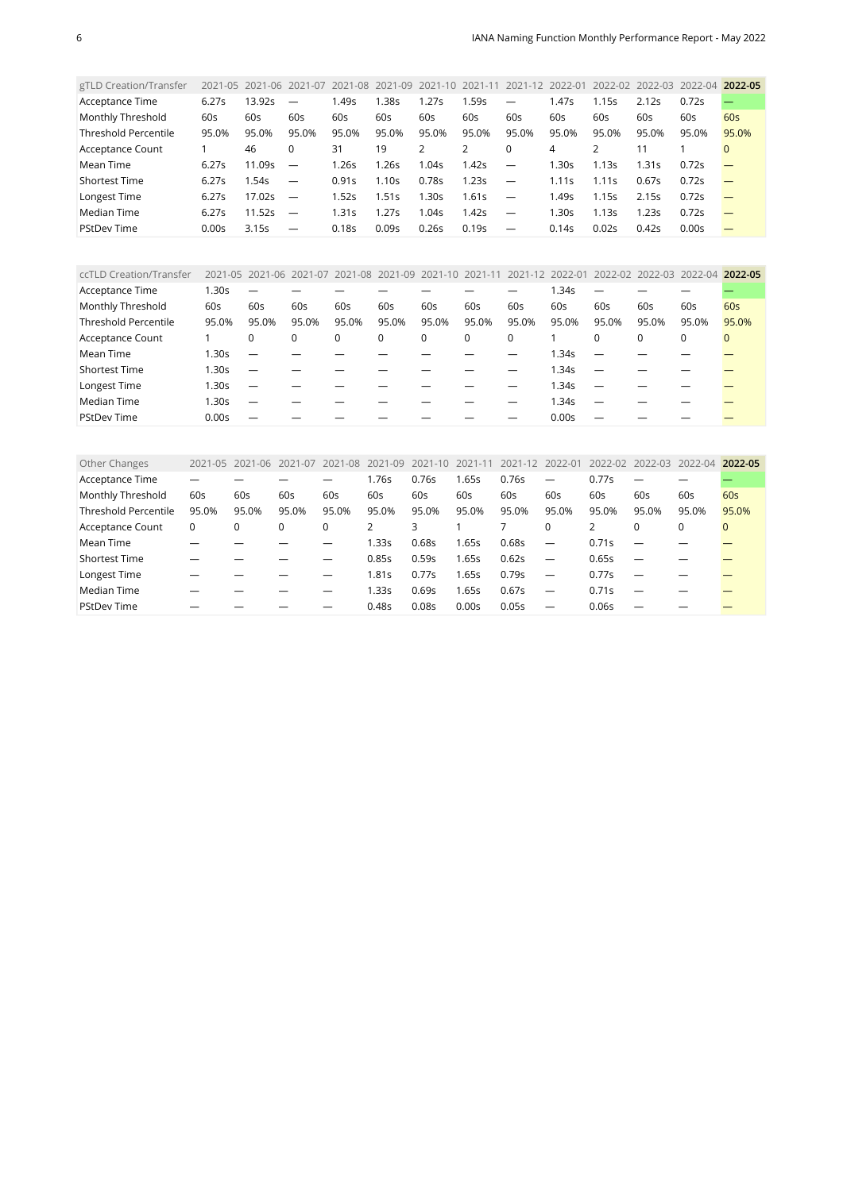| gTLD Creation/Transfer | 2021-05 | 2021-06 | 2021-07 | 2021-08 | 2021-09 | 2021-10 | 2021-11 | 2021-12 | 2022-01 | 2022-02 | 2022-03 | 2022-04 | **2022-05** |
|---|---|---|---|---|---|---|---|---|---|---|---|---|---|
| Acceptance Time | 6.27s | 13.92s | — | 1.49s | 1.38s | 1.27s | 1.59s | — | 1.47s | 1.15s | 2.12s | 0.72s | — |
| Monthly Threshold | 60s | 60s | 60s | 60s | 60s | 60s | 60s | 60s | 60s | 60s | 60s | 60s | 60s |
| Threshold Percentile | 95.0% | 95.0% | 95.0% | 95.0% | 95.0% | 95.0% | 95.0% | 95.0% | 95.0% | 95.0% | 95.0% | 95.0% | 95.0% |
| Acceptance Count | 1 | 46 | 0 | 31 | 19 | 2 | 2 | 0 | 4 | 2 | 11 | 1 | 0 |
| Mean Time | 6.27s | 11.09s | — | 1.26s | 1.26s | 1.04s | 1.42s | — | 1.30s | 1.13s | 1.31s | 0.72s | — |
| Shortest Time | 6.27s | 1.54s | — | 0.91s | 1.10s | 0.78s | 1.23s | — | 1.11s | 1.11s | 0.67s | 0.72s | — |
| Longest Time | 6.27s | 17.02s | — | 1.52s | 1.51s | 1.30s | 1.61s | — | 1.49s | 1.15s | 2.15s | 0.72s | — |
| Median Time | 6.27s | 11.52s | — | 1.31s | 1.27s | 1.04s | 1.42s | — | 1.30s | 1.13s | 1.23s | 0.72s | — |
| PStDev Time | 0.00s | 3.15s | — | 0.18s | 0.09s | 0.26s | 0.19s | — | 0.14s | 0.02s | 0.42s | 0.00s | — |

| ccTLD Creation/Transfer | 2021-05 | 2021-06 | 2021-07 | 2021-08 | 2021-09 | 2021-10 | 2021-11 | 2021-12 | 2022-01 | 2022-02 | 2022-03 | 2022-04 | **2022-05** |
|---|---|---|---|---|---|---|---|---|---|---|---|---|---|
| Acceptance Time | 1.30s | — | — | — | — | — | — | — | 1.34s | — | — | — | — |
| Monthly Threshold | 60s | 60s | 60s | 60s | 60s | 60s | 60s | 60s | 60s | 60s | 60s | 60s | 60s |
| Threshold Percentile | 95.0% | 95.0% | 95.0% | 95.0% | 95.0% | 95.0% | 95.0% | 95.0% | 95.0% | 95.0% | 95.0% | 95.0% | 95.0% |
| Acceptance Count | 1 | 0 | 0 | 0 | 0 | 0 | 0 | 0 | 1 | 0 | 0 | 0 | 0 |
| Mean Time | 1.30s | — | — | — | — | — | — | — | 1.34s | — | — | — | — |
| Shortest Time | 1.30s | — | — | — | — | — | — | — | 1.34s | — | — | — | — |
| Longest Time | 1.30s | — | — | — | — | — | — | — | 1.34s | — | — | — | — |
| Median Time | 1.30s | — | — | — | — | — | — | — | 1.34s | — | — | — | — |
| PStDev Time | 0.00s | — | — | — | — | — | — | — | 0.00s | — | — | — | — |

| Other Changes | 2021-05 | 2021-06 | 2021-07 | 2021-08 | 2021-09 | 2021-10 | 2021-11 | 2021-12 | 2022-01 | 2022-02 | 2022-03 | 2022-04 | **2022-05** |
|---|---|---|---|---|---|---|---|---|---|---|---|---|---|
| Acceptance Time | — | — | — | — | 1.76s | 0.76s | 1.65s | 0.76s | — | 0.77s | — | — | — |
| Monthly Threshold | 60s | 60s | 60s | 60s | 60s | 60s | 60s | 60s | 60s | 60s | 60s | 60s | 60s |
| Threshold Percentile | 95.0% | 95.0% | 95.0% | 95.0% | 95.0% | 95.0% | 95.0% | 95.0% | 95.0% | 95.0% | 95.0% | 95.0% | 95.0% |
| Acceptance Count | 0 | 0 | 0 | 0 | 2 | 3 | 1 | 7 | 0 | 2 | 0 | 0 | 0 |
| Mean Time | — | — | — | — | 1.33s | 0.68s | 1.65s | 0.68s | — | 0.71s | — | — | — |
| Shortest Time | — | — | — | — | 0.85s | 0.59s | 1.65s | 0.62s | — | 0.65s | — | — | — |
| Longest Time | — | — | — | — | 1.81s | 0.77s | 1.65s | 0.79s | — | 0.77s | — | — | — |
| Median Time | — | — | — | — | 1.33s | 0.69s | 1.65s | 0.67s | — | 0.71s | — | — | — |
| PStDev Time | — | — | — | — | 0.48s | 0.08s | 0.00s | 0.05s | — | 0.06s | — | — | — |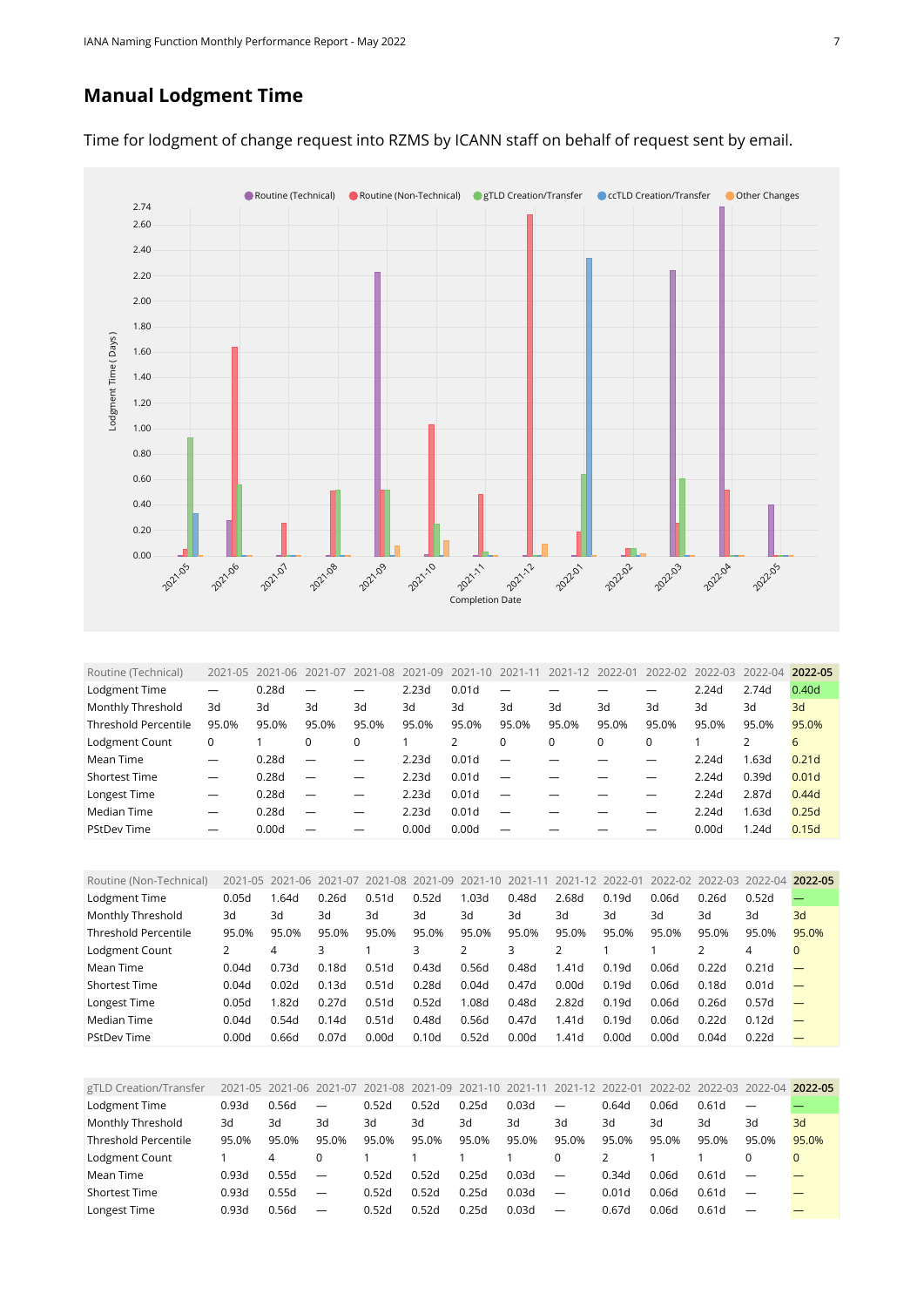## Manual Lodgment Time

Time for lodgment of change request into RZMS by ICANN staff on behalf of request sent by email.

| Routine (Technical) | 2021-05 | 2021-06 | 2021-07 | 2021-08 | 2021-09 | 2021-10 | 2021-11 | 2021-12 | 2022-01 | 2022-02 | 2022-03 | 2022-04 | 2022-05 |
|---|---|---|---|---|---|---|---|---|---|---|---|---|---|
| Lodgment Time | — | 0.28d | — | — | 2.23d | 0.01d | — | — | — | — | 2.24d | 2.74d | 0.40d |
| Monthly Threshold | 3d | 3d | 3d | 3d | 3d | 3d | 3d | 3d | 3d | 3d | 3d | 3d | 3d |
| Threshold Percentile | 95.0% | 95.0% | 95.0% | 95.0% | 95.0% | 95.0% | 95.0% | 95.0% | 95.0% | 95.0% | 95.0% | 95.0% | 95.0% |
| Lodgment Count | 0 | 1 | 0 | 0 | 1 | 2 | 0 | 0 | 0 | 0 | 1 | 2 | 6 |
| Mean Time | — | 0.28d | — | — | 2.23d | 0.01d | — | — | — | — | 2.24d | 1.63d | 0.21d |
| Shortest Time | — | 0.28d | — | — | 2.23d | 0.01d | — | — | — | — | 2.24d | 0.39d | 0.01d |
| Longest Time | — | 0.28d | — | — | 2.23d | 0.01d | — | — | — | — | 2.24d | 2.87d | 0.44d |
| Median Time | — | 0.28d | — | — | 2.23d | 0.01d | — | — | — | — | 2.24d | 1.63d | 0.25d |
| PStDev Time | — | 0.00d | — | — | 0.00d | 0.00d | — | — | — | — | 0.00d | 1.24d | 0.15d |

| Routine (Non-Technical) | 2021-05 | 2021-06 | 2021-07 | 2021-08 | 2021-09 | 2021-10 | 2021-11 | 2021-12 | 2022-01 | 2022-02 | 2022-03 | 2022-04 | 2022-05 |
|---|---|---|---|---|---|---|---|---|---|---|---|---|---|
| Lodgment Time | 0.05d | 1.64d | 0.26d | 0.51d | 0.52d | 1.03d | 0.48d | 2.68d | 0.19d | 0.06d | 0.26d | 0.52d | — |
| Monthly Threshold | 3d | 3d | 3d | 3d | 3d | 3d | 3d | 3d | 3d | 3d | 3d | 3d | 3d |
| Threshold Percentile | 95.0% | 95.0% | 95.0% | 95.0% | 95.0% | 95.0% | 95.0% | 95.0% | 95.0% | 95.0% | 95.0% | 95.0% | 95.0% |
| Lodgment Count | 2 | 4 | 3 | 1 | 3 | 2 | 3 | 2 | 1 | 1 | 2 | 4 | 0 |
| Mean Time | 0.04d | 0.73d | 0.18d | 0.51d | 0.43d | 0.56d | 0.48d | 1.41d | 0.19d | 0.06d | 0.22d | 0.21d | — |
| Shortest Time | 0.04d | 0.02d | 0.13d | 0.51d | 0.28d | 0.04d | 0.47d | 0.00d | 0.19d | 0.06d | 0.18d | 0.01d | — |
| Longest Time | 0.05d | 1.82d | 0.27d | 0.51d | 0.52d | 1.08d | 0.48d | 2.82d | 0.19d | 0.06d | 0.26d | 0.57d | — |
| Median Time | 0.04d | 0.54d | 0.14d | 0.51d | 0.48d | 0.56d | 0.47d | 1.41d | 0.19d | 0.06d | 0.22d | 0.12d | — |
| PStDev Time | 0.00d | 0.66d | 0.07d | 0.00d | 0.10d | 0.52d | 0.00d | 1.41d | 0.00d | 0.00d | 0.04d | 0.22d | — |

| gTLD Creation/Transfer | 2021-05 | 2021-06 | 2021-07 | 2021-08 | 2021-09 | 2021-10 | 2021-11 | 2021-12 | 2022-01 | 2022-02 | 2022-03 | 2022-04 | 2022-05 |
|---|---|---|---|---|---|---|---|---|---|---|---|---|---|
| Lodgment Time | 0.93d | 0.56d | — | 0.52d | 0.52d | 0.25d | 0.03d | — | 0.64d | 0.06d | 0.61d | — | — |
| Monthly Threshold | 3d | 3d | 3d | 3d | 3d | 3d | 3d | 3d | 3d | 3d | 3d | 3d | 3d |
| Threshold Percentile | 95.0% | 95.0% | 95.0% | 95.0% | 95.0% | 95.0% | 95.0% | 95.0% | 95.0% | 95.0% | 95.0% | 95.0% | 95.0% |
| Lodgment Count | 1 | 4 | 0 | 1 | 1 | 1 | 1 | 0 | 2 | 1 | 1 | 0 | 0 |
| Mean Time | 0.93d | 0.55d | — | 0.52d | 0.52d | 0.25d | 0.03d | — | 0.34d | 0.06d | 0.61d | — | — |
| Shortest Time | 0.93d | 0.55d | — | 0.52d | 0.52d | 0.25d | 0.03d | — | 0.01d | 0.06d | 0.61d | — | — |
| Longest Time | 0.93d | 0.56d | — | 0.52d | 0.52d | 0.25d | 0.03d | — | 0.67d | 0.06d | 0.61d | — | — |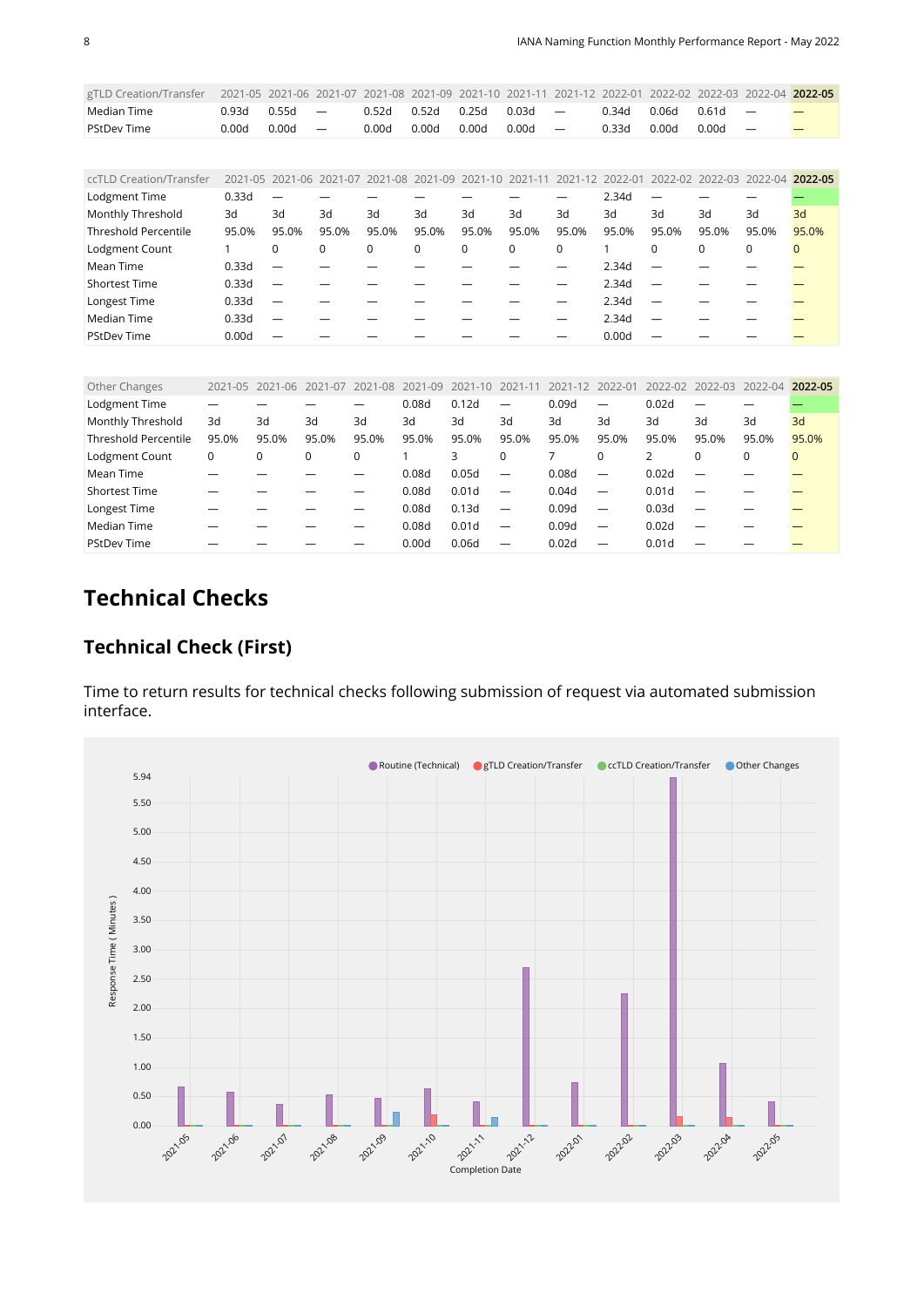| gTLD Creation/Transfer | 2021-05 | 2021-06 | 2021-07 | 2021-08 | 2021-09 | 2021-10 | 2021-11 | 2021-12 | 2022-01 | 2022-02 | 2022-03 | 2022-04 | **2022-05** |
|---|---|---|---|---|---|---|---|---|---|---|---|---|---|
| Median Time | 0.93d | 0.55d | — | 0.52d | 0.52d | 0.25d | 0.03d | — | 0.34d | 0.06d | 0.61d | — | — |
| PStDev Time | 0.00d | 0.00d | — | 0.00d | 0.00d | 0.00d | 0.00d | — | 0.33d | 0.00d | 0.00d | — | — |

| ccTLD Creation/Transfer | 2021-05 | 2021-06 | 2021-07 | 2021-08 | 2021-09 | 2021-10 | 2021-11 | 2021-12 | 2022-01 | 2022-02 | 2022-03 | 2022-04 | **2022-05** |
|---|---|---|---|---|---|---|---|---|---|---|---|---|---|
| Lodgment Time | 0.33d | — | — | — | — | — | — | — | 2.34d | — | — | — | — |
| Monthly Threshold | 3d | 3d | 3d | 3d | 3d | 3d | 3d | 3d | 3d | 3d | 3d | 3d | 3d |
| Threshold Percentile | 95.0% | 95.0% | 95.0% | 95.0% | 95.0% | 95.0% | 95.0% | 95.0% | 95.0% | 95.0% | 95.0% | 95.0% | 95.0% |
| Lodgment Count | 1 | 0 | 0 | 0 | 0 | 0 | 0 | 0 | 1 | 0 | 0 | 0 | 0 |
| Mean Time | 0.33d | — | — | — | — | — | — | — | 2.34d | — | — | — | — |
| Shortest Time | 0.33d | — | — | — | — | — | — | — | 2.34d | — | — | — | — |
| Longest Time | 0.33d | — | — | — | — | — | — | — | 2.34d | — | — | — | — |
| Median Time | 0.33d | — | — | — | — | — | — | — | 2.34d | — | — | — | — |
| PStDev Time | 0.00d | — | — | — | — | — | — | — | 0.00d | — | — | — | — |

| Other Changes | 2021-05 | 2021-06 | 2021-07 | 2021-08 | 2021-09 | 2021-10 | 2021-11 | 2021-12 | 2022-01 | 2022-02 | 2022-03 | 2022-04 | **2022-05** |
|---|---|---|---|---|---|---|---|---|---|---|---|---|---|
| Lodgment Time | — | — | — | — | 0.08d | 0.12d | — | 0.09d | — | 0.02d | — | — | — |
| Monthly Threshold | 3d | 3d | 3d | 3d | 3d | 3d | 3d | 3d | 3d | 3d | 3d | 3d | 3d |
| Threshold Percentile | 95.0% | 95.0% | 95.0% | 95.0% | 95.0% | 95.0% | 95.0% | 95.0% | 95.0% | 95.0% | 95.0% | 95.0% | 95.0% |
| Lodgment Count | 0 | 0 | 0 | 0 | 1 | 3 | 0 | 7 | 0 | 2 | 0 | 0 | 0 |
| Mean Time | — | — | — | — | 0.08d | 0.05d | — | 0.08d | — | 0.02d | — | — | — |
| Shortest Time | — | — | — | — | 0.08d | 0.01d | — | 0.04d | — | 0.01d | — | — | — |
| Longest Time | — | — | — | — | 0.08d | 0.13d | — | 0.09d | — | 0.03d | — | — | — |
| Median Time | — | — | — | — | 0.08d | 0.01d | — | 0.09d | — | 0.02d | — | — | — |
| PStDev Time | — | — | — | — | 0.00d | 0.06d | — | 0.02d | — | 0.01d | — | — | — |

# Technical Checks

## Technical Check (First)

Time to return results for technical checks following submission of request via automated submission interface.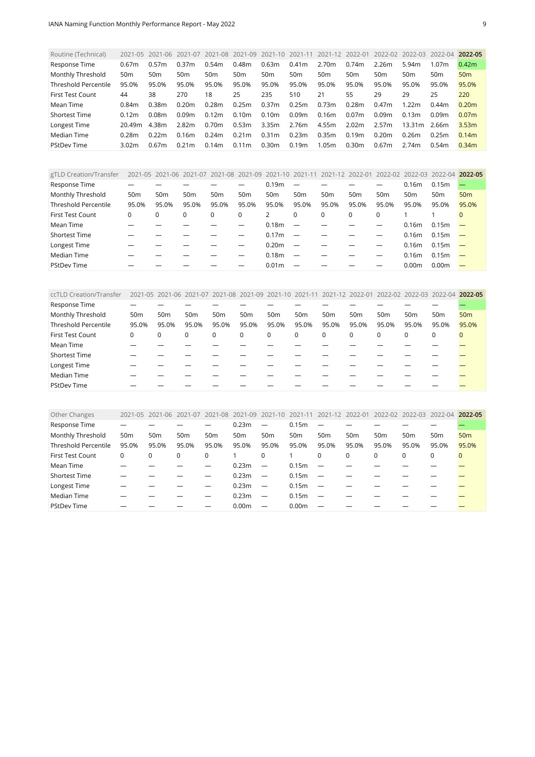| Routine (Technical) | 2021-05 | 2021-06 | 2021-07 | 2021-08 | 2021-09 | 2021-10 | 2021-11 | 2021-12 | 2022-01 | 2022-02 | 2022-03 | 2022-04 | **2022-05** |
|---|---|---|---|---|---|---|---|---|---|---|---|---|---|
| Response Time | 0.67m | 0.57m | 0.37m | 0.54m | 0.48m | 0.63m | 0.41m | 2.70m | 0.74m | 2.26m | 5.94m | 1.07m | 0.42m |
| Monthly Threshold | 50m | 50m | 50m | 50m | 50m | 50m | 50m | 50m | 50m | 50m | 50m | 50m | 50m |
| Threshold Percentile | 95.0% | 95.0% | 95.0% | 95.0% | 95.0% | 95.0% | 95.0% | 95.0% | 95.0% | 95.0% | 95.0% | 95.0% | 95.0% |
| First Test Count | 44 | 38 | 270 | 18 | 25 | 235 | 510 | 21 | 55 | 29 | 29 | 25 | 220 |
| Mean Time | 0.84m | 0.38m | 0.20m | 0.28m | 0.25m | 0.37m | 0.25m | 0.73m | 0.28m | 0.47m | 1.22m | 0.44m | 0.20m |
| Shortest Time | 0.12m | 0.08m | 0.09m | 0.12m | 0.10m | 0.10m | 0.09m | 0.16m | 0.07m | 0.09m | 0.13m | 0.09m | 0.07m |
| Longest Time | 20.49m | 4.38m | 2.82m | 0.70m | 0.53m | 3.35m | 2.76m | 4.55m | 2.02m | 2.57m | 13.31m | 2.66m | 3.53m |
| Median Time | 0.28m | 0.22m | 0.16m | 0.24m | 0.21m | 0.31m | 0.23m | 0.35m | 0.19m | 0.20m | 0.26m | 0.25m | 0.14m |
| PStDev Time | 3.02m | 0.67m | 0.21m | 0.14m | 0.11m | 0.30m | 0.19m | 1.05m | 0.30m | 0.67m | 2.74m | 0.54m | 0.34m |

| gTLD Creation/Transfer | 2021-05 | 2021-06 | 2021-07 | 2021-08 | 2021-09 | 2021-10 | 2021-11 | 2021-12 | 2022-01 | 2022-02 | 2022-03 | 2022-04 | **2022-05** |
|---|---|---|---|---|---|---|---|---|---|---|---|---|---|
| Response Time | — | — | — | — | — | 0.19m | — | — | — | — | 0.16m | 0.15m | — |
| Monthly Threshold | 50m | 50m | 50m | 50m | 50m | 50m | 50m | 50m | 50m | 50m | 50m | 50m | 50m |
| Threshold Percentile | 95.0% | 95.0% | 95.0% | 95.0% | 95.0% | 95.0% | 95.0% | 95.0% | 95.0% | 95.0% | 95.0% | 95.0% | 95.0% |
| First Test Count | 0 | 0 | 0 | 0 | 0 | 2 | 0 | 0 | 0 | 0 | 1 | 1 | 0 |
| Mean Time | — | — | — | — | — | 0.18m | — | — | — | — | 0.16m | 0.15m | — |
| Shortest Time | — | — | — | — | — | 0.17m | — | — | — | — | 0.16m | 0.15m | — |
| Longest Time | — | — | — | — | — | 0.20m | — | — | — | — | 0.16m | 0.15m | — |
| Median Time | — | — | — | — | — | 0.18m | — | — | — | — | 0.16m | 0.15m | — |
| PStDev Time | — | — | — | — | — | 0.01m | — | — | — | — | 0.00m | 0.00m | — |

| ccTLD Creation/Transfer | 2021-05 | 2021-06 | 2021-07 | 2021-08 | 2021-09 | 2021-10 | 2021-11 | 2021-12 | 2022-01 | 2022-02 | 2022-03 | 2022-04 | **2022-05** |
|---|---|---|---|---|---|---|---|---|---|---|---|---|---|
| Response Time | — | — | — | — | — | — | — | — | — | — | — | — | — |
| Monthly Threshold | 50m | 50m | 50m | 50m | 50m | 50m | 50m | 50m | 50m | 50m | 50m | 50m | 50m |
| Threshold Percentile | 95.0% | 95.0% | 95.0% | 95.0% | 95.0% | 95.0% | 95.0% | 95.0% | 95.0% | 95.0% | 95.0% | 95.0% | 95.0% |
| First Test Count | 0 | 0 | 0 | 0 | 0 | 0 | 0 | 0 | 0 | 0 | 0 | 0 | 0 |
| Mean Time | — | — | — | — | — | — | — | — | — | — | — | — | — |
| Shortest Time | — | — | — | — | — | — | — | — | — | — | — | — | — |
| Longest Time | — | — | — | — | — | — | — | — | — | — | — | — | — |
| Median Time | — | — | — | — | — | — | — | — | — | — | — | — | — |
| PStDev Time | — | — | — | — | — | — | — | — | — | — | — | — | — |

| Other Changes | 2021-05 | 2021-06 | 2021-07 | 2021-08 | 2021-09 | 2021-10 | 2021-11 | 2021-12 | 2022-01 | 2022-02 | 2022-03 | 2022-04 | **2022-05** |
|---|---|---|---|---|---|---|---|---|---|---|---|---|---|
| Response Time | — | — | — | — | 0.23m | — | 0.15m | — | — | — | — | — | — |
| Monthly Threshold | 50m | 50m | 50m | 50m | 50m | 50m | 50m | 50m | 50m | 50m | 50m | 50m | 50m |
| Threshold Percentile | 95.0% | 95.0% | 95.0% | 95.0% | 95.0% | 95.0% | 95.0% | 95.0% | 95.0% | 95.0% | 95.0% | 95.0% | 95.0% |
| First Test Count | 0 | 0 | 0 | 0 | 1 | 0 | 1 | 0 | 0 | 0 | 0 | 0 | 0 |
| Mean Time | — | — | — | — | 0.23m | — | 0.15m | — | — | — | — | — | — |
| Shortest Time | — | — | — | — | 0.23m | — | 0.15m | — | — | — | — | — | — |
| Longest Time | — | — | — | — | 0.23m | — | 0.15m | — | — | — | — | — | — |
| Median Time | — | — | — | — | 0.23m | — | 0.15m | — | — | — | — | — | — |
| PStDev Time | — | — | — | — | 0.00m | — | 0.00m | — | — | — | — | — | — |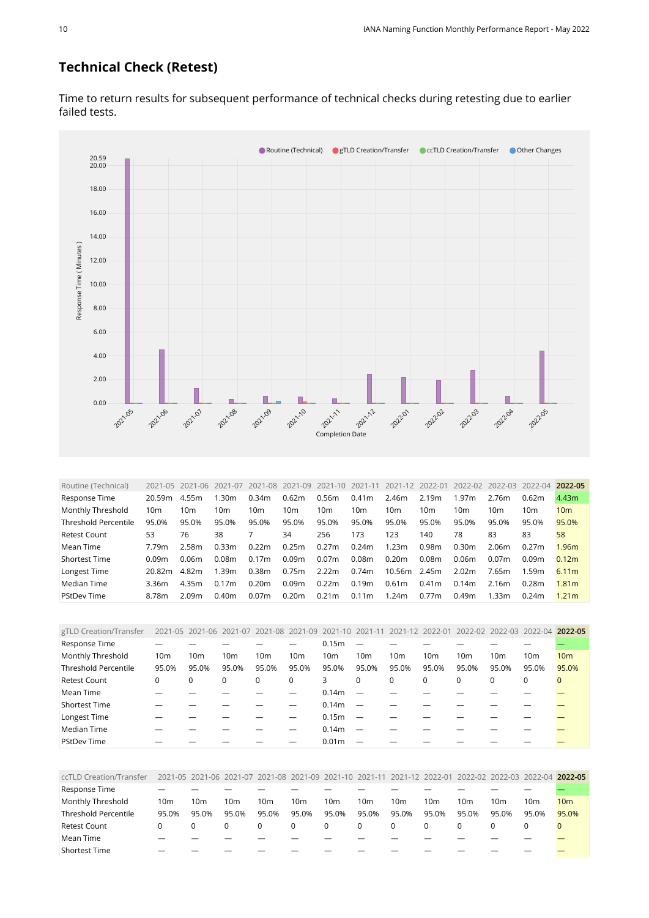## Technical Check (Retest)

Time to return results for subsequent performance of technical checks during retesting due to earlier failed tests.

| Routine (Technical) | 2021-05 | 2021-06 | 2021-07 | 2021-08 | 2021-09 | 2021-10 | 2021-11 | 2021-12 | 2022-01 | 2022-02 | 2022-03 | 2022-04 | 2022-05 |
|---|---|---|---|---|---|---|---|---|---|---|---|---|---|
| Response Time | 20.59m | 4.55m | 1.30m | 0.34m | 0.62m | 0.56m | 0.41m | 2.46m | 2.19m | 1.97m | 2.76m | 0.62m | 4.43m |
| Monthly Threshold | 10m | 10m | 10m | 10m | 10m | 10m | 10m | 10m | 10m | 10m | 10m | 10m | 10m |
| Threshold Percentile | 95.0% | 95.0% | 95.0% | 95.0% | 95.0% | 95.0% | 95.0% | 95.0% | 95.0% | 95.0% | 95.0% | 95.0% | 95.0% |
| Retest Count | 53 | 76 | 38 | 7 | 34 | 256 | 173 | 123 | 140 | 78 | 83 | 83 | 58 |
| Mean Time | 7.79m | 2.58m | 0.33m | 0.22m | 0.25m | 0.27m | 0.24m | 1.23m | 0.98m | 0.30m | 2.06m | 0.27m | 1.96m |
| Shortest Time | 0.09m | 0.06m | 0.08m | 0.17m | 0.09m | 0.07m | 0.08m | 0.20m | 0.08m | 0.06m | 0.07m | 0.09m | 0.12m |
| Longest Time | 20.82m | 4.82m | 1.39m | 0.38m | 0.75m | 2.22m | 0.74m | 10.56m | 2.45m | 2.02m | 7.65m | 1.59m | 6.11m |
| Median Time | 3.36m | 4.35m | 0.17m | 0.20m | 0.09m | 0.22m | 0.19m | 0.61m | 0.41m | 0.14m | 2.16m | 0.28m | 1.81m |
| PStDev Time | 8.78m | 2.09m | 0.40m | 0.07m | 0.20m | 0.21m | 0.11m | 1.24m | 0.77m | 0.49m | 1.33m | 0.24m | 1.21m |

| gTLD Creation/Transfer | 2021-05 | 2021-06 | 2021-07 | 2021-08 | 2021-09 | 2021-10 | 2021-11 | 2021-12 | 2022-01 | 2022-02 | 2022-03 | 2022-04 | 2022-05 |
|---|---|---|---|---|---|---|---|---|---|---|---|---|---|
| Response Time | — | — | — | — | — | 0.15m | — | — | — | — | — | — | — |
| Monthly Threshold | 10m | 10m | 10m | 10m | 10m | 10m | 10m | 10m | 10m | 10m | 10m | 10m | 10m |
| Threshold Percentile | 95.0% | 95.0% | 95.0% | 95.0% | 95.0% | 95.0% | 95.0% | 95.0% | 95.0% | 95.0% | 95.0% | 95.0% | 95.0% |
| Retest Count | 0 | 0 | 0 | 0 | 0 | 3 | 0 | 0 | 0 | 0 | 0 | 0 | 0 |
| Mean Time | — | — | — | — | — | 0.14m | — | — | — | — | — | — | — |
| Shortest Time | — | — | — | — | — | 0.14m | — | — | — | — | — | — | — |
| Longest Time | — | — | — | — | — | 0.15m | — | — | — | — | — | — | — |
| Median Time | — | — | — | — | — | 0.14m | — | — | — | — | — | — | — |
| PStDev Time | — | — | — | — | — | 0.01m | — | — | — | — | — | — | — |

| ccTLD Creation/Transfer | 2021-05 | 2021-06 | 2021-07 | 2021-08 | 2021-09 | 2021-10 | 2021-11 | 2021-12 | 2022-01 | 2022-02 | 2022-03 | 2022-04 | 2022-05 |
|---|---|---|---|---|---|---|---|---|---|---|---|---|---|
| Response Time | — | — | — | — | — | — | — | — | — | — | — | — | — |
| Monthly Threshold | 10m | 10m | 10m | 10m | 10m | 10m | 10m | 10m | 10m | 10m | 10m | 10m | 10m |
| Threshold Percentile | 95.0% | 95.0% | 95.0% | 95.0% | 95.0% | 95.0% | 95.0% | 95.0% | 95.0% | 95.0% | 95.0% | 95.0% | 95.0% |
| Retest Count | 0 | 0 | 0 | 0 | 0 | 0 | 0 | 0 | 0 | 0 | 0 | 0 | 0 |
| Mean Time | — | — | — | — | — | — | — | — | — | — | — | — | — |
| Shortest Time | — | — | — | — | — | — | — | — | — | — | — | — | — |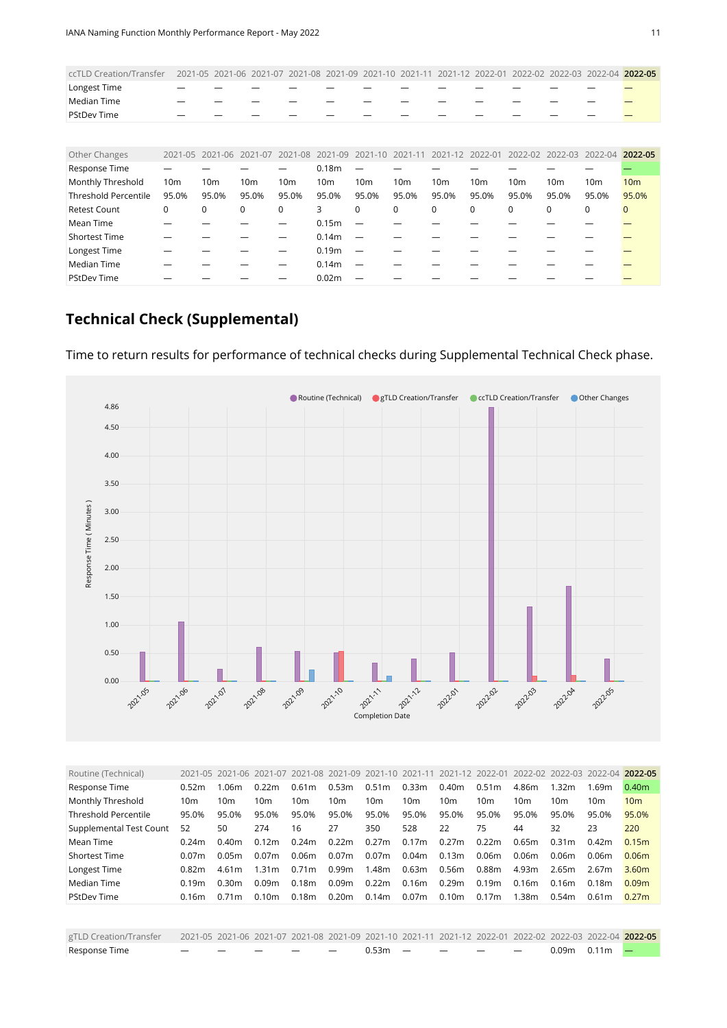| ccTLD Creation/Transfer | 2021-05 | 2021-06 | 2021-07 | 2021-08 | 2021-09 | 2021-10 | 2021-11 | 2021-12 | 2022-01 | 2022-02 | 2022-03 | 2022-04 | **2022-05** |
|---|---|---|---|---|---|---|---|---|---|---|---|---|---|
| Longest Time | — | — | — | — | — | — | — | — | — | — | — | — | — |
| Median Time | — | — | — | — | — | — | — | — | — | — | — | — | — |
| PStDev Time | — | — | — | — | — | — | — | — | — | — | — | — | — |

| Other Changes | 2021-05 | 2021-06 | 2021-07 | 2021-08 | 2021-09 | 2021-10 | 2021-11 | 2021-12 | 2022-01 | 2022-02 | 2022-03 | 2022-04 | **2022-05** |
|---|---|---|---|---|---|---|---|---|---|---|---|---|---|
| Response Time | — | — | — | — | 0.18m | — | — | — | — | — | — | — | — |
| Monthly Threshold | 10m | 10m | 10m | 10m | 10m | 10m | 10m | 10m | 10m | 10m | 10m | 10m | 10m |
| Threshold Percentile | 95.0% | 95.0% | 95.0% | 95.0% | 95.0% | 95.0% | 95.0% | 95.0% | 95.0% | 95.0% | 95.0% | 95.0% | 95.0% |
| Retest Count | 0 | 0 | 0 | 0 | 3 | 0 | 0 | 0 | 0 | 0 | 0 | 0 | 0 |
| Mean Time | — | — | — | — | 0.15m | — | — | — | — | — | — | — | — |
| Shortest Time | — | — | — | — | 0.14m | — | — | — | — | — | — | — | — |
| Longest Time | — | — | — | — | 0.19m | — | — | — | — | — | — | — | — |
| Median Time | — | — | — | — | 0.14m | — | — | — | — | — | — | — | — |
| PStDev Time | — | — | — | — | 0.02m | — | — | — | — | — | — | — | — |

## Technical Check (Supplemental)

Time to return results for performance of technical checks during Supplemental Technical Check phase.

| Routine (Technical) | 2021-05 | 2021-06 | 2021-07 | 2021-08 | 2021-09 | 2021-10 | 2021-11 | 2021-12 | 2022-01 | 2022-02 | 2022-03 | 2022-04 | **2022-05** |
|---|---|---|---|---|---|---|---|---|---|---|---|---|---|
| Response Time | 0.52m | 1.06m | 0.22m | 0.61m | 0.53m | 0.51m | 0.33m | 0.40m | 0.51m | 4.86m | 1.32m | 1.69m | 0.40m |
| Monthly Threshold | 10m | 10m | 10m | 10m | 10m | 10m | 10m | 10m | 10m | 10m | 10m | 10m | 10m |
| Threshold Percentile | 95.0% | 95.0% | 95.0% | 95.0% | 95.0% | 95.0% | 95.0% | 95.0% | 95.0% | 95.0% | 95.0% | 95.0% | 95.0% |
| Supplemental Test Count | 52 | 50 | 274 | 16 | 27 | 350 | 528 | 22 | 75 | 44 | 32 | 23 | 220 |
| Mean Time | 0.24m | 0.40m | 0.12m | 0.24m | 0.22m | 0.27m | 0.17m | 0.27m | 0.22m | 0.65m | 0.31m | 0.42m | 0.15m |
| Shortest Time | 0.07m | 0.05m | 0.07m | 0.06m | 0.07m | 0.07m | 0.04m | 0.13m | 0.06m | 0.06m | 0.06m | 0.06m | 0.06m |
| Longest Time | 0.82m | 4.61m | 1.31m | 0.71m | 0.99m | 1.48m | 0.63m | 0.56m | 0.88m | 4.93m | 2.65m | 2.67m | 3.60m |
| Median Time | 0.19m | 0.30m | 0.09m | 0.18m | 0.09m | 0.22m | 0.16m | 0.29m | 0.19m | 0.16m | 0.16m | 0.18m | 0.09m |
| PStDev Time | 0.16m | 0.71m | 0.10m | 0.18m | 0.20m | 0.14m | 0.07m | 0.10m | 0.17m | 1.38m | 0.54m | 0.61m | 0.27m |

| gTLD Creation/Transfer | 2021-05 | 2021-06 | 2021-07 | 2021-08 | 2021-09 | 2021-10 | 2021-11 | 2021-12 | 2022-01 | 2022-02 | 2022-03 | 2022-04 | **2022-05** |
|---|---|---|---|---|---|---|---|---|---|---|---|---|---|
| Response Time | — | — | — | — | — | 0.53m | — | — | — | — | 0.09m | 0.11m | — |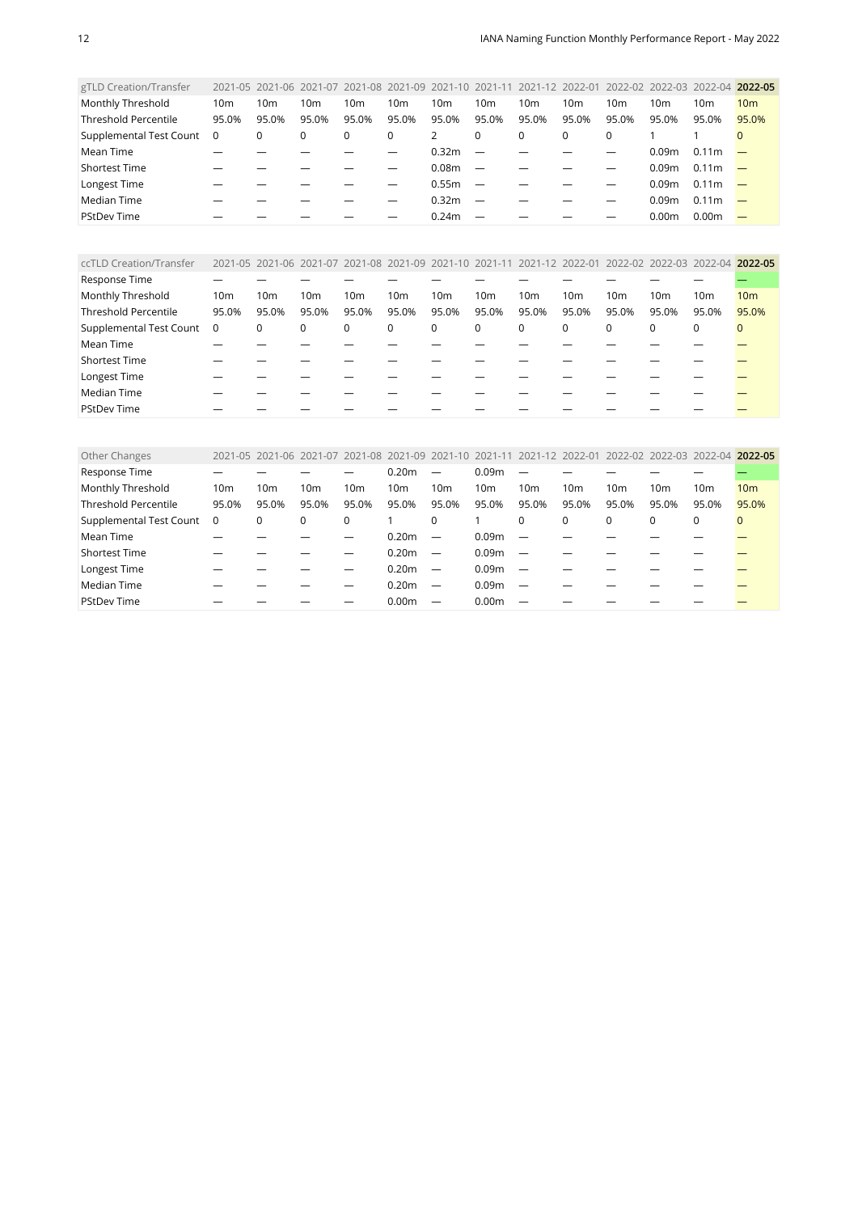| gTLD Creation/Transfer | 2021-05 | 2021-06 | 2021-07 | 2021-08 | 2021-09 | 2021-10 | 2021-11 | 2021-12 | 2022-01 | 2022-02 | 2022-03 | 2022-04 | **2022-05** |
|---|---|---|---|---|---|---|---|---|---|---|---|---|---|
| Monthly Threshold | 10m | 10m | 10m | 10m | 10m | 10m | 10m | 10m | 10m | 10m | 10m | 10m | 10m |
| Threshold Percentile | 95.0% | 95.0% | 95.0% | 95.0% | 95.0% | 95.0% | 95.0% | 95.0% | 95.0% | 95.0% | 95.0% | 95.0% | 95.0% |
| Supplemental Test Count | 0 | 0 | 0 | 0 | 0 | 2 | 0 | 0 | 0 | 0 | 1 | 1 | 0 |
| Mean Time | — | — | — | — | — | 0.32m | — | — | — | — | 0.09m | 0.11m | — |
| Shortest Time | — | — | — | — | — | 0.08m | — | — | — | — | 0.09m | 0.11m | — |
| Longest Time | — | — | — | — | — | 0.55m | — | — | — | — | 0.09m | 0.11m | — |
| Median Time | — | — | — | — | — | 0.32m | — | — | — | — | 0.09m | 0.11m | — |
| PStDev Time | — | — | — | — | — | 0.24m | — | — | — | — | 0.00m | 0.00m | — |

| ccTLD Creation/Transfer | 2021-05 | 2021-06 | 2021-07 | 2021-08 | 2021-09 | 2021-10 | 2021-11 | 2021-12 | 2022-01 | 2022-02 | 2022-03 | 2022-04 | **2022-05** |
|---|---|---|---|---|---|---|---|---|---|---|---|---|---|
| Response Time | — | — | — | — | — | — | — | — | — | — | — | — | — |
| Monthly Threshold | 10m | 10m | 10m | 10m | 10m | 10m | 10m | 10m | 10m | 10m | 10m | 10m | 10m |
| Threshold Percentile | 95.0% | 95.0% | 95.0% | 95.0% | 95.0% | 95.0% | 95.0% | 95.0% | 95.0% | 95.0% | 95.0% | 95.0% | 95.0% |
| Supplemental Test Count | 0 | 0 | 0 | 0 | 0 | 0 | 0 | 0 | 0 | 0 | 0 | 0 | 0 |
| Mean Time | — | — | — | — | — | — | — | — | — | — | — | — | — |
| Shortest Time | — | — | — | — | — | — | — | — | — | — | — | — | — |
| Longest Time | — | — | — | — | — | — | — | — | — | — | — | — | — |
| Median Time | — | — | — | — | — | — | — | — | — | — | — | — | — |
| PStDev Time | — | — | — | — | — | — | — | — | — | — | — | — | — |

| Other Changes | 2021-05 | 2021-06 | 2021-07 | 2021-08 | 2021-09 | 2021-10 | 2021-11 | 2021-12 | 2022-01 | 2022-02 | 2022-03 | 2022-04 | **2022-05** |
|---|---|---|---|---|---|---|---|---|---|---|---|---|---|
| Response Time | — | — | — | — | 0.20m | — | 0.09m | — | — | — | — | — | — |
| Monthly Threshold | 10m | 10m | 10m | 10m | 10m | 10m | 10m | 10m | 10m | 10m | 10m | 10m | 10m |
| Threshold Percentile | 95.0% | 95.0% | 95.0% | 95.0% | 95.0% | 95.0% | 95.0% | 95.0% | 95.0% | 95.0% | 95.0% | 95.0% | 95.0% |
| Supplemental Test Count | 0 | 0 | 0 | 0 | 1 | 0 | 1 | 0 | 0 | 0 | 0 | 0 | 0 |
| Mean Time | — | — | — | — | 0.20m | — | 0.09m | — | — | — | — | — | — |
| Shortest Time | — | — | — | — | 0.20m | — | 0.09m | — | — | — | — | — | — |
| Longest Time | — | — | — | — | 0.20m | — | 0.09m | — | — | — | — | — | — |
| Median Time | — | — | — | — | 0.20m | — | 0.09m | — | — | — | — | — | — |
| PStDev Time | — | — | — | — | 0.00m | — | 0.00m | — | — | — | — | — | — |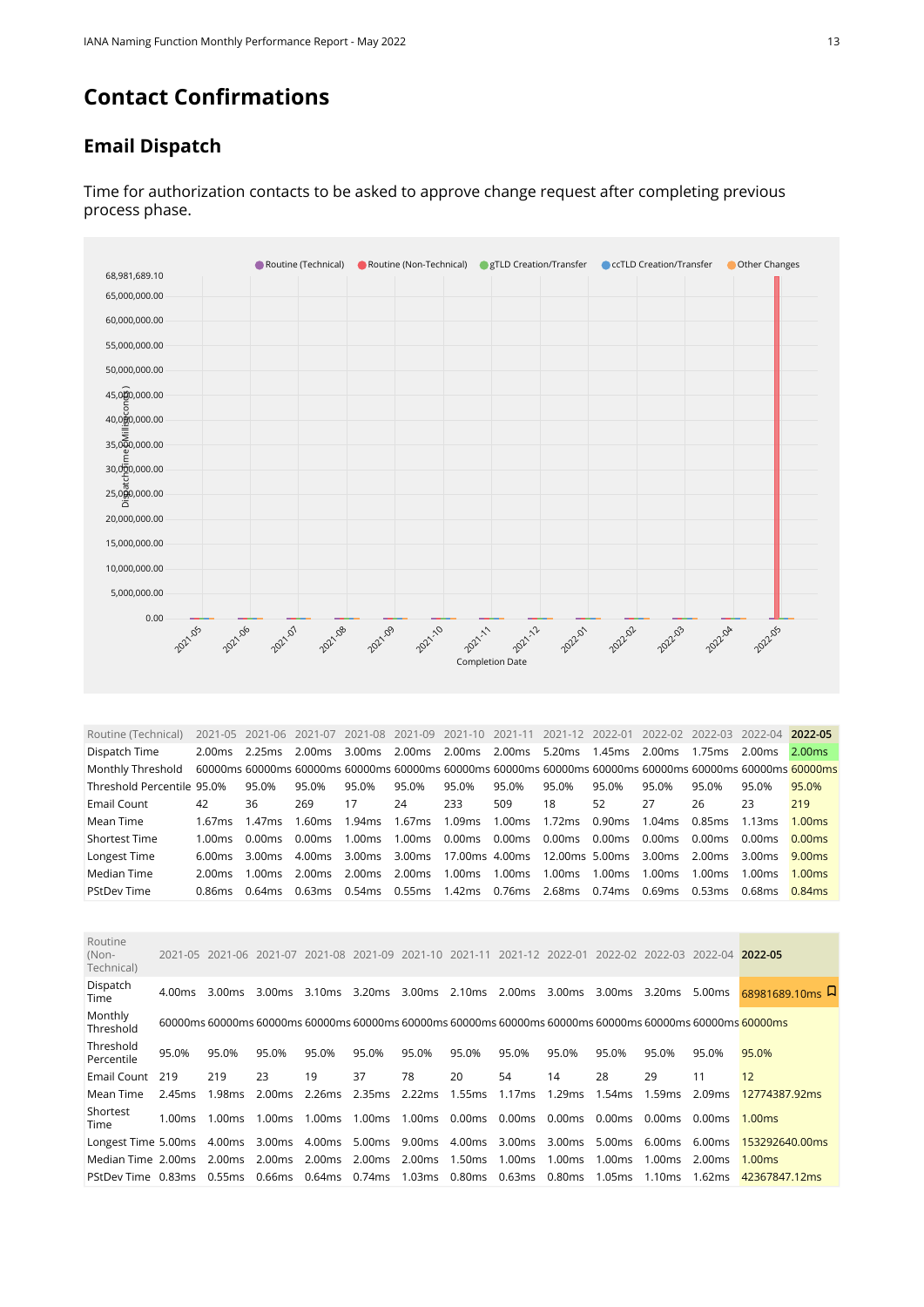## Contact Confirmations

### Email Dispatch

Time for authorization contacts to be asked to approve change request after completing previous process phase.

| Routine (Technical) | 2021-05 | 2021-06 | 2021-07 | 2021-08 | 2021-09 | 2021-10 | 2021-11 | 2021-12 | 2022-01 | 2022-02 | 2022-03 | 2022-04 | **2022-05** |
|---|---|---|---|---|---|---|---|---|---|---|---|---|---|
| Dispatch Time | 2.00ms | 2.25ms | 2.00ms | 3.00ms | 2.00ms | 2.00ms | 2.00ms | 5.20ms | 1.45ms | 2.00ms | 1.75ms | 2.00ms | 2.00ms |
| Monthly Threshold | 60000ms | 60000ms | 60000ms | 60000ms | 60000ms | 60000ms | 60000ms | 60000ms | 60000ms | 60000ms | 60000ms | 60000ms | 60000ms |
| Threshold Percentile | 95.0% | 95.0% | 95.0% | 95.0% | 95.0% | 95.0% | 95.0% | 95.0% | 95.0% | 95.0% | 95.0% | 95.0% | 95.0% |
| Email Count | 42 | 36 | 269 | 17 | 24 | 233 | 509 | 18 | 52 | 27 | 26 | 23 | 219 |
| Mean Time | 1.67ms | 1.47ms | 1.60ms | 1.94ms | 1.67ms | 1.09ms | 1.00ms | 1.72ms | 0.90ms | 1.04ms | 0.85ms | 1.13ms | 1.00ms |
| Shortest Time | 1.00ms | 0.00ms | 0.00ms | 1.00ms | 1.00ms | 0.00ms | 0.00ms | 0.00ms | 0.00ms | 0.00ms | 0.00ms | 0.00ms | 0.00ms |
| Longest Time | 6.00ms | 3.00ms | 4.00ms | 3.00ms | 3.00ms | 17.00ms | 4.00ms | 12.00ms | 5.00ms | 3.00ms | 2.00ms | 3.00ms | 9.00ms |
| Median Time | 2.00ms | 1.00ms | 2.00ms | 2.00ms | 2.00ms | 1.00ms | 1.00ms | 1.00ms | 1.00ms | 1.00ms | 1.00ms | 1.00ms | 1.00ms |
| PStDev Time | 0.86ms | 0.64ms | 0.63ms | 0.54ms | 0.55ms | 1.42ms | 0.76ms | 2.68ms | 0.74ms | 0.69ms | 0.53ms | 0.68ms | 0.84ms |

| Routine (Non-Technical) | 2021-05 | 2021-06 | 2021-07 | 2021-08 | 2021-09 | 2021-10 | 2021-11 | 2021-12 | 2022-01 | 2022-02 | 2022-03 | 2022-04 | **2022-05** |
|---|---|---|---|---|---|---|---|---|---|---|---|---|---|
| Dispatch Time | 4.00ms | 3.00ms | 3.00ms | 3.10ms | 3.20ms | 3.00ms | 2.10ms | 2.00ms | 3.00ms | 3.00ms | 3.20ms | 5.00ms | 68981689.10ms |
| Monthly Threshold | 60000ms | 60000ms | 60000ms | 60000ms | 60000ms | 60000ms | 60000ms | 60000ms | 60000ms | 60000ms | 60000ms | 60000ms | 60000ms |
| Threshold Percentile | 95.0% | 95.0% | 95.0% | 95.0% | 95.0% | 95.0% | 95.0% | 95.0% | 95.0% | 95.0% | 95.0% | 95.0% | 95.0% |
| Email Count | 219 | 219 | 23 | 19 | 37 | 78 | 20 | 54 | 14 | 28 | 29 | 11 | 12 |
| Mean Time | 2.45ms | 1.98ms | 2.00ms | 2.26ms | 2.35ms | 2.22ms | 1.55ms | 1.17ms | 1.29ms | 1.54ms | 1.59ms | 2.09ms | 12774387.92ms |
| Shortest Time | 1.00ms | 1.00ms | 1.00ms | 1.00ms | 1.00ms | 1.00ms | 0.00ms | 0.00ms | 0.00ms | 0.00ms | 0.00ms | 0.00ms | 1.00ms |
| Longest Time | 5.00ms | 4.00ms | 3.00ms | 4.00ms | 5.00ms | 9.00ms | 4.00ms | 3.00ms | 3.00ms | 5.00ms | 6.00ms | 6.00ms | 153292640.00ms |
| Median Time | 2.00ms | 2.00ms | 2.00ms | 2.00ms | 2.00ms | 2.00ms | 1.50ms | 1.00ms | 1.00ms | 1.00ms | 1.00ms | 2.00ms | 1.00ms |
| PStDev Time | 0.83ms | 0.55ms | 0.66ms | 0.64ms | 0.74ms | 1.03ms | 0.80ms | 0.63ms | 0.80ms | 1.05ms | 1.10ms | 1.62ms | 42367847.12ms |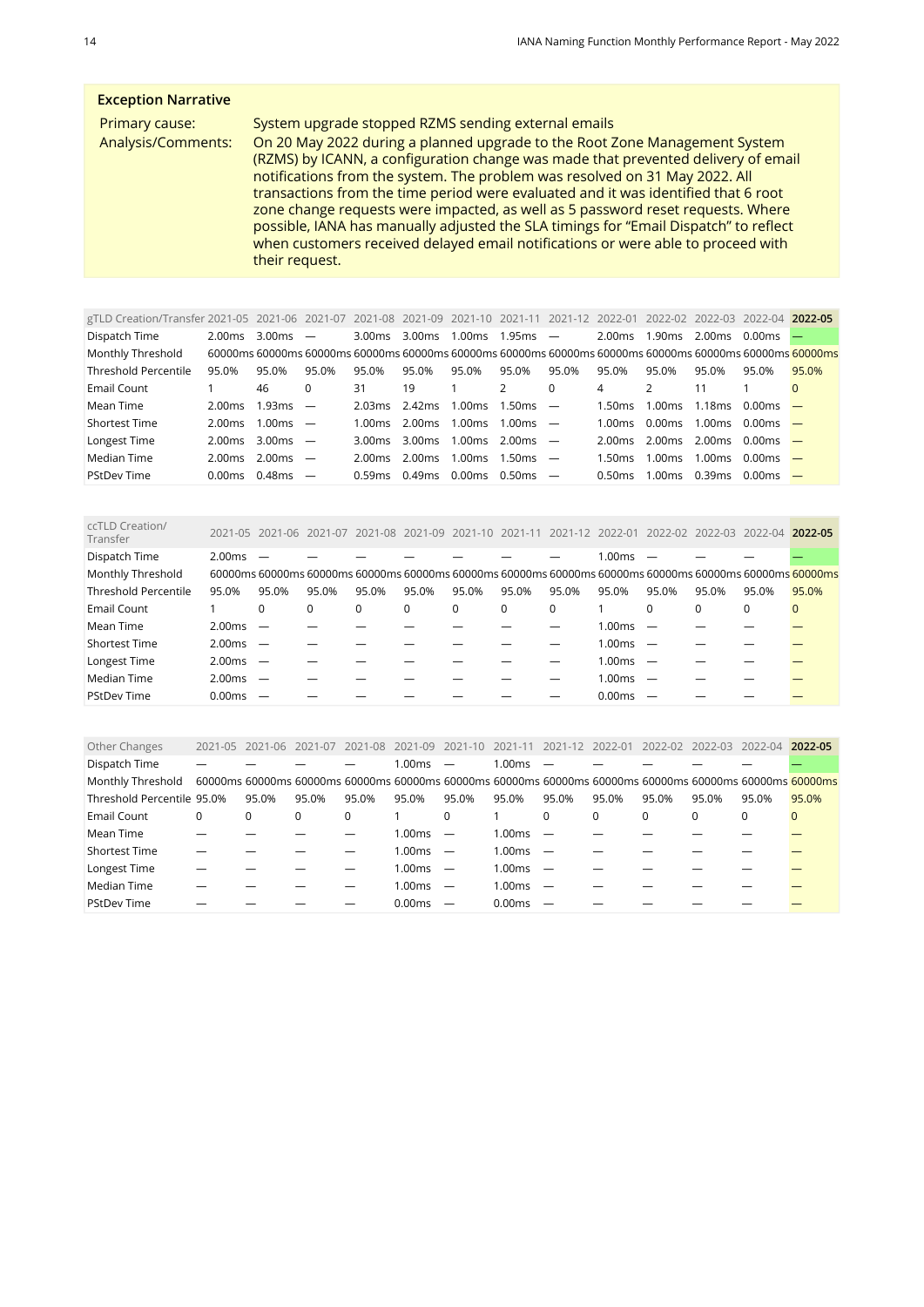## Exception Narrative

| | |
|---|---|
| Primary cause: | System upgrade stopped RZMS sending external emails |
| Analysis/Comments: | On 20 May 2022 during a planned upgrade to the Root Zone Management System (RZMS) by ICANN, a configuration change was made that prevented delivery of email notifications from the system. The problem was resolved on 31 May 2022. All transactions from the time period were evaluated and it was identified that 6 root zone change requests were impacted, as well as 5 password reset requests. Where possible, IANA has manually adjusted the SLA timings for "Email Dispatch" to reflect when customers received delayed email notifications or were able to proceed with their request. |

| gTLD Creation/Transfer | 2021-05 | 2021-06 | 2021-07 | 2021-08 | 2021-09 | 2021-10 | 2021-11 | 2021-12 | 2022-01 | 2022-02 | 2022-03 | 2022-04 | **2022-05** |
|---|---|---|---|---|---|---|---|---|---|---|---|---|---|
| Dispatch Time | 2.00ms | 3.00ms | — | 3.00ms | 3.00ms | 1.00ms | 1.95ms | — | 2.00ms | 1.90ms | 2.00ms | 0.00ms | — |
| Monthly Threshold | 60000ms | 60000ms | 60000ms | 60000ms | 60000ms | 60000ms | 60000ms | 60000ms | 60000ms | 60000ms | 60000ms | 60000ms | 60000ms |
| Threshold Percentile | 95.0% | 95.0% | 95.0% | 95.0% | 95.0% | 95.0% | 95.0% | 95.0% | 95.0% | 95.0% | 95.0% | 95.0% | 95.0% |
| Email Count | 1 | 46 | 0 | 31 | 19 | 1 | 2 | 0 | 4 | 2 | 11 | 1 | 0 |
| Mean Time | 2.00ms | 1.93ms | — | 2.03ms | 2.42ms | 1.00ms | 1.50ms | — | 1.50ms | 1.00ms | 1.18ms | 0.00ms | — |
| Shortest Time | 2.00ms | 1.00ms | — | 1.00ms | 2.00ms | 1.00ms | 1.00ms | — | 1.00ms | 0.00ms | 1.00ms | 0.00ms | — |
| Longest Time | 2.00ms | 3.00ms | — | 3.00ms | 3.00ms | 1.00ms | 2.00ms | — | 2.00ms | 2.00ms | 2.00ms | 0.00ms | — |
| Median Time | 2.00ms | 2.00ms | — | 2.00ms | 2.00ms | 1.00ms | 1.50ms | — | 1.50ms | 1.00ms | 1.00ms | 0.00ms | — |
| PStDev Time | 0.00ms | 0.48ms | — | 0.59ms | 0.49ms | 0.00ms | 0.50ms | — | 0.50ms | 1.00ms | 0.39ms | 0.00ms | — |

| ccTLD Creation/ Transfer | 2021-05 | 2021-06 | 2021-07 | 2021-08 | 2021-09 | 2021-10 | 2021-11 | 2021-12 | 2022-01 | 2022-02 | 2022-03 | 2022-04 | **2022-05** |
|---|---|---|---|---|---|---|---|---|---|---|---|---|---|
| Dispatch Time | 2.00ms | — | — | — | — | — | — | — | 1.00ms | — | — | — | — |
| Monthly Threshold | 60000ms | 60000ms | 60000ms | 60000ms | 60000ms | 60000ms | 60000ms | 60000ms | 60000ms | 60000ms | 60000ms | 60000ms | 60000ms |
| Threshold Percentile | 95.0% | 95.0% | 95.0% | 95.0% | 95.0% | 95.0% | 95.0% | 95.0% | 95.0% | 95.0% | 95.0% | 95.0% | 95.0% |
| Email Count | 1 | 0 | 0 | 0 | 0 | 0 | 0 | 0 | 1 | 0 | 0 | 0 | 0 |
| Mean Time | 2.00ms | — | — | — | — | — | — | — | 1.00ms | — | — | — | — |
| Shortest Time | 2.00ms | — | — | — | — | — | — | — | 1.00ms | — | — | — | — |
| Longest Time | 2.00ms | — | — | — | — | — | — | — | 1.00ms | — | — | — | — |
| Median Time | 2.00ms | — | — | — | — | — | — | — | 1.00ms | — | — | — | — |
| PStDev Time | 0.00ms | — | — | — | — | — | — | — | 0.00ms | — | — | — | — |

| Other Changes | 2021-05 | 2021-06 | 2021-07 | 2021-08 | 2021-09 | 2021-10 | 2021-11 | 2021-12 | 2022-01 | 2022-02 | 2022-03 | 2022-04 | **2022-05** |
|---|---|---|---|---|---|---|---|---|---|---|---|---|---|
| Dispatch Time | — | — | — | — | 1.00ms | — | 1.00ms | — | — | — | — | — | — |
| Monthly Threshold | 60000ms | 60000ms | 60000ms | 60000ms | 60000ms | 60000ms | 60000ms | 60000ms | 60000ms | 60000ms | 60000ms | 60000ms | 60000ms |
| Threshold Percentile | 95.0% | 95.0% | 95.0% | 95.0% | 95.0% | 95.0% | 95.0% | 95.0% | 95.0% | 95.0% | 95.0% | 95.0% | 95.0% |
| Email Count | 0 | 0 | 0 | 0 | 1 | 0 | 1 | 0 | 0 | 0 | 0 | 0 | 0 |
| Mean Time | — | — | — | — | 1.00ms | — | 1.00ms | — | — | — | — | — | — |
| Shortest Time | — | — | — | — | 1.00ms | — | 1.00ms | — | — | — | — | — | — |
| Longest Time | — | — | — | — | 1.00ms | — | 1.00ms | — | — | — | — | — | — |
| Median Time | — | — | — | — | 1.00ms | — | 1.00ms | — | — | — | — | — | — |
| PStDev Time | — | — | — | — | 0.00ms | — | 0.00ms | — | — | — | — | — | — |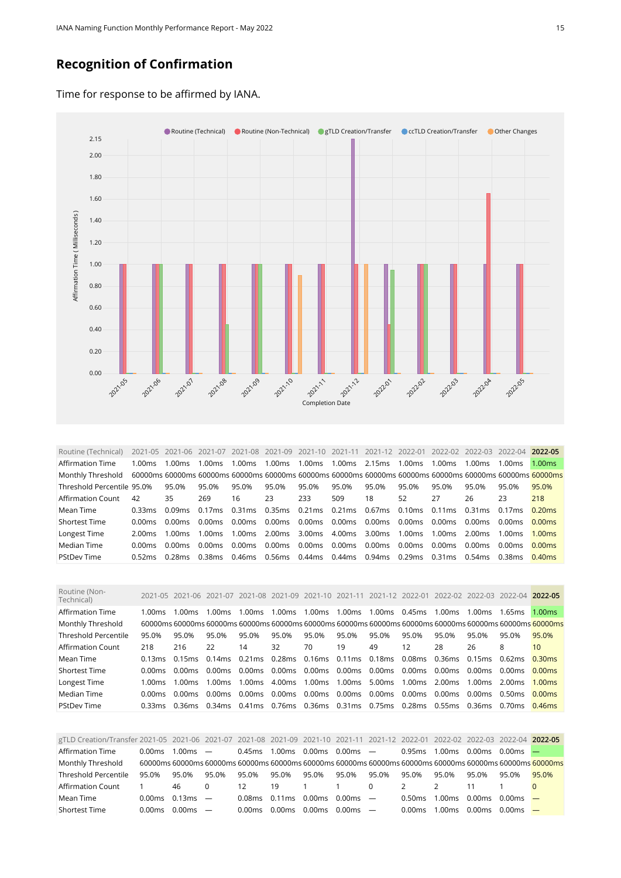## Recognition of Confirmation

Time for response to be affirmed by IANA.

| Routine (Technical) | 2021-05 | 2021-06 | 2021-07 | 2021-08 | 2021-09 | 2021-10 | 2021-11 | 2021-12 | 2022-01 | 2022-02 | 2022-03 | 2022-04 | 2022-05 |
|---|---|---|---|---|---|---|---|---|---|---|---|---|---|
| Affirmation Time | 1.00ms | 1.00ms | 1.00ms | 1.00ms | 1.00ms | 1.00ms | 1.00ms | 2.15ms | 1.00ms | 1.00ms | 1.00ms | 1.00ms | 1.00ms |
| Monthly Threshold | 60000ms | 60000ms | 60000ms | 60000ms | 60000ms | 60000ms | 60000ms | 60000ms | 60000ms | 60000ms | 60000ms | 60000ms | 60000ms |
| Threshold Percentile | 95.0% | 95.0% | 95.0% | 95.0% | 95.0% | 95.0% | 95.0% | 95.0% | 95.0% | 95.0% | 95.0% | 95.0% | 95.0% |
| Affirmation Count | 42 | 35 | 269 | 16 | 23 | 233 | 509 | 18 | 52 | 27 | 26 | 23 | 218 |
| Mean Time | 0.33ms | 0.09ms | 0.17ms | 0.31ms | 0.35ms | 0.21ms | 0.21ms | 0.67ms | 0.10ms | 0.11ms | 0.31ms | 0.17ms | 0.20ms |
| Shortest Time | 0.00ms | 0.00ms | 0.00ms | 0.00ms | 0.00ms | 0.00ms | 0.00ms | 0.00ms | 0.00ms | 0.00ms | 0.00ms | 0.00ms | 0.00ms |
| Longest Time | 2.00ms | 1.00ms | 1.00ms | 1.00ms | 2.00ms | 3.00ms | 4.00ms | 3.00ms | 1.00ms | 1.00ms | 2.00ms | 1.00ms | 1.00ms |
| Median Time | 0.00ms | 0.00ms | 0.00ms | 0.00ms | 0.00ms | 0.00ms | 0.00ms | 0.00ms | 0.00ms | 0.00ms | 0.00ms | 0.00ms | 0.00ms |
| PStdDev Time | 0.52ms | 0.28ms | 0.38ms | 0.46ms | 0.56ms | 0.44ms | 0.44ms | 0.94ms | 0.29ms | 0.31ms | 0.54ms | 0.38ms | 0.40ms |

| Routine (Non-Technical) | 2021-05 | 2021-06 | 2021-07 | 2021-08 | 2021-09 | 2021-10 | 2021-11 | 2021-12 | 2022-01 | 2022-02 | 2022-03 | 2022-04 | 2022-05 |
|---|---|---|---|---|---|---|---|---|---|---|---|---|---|
| Affirmation Time | 1.00ms | 1.00ms | 1.00ms | 1.00ms | 1.00ms | 1.00ms | 1.00ms | 1.00ms | 0.45ms | 1.00ms | 1.00ms | 1.65ms | 1.00ms |
| Monthly Threshold | 60000ms | 60000ms | 60000ms | 60000ms | 60000ms | 60000ms | 60000ms | 60000ms | 60000ms | 60000ms | 60000ms | 60000ms | 60000ms |
| Threshold Percentile | 95.0% | 95.0% | 95.0% | 95.0% | 95.0% | 95.0% | 95.0% | 95.0% | 95.0% | 95.0% | 95.0% | 95.0% | 95.0% |
| Affirmation Count | 218 | 216 | 22 | 14 | 32 | 70 | 19 | 49 | 12 | 28 | 26 | 8 | 10 |
| Mean Time | 0.13ms | 0.15ms | 0.14ms | 0.21ms | 0.28ms | 0.16ms | 0.11ms | 0.18ms | 0.08ms | 0.36ms | 0.15ms | 0.62ms | 0.30ms |
| Shortest Time | 0.00ms | 0.00ms | 0.00ms | 0.00ms | 0.00ms | 0.00ms | 0.00ms | 0.00ms | 0.00ms | 0.00ms | 0.00ms | 0.00ms | 0.00ms |
| Longest Time | 1.00ms | 1.00ms | 1.00ms | 1.00ms | 4.00ms | 1.00ms | 1.00ms | 5.00ms | 1.00ms | 2.00ms | 1.00ms | 2.00ms | 1.00ms |
| Median Time | 0.00ms | 0.00ms | 0.00ms | 0.00ms | 0.00ms | 0.00ms | 0.00ms | 0.00ms | 0.00ms | 0.00ms | 0.00ms | 0.50ms | 0.00ms |
| PStdDev Time | 0.33ms | 0.36ms | 0.34ms | 0.41ms | 0.76ms | 0.36ms | 0.31ms | 0.75ms | 0.28ms | 0.55ms | 0.36ms | 0.70ms | 0.46ms |

| gTLD Creation/Transfer | 2021-05 | 2021-06 | 2021-07 | 2021-08 | 2021-09 | 2021-10 | 2021-11 | 2021-12 | 2022-01 | 2022-02 | 2022-03 | 2022-04 | 2022-05 |
|---|---|---|---|---|---|---|---|---|---|---|---|---|---|
| Affirmation Time | 0.00ms | 1.00ms | — | 0.45ms | 1.00ms | 0.00ms | 0.00ms | — | 0.95ms | 1.00ms | 0.00ms | 0.00ms | — |
| Monthly Threshold | 60000ms | 60000ms | 60000ms | 60000ms | 60000ms | 60000ms | 60000ms | 60000ms | 60000ms | 60000ms | 60000ms | 60000ms | 60000ms |
| Threshold Percentile | 95.0% | 95.0% | 95.0% | 95.0% | 95.0% | 95.0% | 95.0% | 95.0% | 95.0% | 95.0% | 95.0% | 95.0% | 95.0% |
| Affirmation Count | 1 | 46 | 0 | 12 | 19 | 1 | 1 | 0 | 2 | 2 | 11 | 1 | 0 |
| Mean Time | 0.00ms | 0.13ms | — | 0.08ms | 0.11ms | 0.00ms | 0.00ms | — | 0.50ms | 1.00ms | 0.00ms | 0.00ms | — |
| Shortest Time | 0.00ms | 0.00ms | — | 0.00ms | 0.00ms | 0.00ms | 0.00ms | — | 0.00ms | 1.00ms | 0.00ms | 0.00ms | — |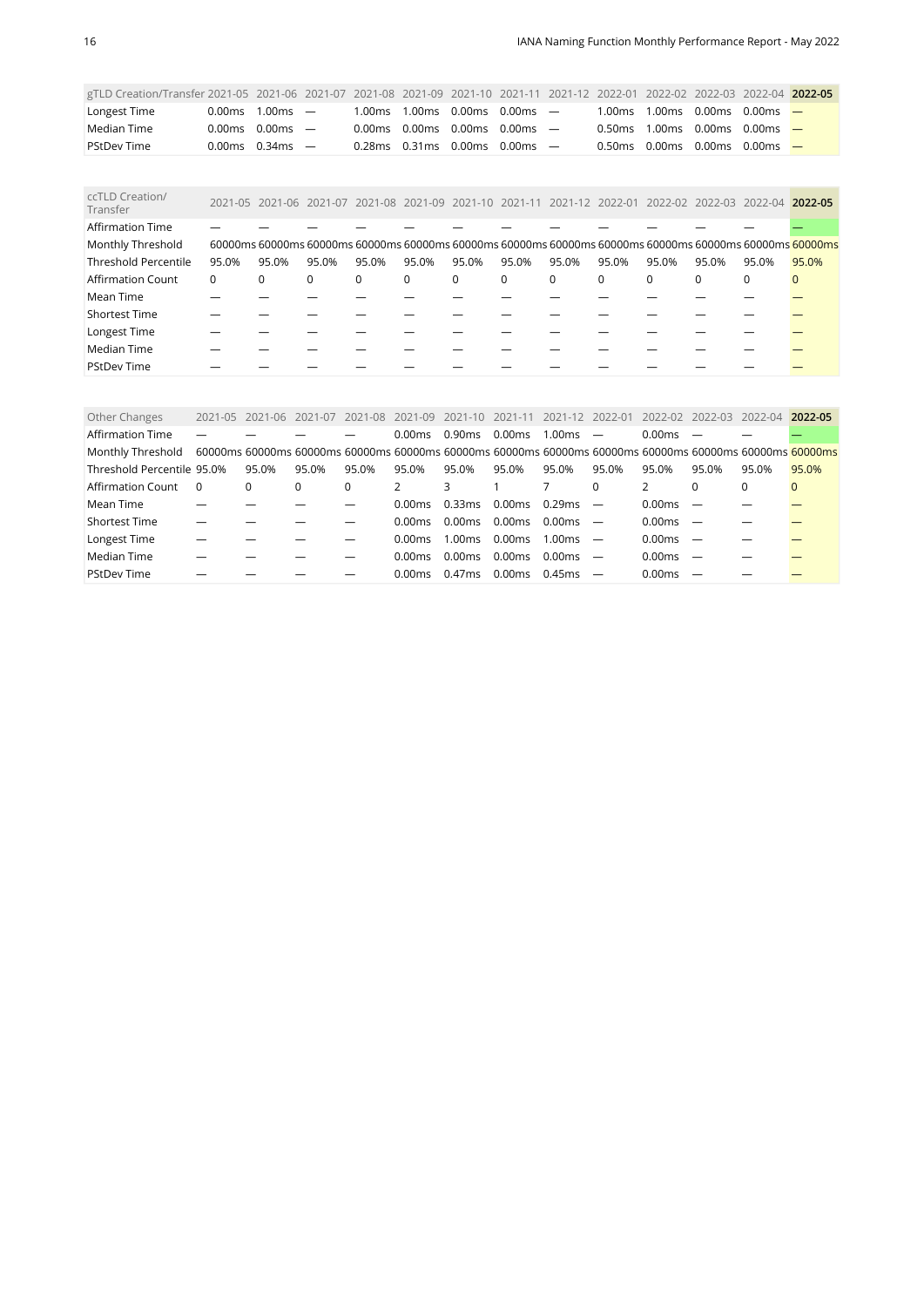| gTLD Creation/Transfer | 2021-05 | 2021-06 | 2021-07 | 2021-08 | 2021-09 | 2021-10 | 2021-11 | 2021-12 | 2022-01 | 2022-02 | 2022-03 | 2022-04 | **2022-05** |
|---|---|---|---|---|---|---|---|---|---|---|---|---|---|
| Longest Time | 0.00ms | 1.00ms | — | 1.00ms | 1.00ms | 0.00ms | 0.00ms | — | 1.00ms | 1.00ms | 0.00ms | 0.00ms | — |
| Median Time | 0.00ms | 0.00ms | — | 0.00ms | 0.00ms | 0.00ms | 0.00ms | — | 0.50ms | 1.00ms | 0.00ms | 0.00ms | — |
| PStDev Time | 0.00ms | 0.34ms | — | 0.28ms | 0.31ms | 0.00ms | 0.00ms | — | 0.50ms | 0.00ms | 0.00ms | 0.00ms | — |

| ccTLD Creation/ Transfer | 2021-05 | 2021-06 | 2021-07 | 2021-08 | 2021-09 | 2021-10 | 2021-11 | 2021-12 | 2022-01 | 2022-02 | 2022-03 | 2022-04 | **2022-05** |
|---|---|---|---|---|---|---|---|---|---|---|---|---|---|
| Affirmation Time | — | — | — | — | — | — | — | — | — | — | — | — | — |
| Monthly Threshold | 60000ms | 60000ms | 60000ms | 60000ms | 60000ms | 60000ms | 60000ms | 60000ms | 60000ms | 60000ms | 60000ms | 60000ms | 60000ms |
| Threshold Percentile | 95.0% | 95.0% | 95.0% | 95.0% | 95.0% | 95.0% | 95.0% | 95.0% | 95.0% | 95.0% | 95.0% | 95.0% | 95.0% |
| Affirmation Count | 0 | 0 | 0 | 0 | 0 | 0 | 0 | 0 | 0 | 0 | 0 | 0 | 0 |
| Mean Time | — | — | — | — | — | — | — | — | — | — | — | — | — |
| Shortest Time | — | — | — | — | — | — | — | — | — | — | — | — | — |
| Longest Time | — | — | — | — | — | — | — | — | — | — | — | — | — |
| Median Time | — | — | — | — | — | — | — | — | — | — | — | — | — |
| PStDev Time | — | — | — | — | — | — | — | — | — | — | — | — | — |

| Other Changes | 2021-05 | 2021-06 | 2021-07 | 2021-08 | 2021-09 | 2021-10 | 2021-11 | 2021-12 | 2022-01 | 2022-02 | 2022-03 | 2022-04 | **2022-05** |
|---|---|---|---|---|---|---|---|---|---|---|---|---|---|
| Affirmation Time | — | — | — | — | 0.00ms | 0.90ms | 0.00ms | 1.00ms | — | 0.00ms | — | — | — |
| Monthly Threshold | 60000ms | 60000ms | 60000ms | 60000ms | 60000ms | 60000ms | 60000ms | 60000ms | 60000ms | 60000ms | 60000ms | 60000ms | 60000ms |
| Threshold Percentile | 95.0% | 95.0% | 95.0% | 95.0% | 95.0% | 95.0% | 95.0% | 95.0% | 95.0% | 95.0% | 95.0% | 95.0% | 95.0% |
| Affirmation Count | 0 | 0 | 0 | 0 | 2 | 3 | 1 | 7 | 0 | 2 | 0 | 0 | 0 |
| Mean Time | — | — | — | — | 0.00ms | 0.33ms | 0.00ms | 0.29ms | — | 0.00ms | — | — | — |
| Shortest Time | — | — | — | — | 0.00ms | 0.00ms | 0.00ms | 0.00ms | — | 0.00ms | — | — | — |
| Longest Time | — | — | — | — | 0.00ms | 1.00ms | 0.00ms | 1.00ms | — | 0.00ms | — | — | — |
| Median Time | — | — | — | — | 0.00ms | 0.00ms | 0.00ms | 0.00ms | — | 0.00ms | — | — | — |
| PStDev Time | — | — | — | — | 0.00ms | 0.47ms | 0.00ms | 0.45ms | — | 0.00ms | — | — | — |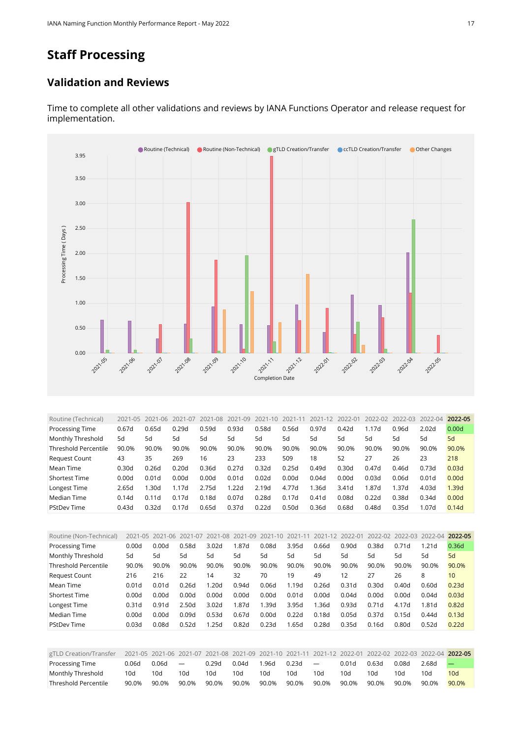## Staff Processing

### Validation and Reviews

Time to complete all other validations and reviews by IANA Functions Operator and release request for implementation.

| Routine (Technical) | 2021-05 | 2021-06 | 2021-07 | 2021-08 | 2021-09 | 2021-10 | 2021-11 | 2021-12 | 2022-01 | 2022-02 | 2022-03 | 2022-04 | 2022-05 |
|---|---|---|---|---|---|---|---|---|---|---|---|---|---|
| Processing Time | 0.67d | 0.65d | 0.29d | 0.59d | 0.93d | 0.58d | 0.56d | 0.97d | 0.42d | 1.17d | 0.96d | 2.02d | 0.00d |
| Monthly Threshold | 5d | 5d | 5d | 5d | 5d | 5d | 5d | 5d | 5d | 5d | 5d | 5d | 5d |
| Threshold Percentile | 90.0% | 90.0% | 90.0% | 90.0% | 90.0% | 90.0% | 90.0% | 90.0% | 90.0% | 90.0% | 90.0% | 90.0% | 90.0% |
| Request Count | 43 | 35 | 269 | 16 | 23 | 233 | 509 | 18 | 52 | 27 | 26 | 23 | 218 |
| Mean Time | 0.30d | 0.26d | 0.20d | 0.36d | 0.27d | 0.32d | 0.25d | 0.49d | 0.30d | 0.47d | 0.46d | 0.73d | 0.03d |
| Shortest Time | 0.00d | 0.01d | 0.00d | 0.00d | 0.01d | 0.02d | 0.00d | 0.04d | 0.00d | 0.03d | 0.06d | 0.01d | 0.00d |
| Longest Time | 2.65d | 1.30d | 1.17d | 2.75d | 1.22d | 2.19d | 4.77d | 1.36d | 3.41d | 1.87d | 1.37d | 4.03d | 1.39d |
| Median Time | 0.14d | 0.11d | 0.17d | 0.18d | 0.07d | 0.28d | 0.17d | 0.41d | 0.08d | 0.22d | 0.38d | 0.34d | 0.00d |
| PStdDev Time | 0.43d | 0.32d | 0.17d | 0.65d | 0.37d | 0.22d | 0.50d | 0.36d | 0.68d | 0.48d | 0.35d | 1.07d | 0.14d |

| Routine (Non-Technical) | 2021-05 | 2021-06 | 2021-07 | 2021-08 | 2021-09 | 2021-10 | 2021-11 | 2021-12 | 2022-01 | 2022-02 | 2022-03 | 2022-04 | 2022-05 |
|---|---|---|---|---|---|---|---|---|---|---|---|---|---|
| Processing Time | 0.00d | 0.00d | 0.58d | 3.02d | 1.87d | 0.08d | 3.95d | 0.66d | 0.90d | 0.38d | 0.71d | 1.21d | 0.36d |
| Monthly Threshold | 5d | 5d | 5d | 5d | 5d | 5d | 5d | 5d | 5d | 5d | 5d | 5d | 5d |
| Threshold Percentile | 90.0% | 90.0% | 90.0% | 90.0% | 90.0% | 90.0% | 90.0% | 90.0% | 90.0% | 90.0% | 90.0% | 90.0% | 90.0% |
| Request Count | 216 | 216 | 22 | 14 | 32 | 70 | 19 | 49 | 12 | 27 | 26 | 8 | 10 |
| Mean Time | 0.01d | 0.01d | 0.26d | 1.20d | 0.94d | 0.06d | 1.19d | 0.26d | 0.31d | 0.30d | 0.40d | 0.60d | 0.23d |
| Shortest Time | 0.00d | 0.00d | 0.00d | 0.00d | 0.00d | 0.00d | 0.01d | 0.00d | 0.04d | 0.00d | 0.00d | 0.04d | 0.03d |
| Longest Time | 0.31d | 0.91d | 2.50d | 3.02d | 1.87d | 1.39d | 3.95d | 1.36d | 0.93d | 0.71d | 4.17d | 1.81d | 0.82d |
| Median Time | 0.00d | 0.00d | 0.09d | 0.53d | 0.67d | 0.00d | 0.22d | 0.18d | 0.05d | 0.37d | 0.15d | 0.44d | 0.13d |
| PStdDev Time | 0.03d | 0.08d | 0.52d | 1.25d | 0.82d | 0.23d | 1.65d | 0.28d | 0.35d | 0.16d | 0.80d | 0.52d | 0.22d |

| gTLD Creation/Transfer | 2021-05 | 2021-06 | 2021-07 | 2021-08 | 2021-09 | 2021-10 | 2021-11 | 2021-12 | 2022-01 | 2022-02 | 2022-03 | 2022-04 | 2022-05 |
|---|---|---|---|---|---|---|---|---|---|---|---|---|---|
| Processing Time | 0.06d | 0.06d | — | 0.29d | 0.04d | 1.96d | 0.23d | — | 0.01d | 0.63d | 0.08d | 2.68d | — |
| Monthly Threshold | 10d | 10d | 10d | 10d | 10d | 10d | 10d | 10d | 10d | 10d | 10d | 10d | 10d |
| Threshold Percentile | 90.0% | 90.0% | 90.0% | 90.0% | 90.0% | 90.0% | 90.0% | 90.0% | 90.0% | 90.0% | 90.0% | 90.0% | 90.0% |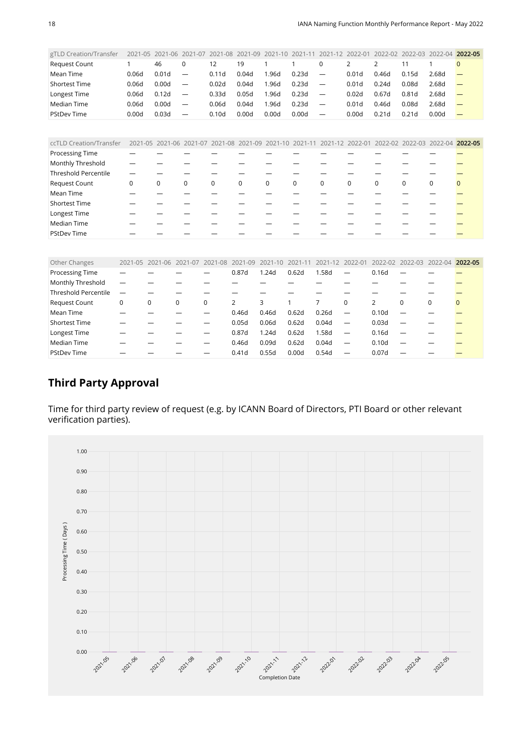| gTLD Creation/Transfer | 2021-05 | 2021-06 | 2021-07 | 2021-08 | 2021-09 | 2021-10 | 2021-11 | 2021-12 | 2022-01 | 2022-02 | 2022-03 | 2022-04 | **2022-05** |
|---|---|---|---|---|---|---|---|---|---|---|---|---|---|
| Request Count | 1 | 46 | 0 | 12 | 19 | 1 | 1 | 0 | 2 | 2 | 11 | 1 | 0 |
| Mean Time | 0.06d | 0.01d | — | 0.11d | 0.04d | 1.96d | 0.23d | — | 0.01d | 0.46d | 0.15d | 2.68d | — |
| Shortest Time | 0.06d | 0.00d | — | 0.02d | 0.04d | 1.96d | 0.23d | — | 0.01d | 0.24d | 0.08d | 2.68d | — |
| Longest Time | 0.06d | 0.12d | — | 0.33d | 0.05d | 1.96d | 0.23d | — | 0.02d | 0.67d | 0.81d | 2.68d | — |
| Median Time | 0.06d | 0.00d | — | 0.06d | 0.04d | 1.96d | 0.23d | — | 0.01d | 0.46d | 0.08d | 2.68d | — |
| PStDev Time | 0.00d | 0.03d | — | 0.10d | 0.00d | 0.00d | 0.00d | — | 0.00d | 0.21d | 0.21d | 0.00d | — |

| ccTLD Creation/Transfer | 2021-05 | 2021-06 | 2021-07 | 2021-08 | 2021-09 | 2021-10 | 2021-11 | 2021-12 | 2022-01 | 2022-02 | 2022-03 | 2022-04 | **2022-05** |
|---|---|---|---|---|---|---|---|---|---|---|---|---|---|
| Processing Time | — | — | — | — | — | — | — | — | — | — | — | — | — |
| Monthly Threshold | — | — | — | — | — | — | — | — | — | — | — | — | — |
| Threshold Percentile | — | — | — | — | — | — | — | — | — | — | — | — | — |
| Request Count | 0 | 0 | 0 | 0 | 0 | 0 | 0 | 0 | 0 | 0 | 0 | 0 | 0 |
| Mean Time | — | — | — | — | — | — | — | — | — | — | — | — | — |
| Shortest Time | — | — | — | — | — | — | — | — | — | — | — | — | — |
| Longest Time | — | — | — | — | — | — | — | — | — | — | — | — | — |
| Median Time | — | — | — | — | — | — | — | — | — | — | — | — | — |
| PStDev Time | — | — | — | — | — | — | — | — | — | — | — | — | — |

| Other Changes | 2021-05 | 2021-06 | 2021-07 | 2021-08 | 2021-09 | 2021-10 | 2021-11 | 2021-12 | 2022-01 | 2022-02 | 2022-03 | 2022-04 | **2022-05** |
|---|---|---|---|---|---|---|---|---|---|---|---|---|---|
| Processing Time | — | — | — | — | 0.87d | 1.24d | 0.62d | 1.58d | — | 0.16d | — | — | — |
| Monthly Threshold | — | — | — | — | — | — | — | — | — | — | — | — | — |
| Threshold Percentile | — | — | — | — | — | — | — | — | — | — | — | — | — |
| Request Count | 0 | 0 | 0 | 0 | 2 | 3 | 1 | 7 | 0 | 2 | 0 | 0 | 0 |
| Mean Time | — | — | — | — | 0.46d | 0.46d | 0.62d | 0.26d | — | 0.10d | — | — | — |
| Shortest Time | — | — | — | — | 0.05d | 0.06d | 0.62d | 0.04d | — | 0.03d | — | — | — |
| Longest Time | — | — | — | — | 0.87d | 1.24d | 0.62d | 1.58d | — | 0.16d | — | — | — |
| Median Time | — | — | — | — | 0.46d | 0.09d | 0.62d | 0.04d | — | 0.10d | — | — | — |
| PStDev Time | — | — | — | — | 0.41d | 0.55d | 0.00d | 0.54d | — | 0.07d | — | — | — |

## Third Party Approval

Time for third party review of request (e.g. by ICANN Board of Directors, PTI Board or other relevant verification parties).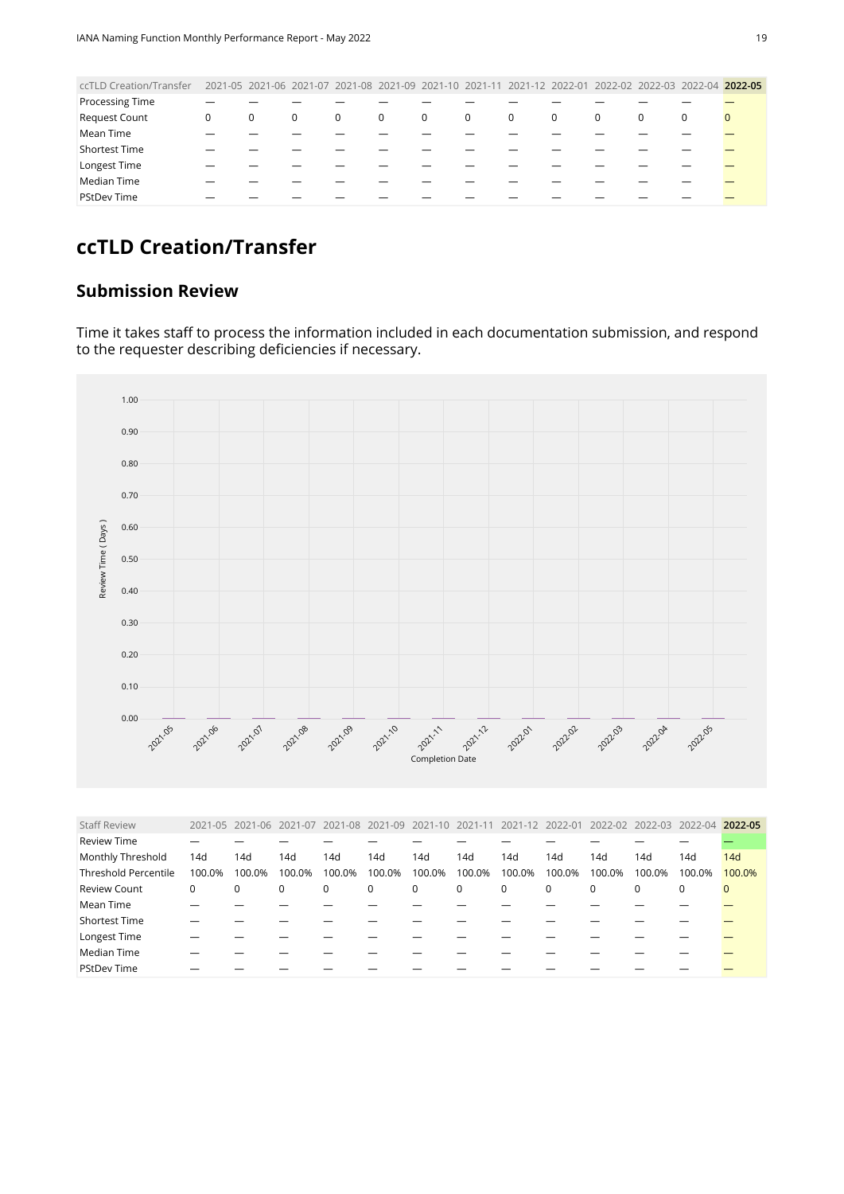| ccTLD Creation/Transfer | 2021-05 | 2021-06 | 2021-07 | 2021-08 | 2021-09 | 2021-10 | 2021-11 | 2021-12 | 2022-01 | 2022-02 | 2022-03 | 2022-04 | **2022-05** |
|---|---|---|---|---|---|---|---|---|---|---|---|---|---|
| Processing Time | — | — | — | — | — | — | — | — | — | — | — | — | — |
| Request Count | 0 | 0 | 0 | 0 | 0 | 0 | 0 | 0 | 0 | 0 | 0 | 0 | 0 |
| Mean Time | — | — | — | — | — | — | — | — | — | — | — | — | — |
| Shortest Time | — | — | — | — | — | — | — | — | — | — | — | — | — |
| Longest Time | — | — | — | — | — | — | — | — | — | — | — | — | — |
| Median Time | — | — | — | — | — | — | — | — | — | — | — | — | — |
| PStDev Time | — | — | — | — | — | — | — | — | — | — | — | — | — |

# ccTLD Creation/Transfer

## Submission Review

Time it takes staff to process the information included in each documentation submission, and respond to the requester describing deficiencies if necessary.

| Staff Review | 2021-05 | 2021-06 | 2021-07 | 2021-08 | 2021-09 | 2021-10 | 2021-11 | 2021-12 | 2022-01 | 2022-02 | 2022-03 | 2022-04 | **2022-05** |
|---|---|---|---|---|---|---|---|---|---|---|---|---|---|
| Review Time | — | — | — | — | — | — | — | — | — | — | — | — | — |
| Monthly Threshold | 14d | 14d | 14d | 14d | 14d | 14d | 14d | 14d | 14d | 14d | 14d | 14d | 14d |
| Threshold Percentile | 100.0% | 100.0% | 100.0% | 100.0% | 100.0% | 100.0% | 100.0% | 100.0% | 100.0% | 100.0% | 100.0% | 100.0% | 100.0% |
| Review Count | 0 | 0 | 0 | 0 | 0 | 0 | 0 | 0 | 0 | 0 | 0 | 0 | 0 |
| Mean Time | — | — | — | — | — | — | — | — | — | — | — | — | — |
| Shortest Time | — | — | — | — | — | — | — | — | — | — | — | — | — |
| Longest Time | — | — | — | — | — | — | — | — | — | — | — | — | — |
| Median Time | — | — | — | — | — | — | — | — | — | — | — | — | — |
| PStDev Time | — | — | — | — | — | — | — | — | — | — | — | — | — |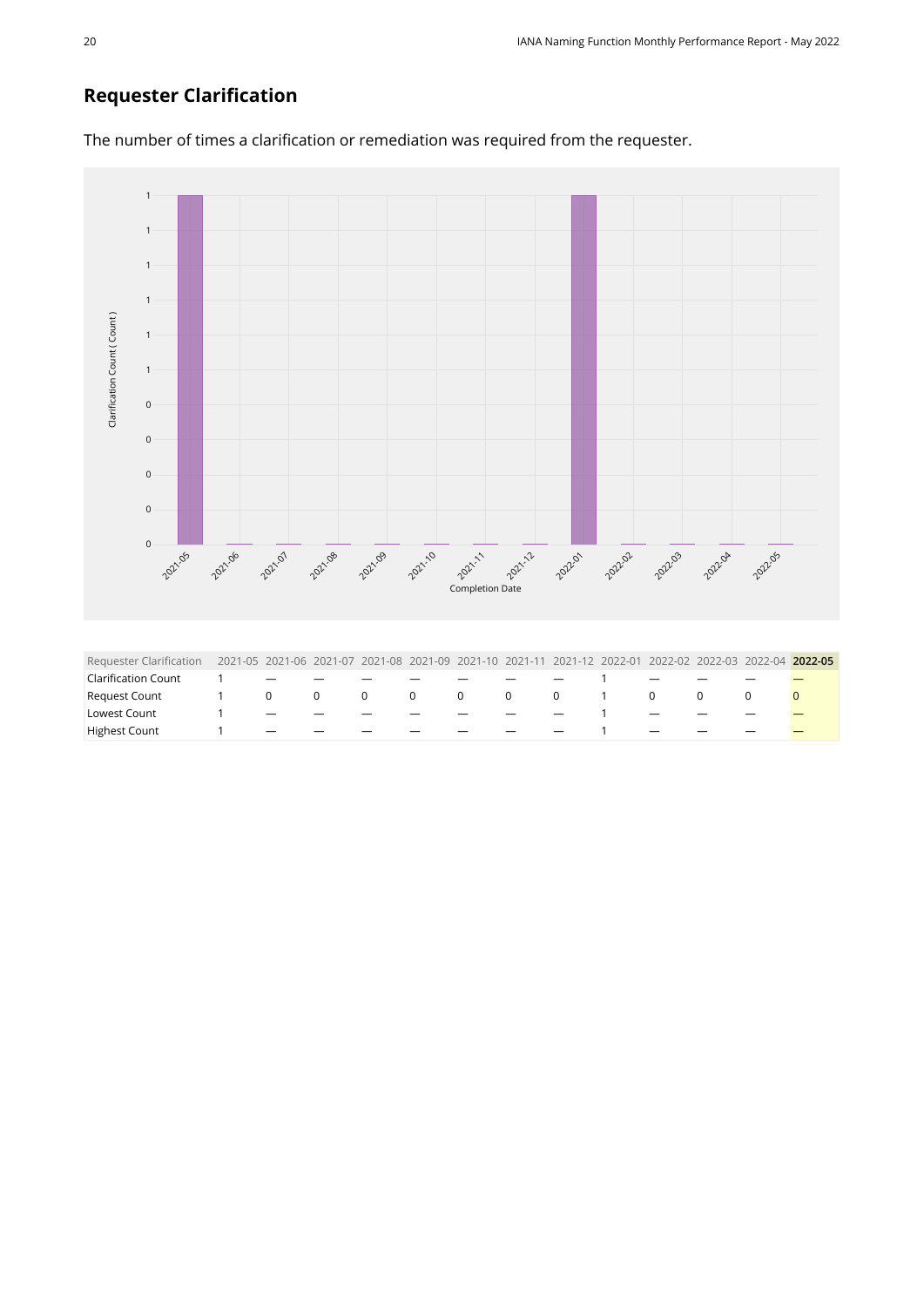## Requester Clarification

The number of times a clarification or remediation was required from the requester.

| Requester Clarification | 2021-05 | 2021-06 | 2021-07 | 2021-08 | 2021-09 | 2021-10 | 2021-11 | 2021-12 | 2022-01 | 2022-02 | 2022-03 | 2022-04 | **2022-05** |
|---|---|---|---|---|---|---|---|---|---|---|---|---|---|
| Clarification Count | 1 | — | — | — | — | — | — | — | 1 | — | — | — | — |
| Request Count | 1 | 0 | 0 | 0 | 0 | 0 | 0 | 0 | 1 | 0 | 0 | 0 | 0 |
| Lowest Count | 1 | — | — | — | — | — | — | — | 1 | — | — | — | — |
| Highest Count | 1 | — | — | — | — | — | — | — | 1 | — | — | — | — |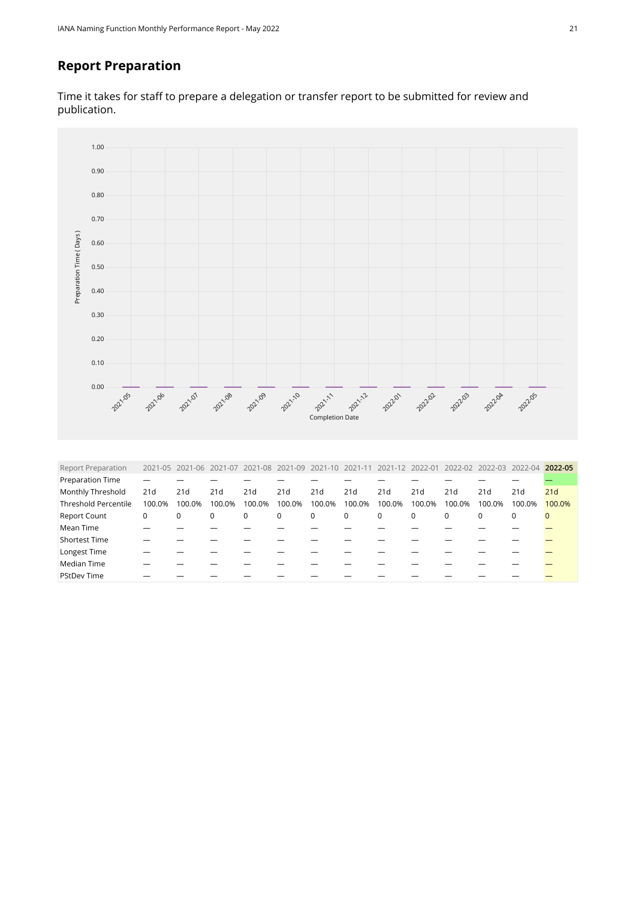## Report Preparation

Time it takes for staff to prepare a delegation or transfer report to be submitted for review and publication.

| Report Preparation | 2021-05 | 2021-06 | 2021-07 | 2021-08 | 2021-09 | 2021-10 | 2021-11 | 2021-12 | 2022-01 | 2022-02 | 2022-03 | 2022-04 | **2022-05** |
|---|---|---|---|---|---|---|---|---|---|---|---|---|---|
| Preparation Time | — | — | — | — | — | — | — | — | — | — | — | — | — |
| Monthly Threshold | 21d | 21d | 21d | 21d | 21d | 21d | 21d | 21d | 21d | 21d | 21d | 21d | 21d |
| Threshold Percentile | 100.0% | 100.0% | 100.0% | 100.0% | 100.0% | 100.0% | 100.0% | 100.0% | 100.0% | 100.0% | 100.0% | 100.0% | 100.0% |
| Report Count | 0 | 0 | 0 | 0 | 0 | 0 | 0 | 0 | 0 | 0 | 0 | 0 | 0 |
| Mean Time | — | — | — | — | — | — | — | — | — | — | — | — | — |
| Shortest Time | — | — | — | — | — | — | — | — | — | — | — | — | — |
| Longest Time | — | — | — | — | — | — | — | — | — | — | — | — | — |
| Median Time | — | — | — | — | — | — | — | — | — | — | — | — | — |
| PStdDev Time | — | — | — | — | — | — | — | — | — | — | — | — | — |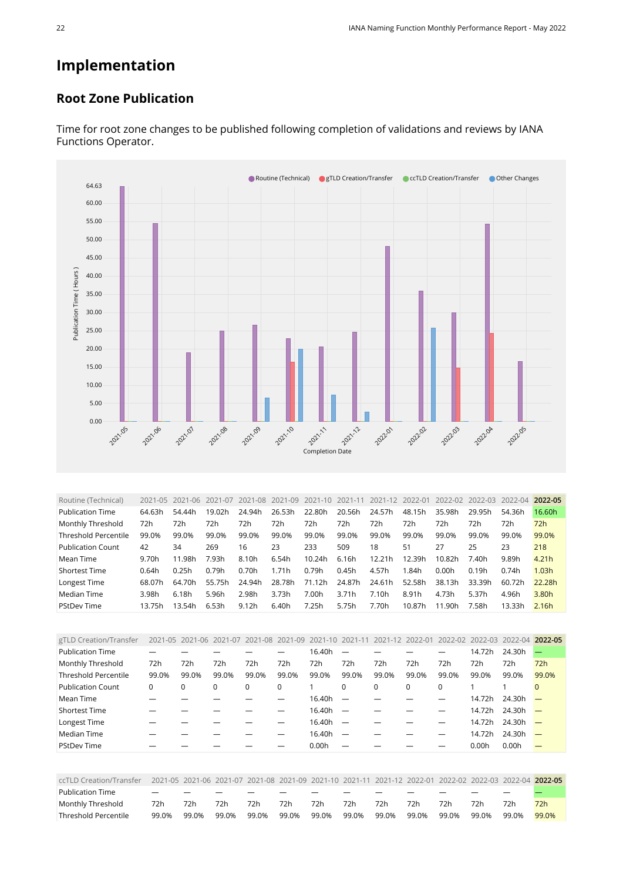# Implementation

## Root Zone Publication

Time for root zone changes to be published following completion of validations and reviews by IANA Functions Operator.

| Routine (Technical) | 2021-05 | 2021-06 | 2021-07 | 2021-08 | 2021-09 | 2021-10 | 2021-11 | 2021-12 | 2022-01 | 2022-02 | 2022-03 | 2022-04 | **2022-05** |
|---|---|---|---|---|---|---|---|---|---|---|---|---|---|
| Publication Time | 64.63h | 54.44h | 19.02h | 24.94h | 26.53h | 22.80h | 20.56h | 24.57h | 48.15h | 35.98h | 29.95h | 54.36h | 16.60h |
| Monthly Threshold | 72h | 72h | 72h | 72h | 72h | 72h | 72h | 72h | 72h | 72h | 72h | 72h | 72h |
| Threshold Percentile | 99.0% | 99.0% | 99.0% | 99.0% | 99.0% | 99.0% | 99.0% | 99.0% | 99.0% | 99.0% | 99.0% | 99.0% | 99.0% |
| Publication Count | 42 | 34 | 269 | 16 | 23 | 233 | 509 | 18 | 51 | 27 | 25 | 23 | 218 |
| Mean Time | 9.70h | 11.98h | 7.93h | 8.10h | 6.54h | 10.24h | 6.16h | 12.21h | 12.39h | 10.82h | 7.40h | 9.89h | 4.21h |
| Shortest Time | 0.64h | 0.25h | 0.79h | 0.70h | 1.71h | 0.79h | 0.45h | 4.57h | 1.84h | 0.00h | 0.19h | 0.74h | 1.03h |
| Longest Time | 68.07h | 64.70h | 55.75h | 24.94h | 28.78h | 71.12h | 24.87h | 24.61h | 52.58h | 38.13h | 33.39h | 60.72h | 22.28h |
| Median Time | 3.98h | 6.18h | 5.96h | 2.98h | 3.73h | 7.00h | 3.71h | 7.10h | 8.91h | 4.73h | 5.37h | 4.96h | 3.80h |
| PStDev Time | 13.75h | 13.54h | 6.53h | 9.12h | 6.40h | 7.25h | 5.75h | 7.70h | 10.87h | 11.90h | 7.58h | 13.33h | 2.16h |

| gTLD Creation/Transfer | 2021-05 | 2021-06 | 2021-07 | 2021-08 | 2021-09 | 2021-10 | 2021-11 | 2021-12 | 2022-01 | 2022-02 | 2022-03 | 2022-04 | **2022-05** |
|---|---|---|---|---|---|---|---|---|---|---|---|---|---|
| Publication Time | — | — | — | — | — | 16.40h | — | — | — | — | 14.72h | 24.30h | — |
| Monthly Threshold | 72h | 72h | 72h | 72h | 72h | 72h | 72h | 72h | 72h | 72h | 72h | 72h | 72h |
| Threshold Percentile | 99.0% | 99.0% | 99.0% | 99.0% | 99.0% | 99.0% | 99.0% | 99.0% | 99.0% | 99.0% | 99.0% | 99.0% | 99.0% |
| Publication Count | 0 | 0 | 0 | 0 | 0 | 1 | 0 | 0 | 0 | 0 | 1 | 1 | 0 |
| Mean Time | — | — | — | — | — | 16.40h | — | — | — | — | 14.72h | 24.30h | — |
| Shortest Time | — | — | — | — | — | 16.40h | — | — | — | — | 14.72h | 24.30h | — |
| Longest Time | — | — | — | — | — | 16.40h | — | — | — | — | 14.72h | 24.30h | — |
| Median Time | — | — | — | — | — | 16.40h | — | — | — | — | 14.72h | 24.30h | — |
| PStDev Time | — | — | — | — | — | 0.00h | — | — | — | — | 0.00h | 0.00h | — |

| ccTLD Creation/Transfer | 2021-05 | 2021-06 | 2021-07 | 2021-08 | 2021-09 | 2021-10 | 2021-11 | 2021-12 | 2022-01 | 2022-02 | 2022-03 | 2022-04 | **2022-05** |
|---|---|---|---|---|---|---|---|---|---|---|---|---|---|
| Publication Time | — | — | — | — | — | — | — | — | — | — | — | — | — |
| Monthly Threshold | 72h | 72h | 72h | 72h | 72h | 72h | 72h | 72h | 72h | 72h | 72h | 72h | 72h |
| Threshold Percentile | 99.0% | 99.0% | 99.0% | 99.0% | 99.0% | 99.0% | 99.0% | 99.0% | 99.0% | 99.0% | 99.0% | 99.0% | 99.0% |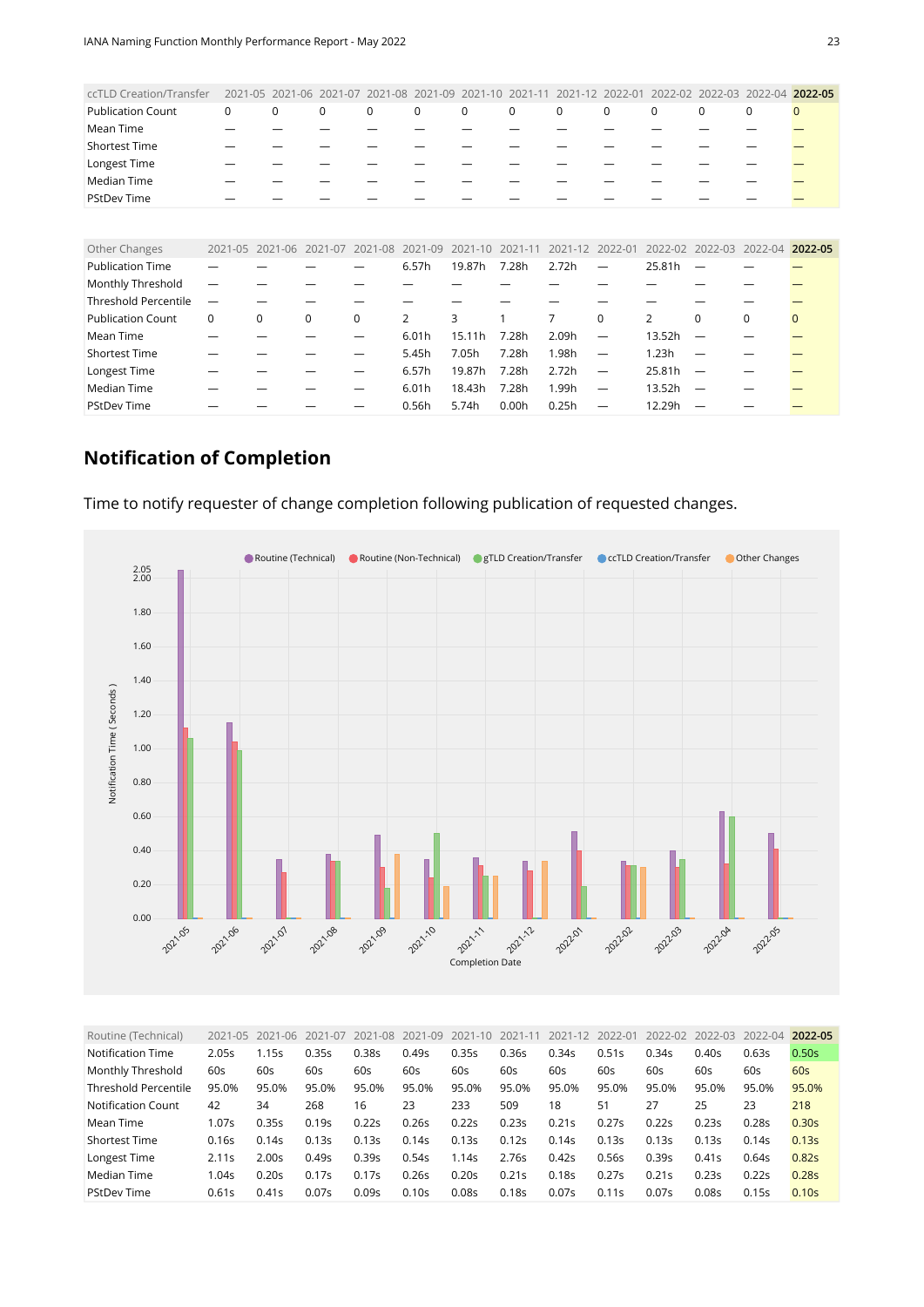| ccTLD Creation/Transfer | 2021-05 | 2021-06 | 2021-07 | 2021-08 | 2021-09 | 2021-10 | 2021-11 | 2021-12 | 2022-01 | 2022-02 | 2022-03 | 2022-04 | 2022-05 |
|---|---|---|---|---|---|---|---|---|---|---|---|---|---|
| Publication Count | 0 | 0 | 0 | 0 | 0 | 0 | 0 | 0 | 0 | 0 | 0 | 0 | 0 |
| Mean Time | — | — | — | — | — | — | — | — | — | — | — | — | — |
| Shortest Time | — | — | — | — | — | — | — | — | — | — | — | — | — |
| Longest Time | — | — | — | — | — | — | — | — | — | — | — | — | — |
| Median Time | — | — | — | — | — | — | — | — | — | — | — | — | — |
| PStDev Time | — | — | — | — | — | — | — | — | — | — | — | — | — |

| Other Changes | 2021-05 | 2021-06 | 2021-07 | 2021-08 | 2021-09 | 2021-10 | 2021-11 | 2021-12 | 2022-01 | 2022-02 | 2022-03 | 2022-04 | 2022-05 |
|---|---|---|---|---|---|---|---|---|---|---|---|---|---|
| Publication Time | — | — | — | — | 6.57h | 19.87h | 7.28h | 2.72h | — | 25.81h | — | — | — |
| Monthly Threshold | — | — | — | — | — | — | — | — | — | — | — | — | — |
| Threshold Percentile | — | — | — | — | — | — | — | — | — | — | — | — | — |
| Publication Count | 0 | 0 | 0 | 0 | 2 | 3 | 1 | 7 | 0 | 2 | 0 | 0 | 0 |
| Mean Time | — | — | — | — | 6.01h | 15.11h | 7.28h | 2.09h | — | 13.52h | — | — | — |
| Shortest Time | — | — | — | — | 5.45h | 7.05h | 7.28h | 1.98h | — | 1.23h | — | — | — |
| Longest Time | — | — | — | — | 6.57h | 19.87h | 7.28h | 2.72h | — | 25.81h | — | — | — |
| Median Time | — | — | — | — | 6.01h | 18.43h | 7.28h | 1.99h | — | 13.52h | — | — | — |
| PStDev Time | — | — | — | — | 0.56h | 5.74h | 0.00h | 0.25h | — | 12.29h | — | — | — |

## Notification of Completion

Time to notify requester of change completion following publication of requested changes.

| Routine (Technical) | 2021-05 | 2021-06 | 2021-07 | 2021-08 | 2021-09 | 2021-10 | 2021-11 | 2021-12 | 2022-01 | 2022-02 | 2022-03 | 2022-04 | 2022-05 |
|---|---|---|---|---|---|---|---|---|---|---|---|---|---|
| Notification Time | 2.05s | 1.15s | 0.35s | 0.38s | 0.49s | 0.35s | 0.36s | 0.34s | 0.51s | 0.34s | 0.40s | 0.63s | 0.50s |
| Monthly Threshold | 60s | 60s | 60s | 60s | 60s | 60s | 60s | 60s | 60s | 60s | 60s | 60s | 60s |
| Threshold Percentile | 95.0% | 95.0% | 95.0% | 95.0% | 95.0% | 95.0% | 95.0% | 95.0% | 95.0% | 95.0% | 95.0% | 95.0% | 95.0% |
| Notification Count | 42 | 34 | 268 | 16 | 23 | 233 | 509 | 18 | 51 | 27 | 25 | 23 | 218 |
| Mean Time | 1.07s | 0.35s | 0.19s | 0.22s | 0.26s | 0.22s | 0.23s | 0.21s | 0.27s | 0.22s | 0.23s | 0.28s | 0.30s |
| Shortest Time | 0.16s | 0.14s | 0.13s | 0.13s | 0.14s | 0.13s | 0.12s | 0.14s | 0.13s | 0.13s | 0.13s | 0.14s | 0.13s |
| Longest Time | 2.11s | 2.00s | 0.49s | 0.39s | 0.54s | 1.14s | 2.76s | 0.42s | 0.56s | 0.39s | 0.41s | 0.64s | 0.82s |
| Median Time | 1.04s | 0.20s | 0.17s | 0.17s | 0.26s | 0.20s | 0.21s | 0.18s | 0.27s | 0.21s | 0.23s | 0.22s | 0.28s |
| PStDev Time | 0.61s | 0.41s | 0.07s | 0.09s | 0.10s | 0.08s | 0.18s | 0.07s | 0.11s | 0.07s | 0.08s | 0.15s | 0.10s |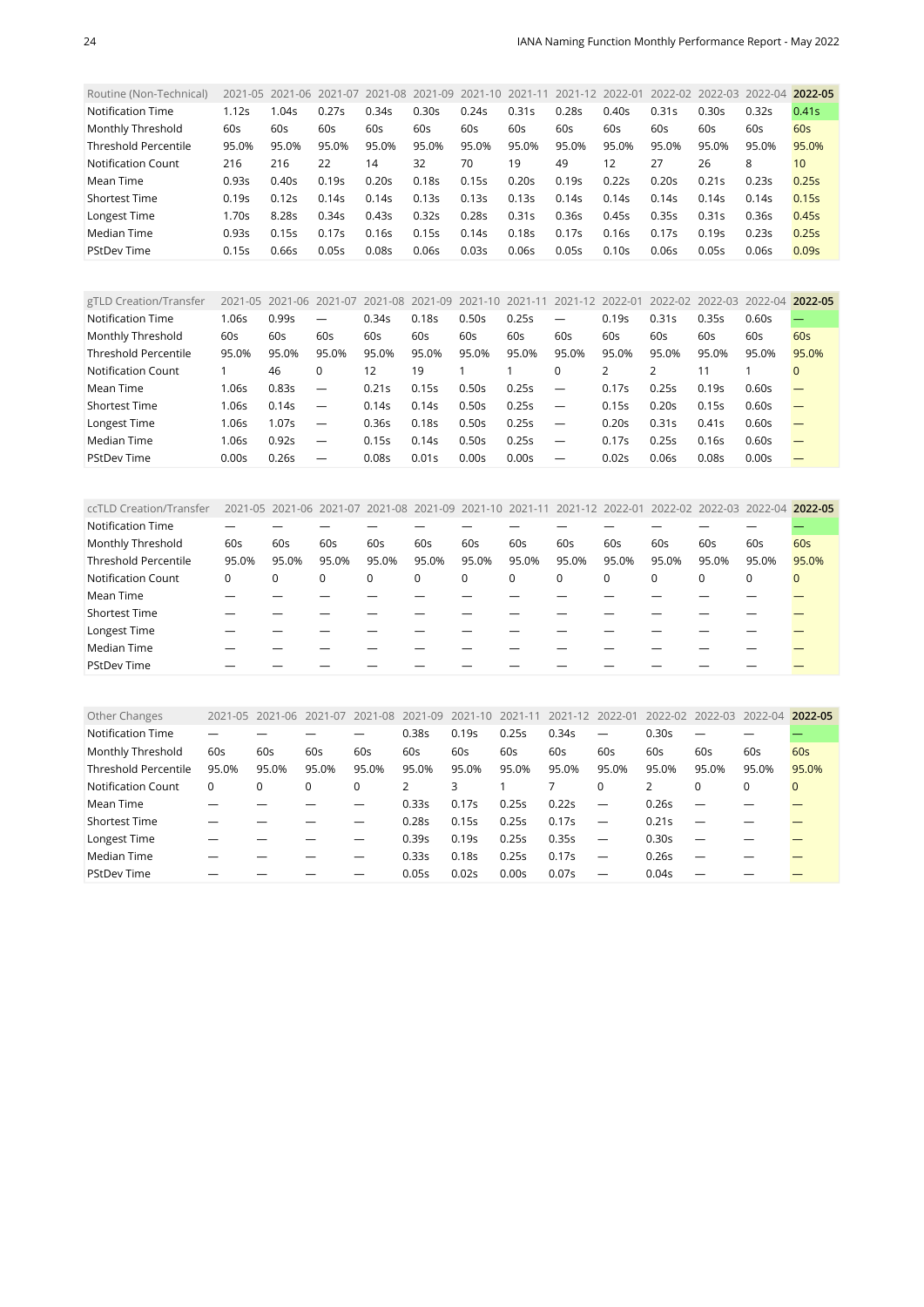| Routine (Non-Technical) | 2021-05 | 2021-06 | 2021-07 | 2021-08 | 2021-09 | 2021-10 | 2021-11 | 2021-12 | 2022-01 | 2022-02 | 2022-03 | 2022-04 | **2022-05** |
|---|---|---|---|---|---|---|---|---|---|---|---|---|---|
| Notification Time | 1.12s | 1.04s | 0.27s | 0.34s | 0.30s | 0.24s | 0.31s | 0.28s | 0.40s | 0.31s | 0.30s | 0.32s | 0.41s |
| Monthly Threshold | 60s | 60s | 60s | 60s | 60s | 60s | 60s | 60s | 60s | 60s | 60s | 60s | 60s |
| Threshold Percentile | 95.0% | 95.0% | 95.0% | 95.0% | 95.0% | 95.0% | 95.0% | 95.0% | 95.0% | 95.0% | 95.0% | 95.0% | 95.0% |
| Notification Count | 216 | 216 | 22 | 14 | 32 | 70 | 19 | 49 | 12 | 27 | 26 | 8 | 10 |
| Mean Time | 0.93s | 0.40s | 0.19s | 0.20s | 0.18s | 0.15s | 0.20s | 0.19s | 0.22s | 0.20s | 0.21s | 0.23s | 0.25s |
| Shortest Time | 0.19s | 0.12s | 0.14s | 0.14s | 0.13s | 0.13s | 0.13s | 0.14s | 0.14s | 0.14s | 0.14s | 0.14s | 0.15s |
| Longest Time | 1.70s | 8.28s | 0.34s | 0.43s | 0.32s | 0.28s | 0.31s | 0.36s | 0.45s | 0.35s | 0.31s | 0.36s | 0.45s |
| Median Time | 0.93s | 0.15s | 0.17s | 0.16s | 0.15s | 0.14s | 0.18s | 0.17s | 0.16s | 0.17s | 0.19s | 0.23s | 0.25s |
| PStDev Time | 0.15s | 0.66s | 0.05s | 0.08s | 0.06s | 0.03s | 0.06s | 0.05s | 0.10s | 0.06s | 0.05s | 0.06s | 0.09s |

| gTLD Creation/Transfer | 2021-05 | 2021-06 | 2021-07 | 2021-08 | 2021-09 | 2021-10 | 2021-11 | 2021-12 | 2022-01 | 2022-02 | 2022-03 | 2022-04 | **2022-05** |
|---|---|---|---|---|---|---|---|---|---|---|---|---|---|
| Notification Time | 1.06s | 0.99s | — | 0.34s | 0.18s | 0.50s | 0.25s | — | 0.19s | 0.31s | 0.35s | 0.60s | — |
| Monthly Threshold | 60s | 60s | 60s | 60s | 60s | 60s | 60s | 60s | 60s | 60s | 60s | 60s | 60s |
| Threshold Percentile | 95.0% | 95.0% | 95.0% | 95.0% | 95.0% | 95.0% | 95.0% | 95.0% | 95.0% | 95.0% | 95.0% | 95.0% | 95.0% |
| Notification Count | 1 | 46 | 0 | 12 | 19 | 1 | 1 | 0 | 2 | 2 | 11 | 1 | 0 |
| Mean Time | 1.06s | 0.83s | — | 0.21s | 0.15s | 0.50s | 0.25s | — | 0.17s | 0.25s | 0.19s | 0.60s | — |
| Shortest Time | 1.06s | 0.14s | — | 0.14s | 0.14s | 0.50s | 0.25s | — | 0.15s | 0.20s | 0.15s | 0.60s | — |
| Longest Time | 1.06s | 1.07s | — | 0.36s | 0.18s | 0.50s | 0.25s | — | 0.20s | 0.31s | 0.41s | 0.60s | — |
| Median Time | 1.06s | 0.92s | — | 0.15s | 0.14s | 0.50s | 0.25s | — | 0.17s | 0.25s | 0.16s | 0.60s | — |
| PStDev Time | 0.00s | 0.26s | — | 0.08s | 0.01s | 0.00s | 0.00s | — | 0.02s | 0.06s | 0.08s | 0.00s | — |

| ccTLD Creation/Transfer | 2021-05 | 2021-06 | 2021-07 | 2021-08 | 2021-09 | 2021-10 | 2021-11 | 2021-12 | 2022-01 | 2022-02 | 2022-03 | 2022-04 | **2022-05** |
|---|---|---|---|---|---|---|---|---|---|---|---|---|---|
| Notification Time | — | — | — | — | — | — | — | — | — | — | — | — | — |
| Monthly Threshold | 60s | 60s | 60s | 60s | 60s | 60s | 60s | 60s | 60s | 60s | 60s | 60s | 60s |
| Threshold Percentile | 95.0% | 95.0% | 95.0% | 95.0% | 95.0% | 95.0% | 95.0% | 95.0% | 95.0% | 95.0% | 95.0% | 95.0% | 95.0% |
| Notification Count | 0 | 0 | 0 | 0 | 0 | 0 | 0 | 0 | 0 | 0 | 0 | 0 | 0 |
| Mean Time | — | — | — | — | — | — | — | — | — | — | — | — | — |
| Shortest Time | — | — | — | — | — | — | — | — | — | — | — | — | — |
| Longest Time | — | — | — | — | — | — | — | — | — | — | — | — | — |
| Median Time | — | — | — | — | — | — | — | — | — | — | — | — | — |
| PStDev Time | — | — | — | — | — | — | — | — | — | — | — | — | — |

| Other Changes | 2021-05 | 2021-06 | 2021-07 | 2021-08 | 2021-09 | 2021-10 | 2021-11 | 2021-12 | 2022-01 | 2022-02 | 2022-03 | 2022-04 | **2022-05** |
|---|---|---|---|---|---|---|---|---|---|---|---|---|---|
| Notification Time | — | — | — | — | 0.38s | 0.19s | 0.25s | 0.34s | — | 0.30s | — | — | — |
| Monthly Threshold | 60s | 60s | 60s | 60s | 60s | 60s | 60s | 60s | 60s | 60s | 60s | 60s | 60s |
| Threshold Percentile | 95.0% | 95.0% | 95.0% | 95.0% | 95.0% | 95.0% | 95.0% | 95.0% | 95.0% | 95.0% | 95.0% | 95.0% | 95.0% |
| Notification Count | 0 | 0 | 0 | 0 | 2 | 3 | 1 | 7 | 0 | 2 | 0 | 0 | 0 |
| Mean Time | — | — | — | — | 0.33s | 0.17s | 0.25s | 0.22s | — | 0.26s | — | — | — |
| Shortest Time | — | — | — | — | 0.28s | 0.15s | 0.25s | 0.17s | — | 0.21s | — | — | — |
| Longest Time | — | — | — | — | 0.39s | 0.19s | 0.25s | 0.35s | — | 0.30s | — | — | — |
| Median Time | — | — | — | — | 0.33s | 0.18s | 0.25s | 0.17s | — | 0.26s | — | — | — |
| PStDev Time | — | — | — | — | 0.05s | 0.02s | 0.00s | 0.07s | — | 0.04s | — | — | — |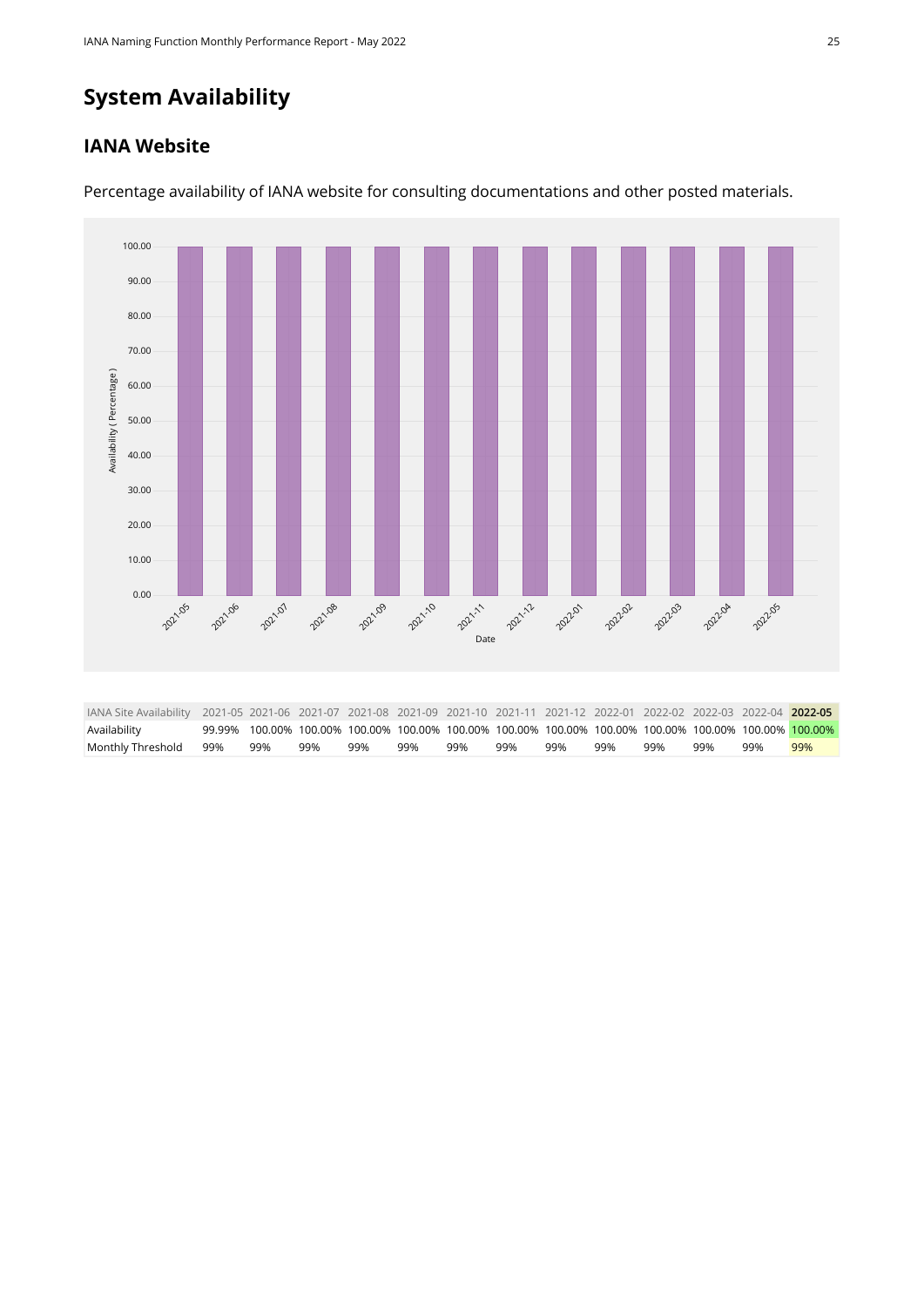# System Availability

## IANA Website

Percentage availability of IANA website for consulting documentations and other posted materials.

| IANA Site Availability | 2021-05 | 2021-06 | 2021-07 | 2021-08 | 2021-09 | 2021-10 | 2021-11 | 2021-12 | 2022-01 | 2022-02 | 2022-03 | 2022-04 | **2022-05** |
|---|---|---|---|---|---|---|---|---|---|---|---|---|---|
| Availability | 99.99% | 100.00% | 100.00% | 100.00% | 100.00% | 100.00% | 100.00% | 100.00% | 100.00% | 100.00% | 100.00% | 100.00% | 100.00% |
| Monthly Threshold | 99% | 99% | 99% | 99% | 99% | 99% | 99% | 99% | 99% | 99% | 99% | 99% | 99% |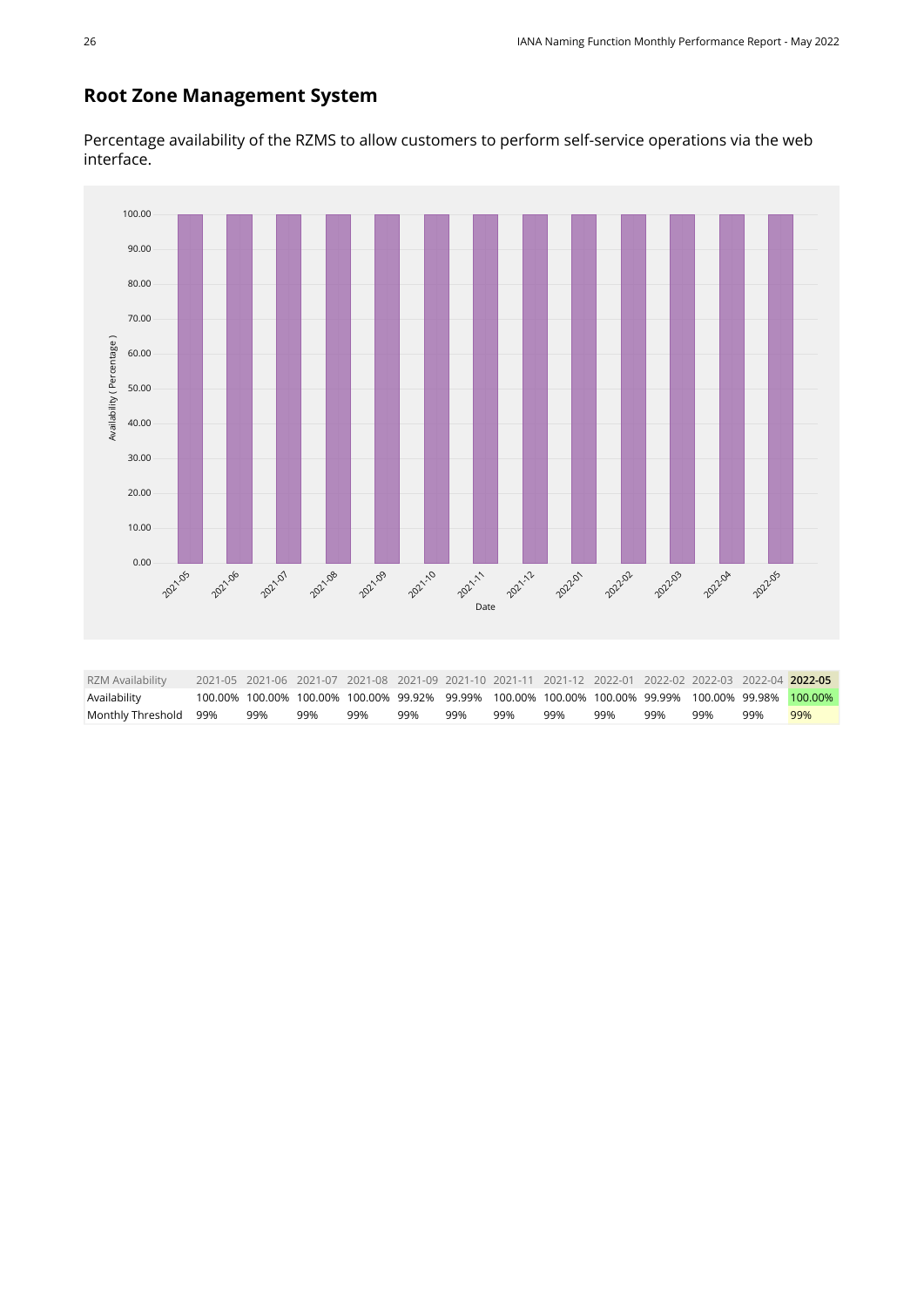## Root Zone Management System

Percentage availability of the RZMS to allow customers to perform self-service operations via the web interface.

| RZM Availability | 2021-05 | 2021-06 | 2021-07 | 2021-08 | 2021-09 | 2021-10 | 2021-11 | 2021-12 | 2022-01 | 2022-02 | 2022-03 | 2022-04 | **2022-05** |
|---|---|---|---|---|---|---|---|---|---|---|---|---|---|
| Availability | 100.00% | 100.00% | 100.00% | 100.00% | 99.92% | 99.99% | 100.00% | 100.00% | 100.00% | 99.99% | 100.00% | 99.98% | 100.00% |
| Monthly Threshold | 99% | 99% | 99% | 99% | 99% | 99% | 99% | 99% | 99% | 99% | 99% | 99% | 99% |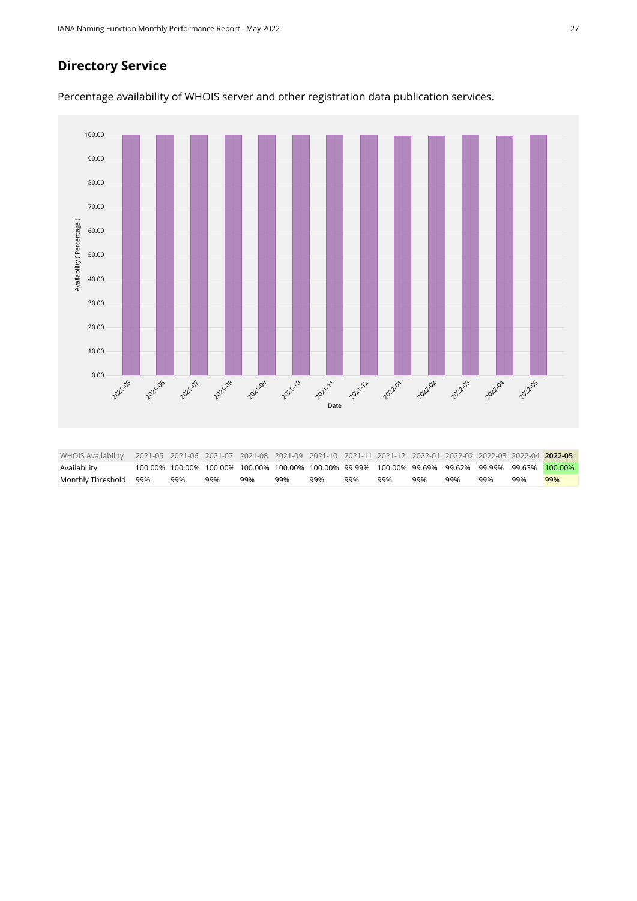## Directory Service

Percentage availability of WHOIS server and other registration data publication services.

| WHOIS Availability | 2021-05 | 2021-06 | 2021-07 | 2021-08 | 2021-09 | 2021-10 | 2021-11 | 2021-12 | 2022-01 | 2022-02 | 2022-03 | 2022-04 | **2022-05** |
|---|---|---|---|---|---|---|---|---|---|---|---|---|---|
| Availability | 100.00% | 100.00% | 100.00% | 100.00% | 100.00% | 100.00% | 99.99% | 100.00% | 99.69% | 99.62% | 99.99% | 99.63% | 100.00% |
| Monthly Threshold | 99% | 99% | 99% | 99% | 99% | 99% | 99% | 99% | 99% | 99% | 99% | 99% | 99% |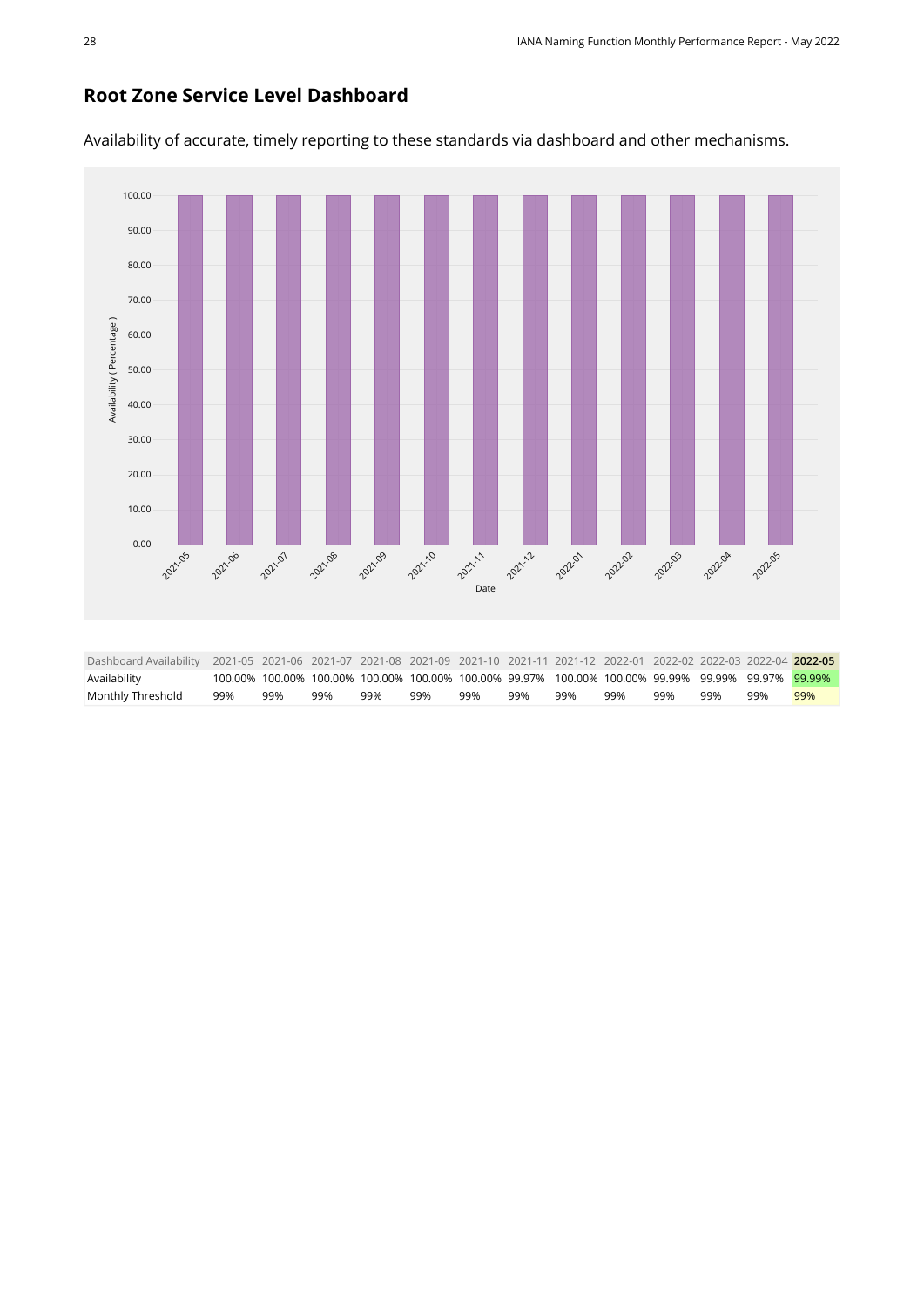## Root Zone Service Level Dashboard

Availability of accurate, timely reporting to these standards via dashboard and other mechanisms.

| Dashboard Availability | 2021-05 | 2021-06 | 2021-07 | 2021-08 | 2021-09 | 2021-10 | 2021-11 | 2021-12 | 2022-01 | 2022-02 | 2022-03 | 2022-04 | **2022-05** |
|---|---|---|---|---|---|---|---|---|---|---|---|---|---|
| Availability | 100.00% | 100.00% | 100.00% | 100.00% | 100.00% | 100.00% | 99.97% | 100.00% | 100.00% | 99.99% | 99.99% | 99.97% | 99.99% |
| Monthly Threshold | 99% | 99% | 99% | 99% | 99% | 99% | 99% | 99% | 99% | 99% | 99% | 99% | 99% |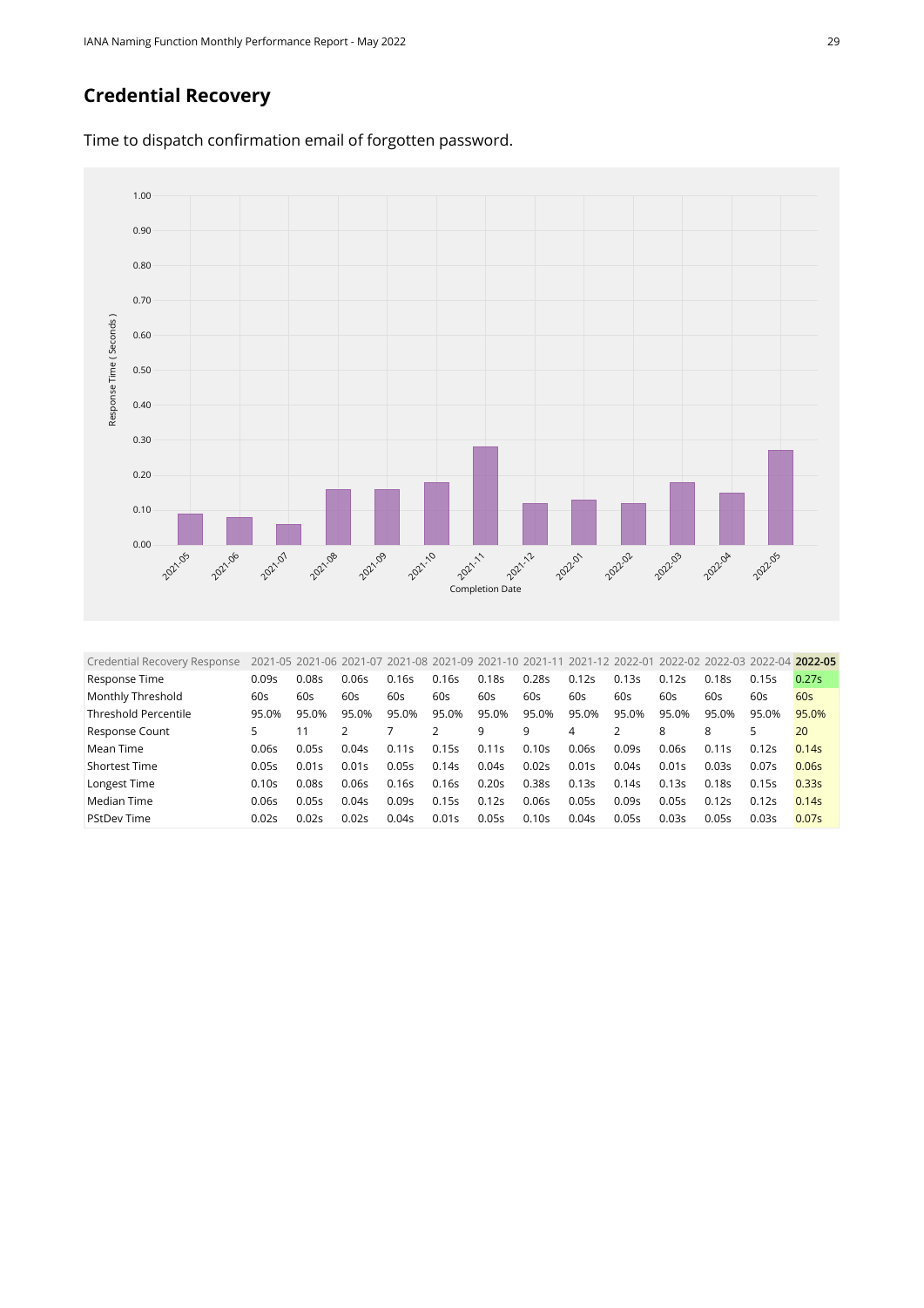## Credential Recovery

Time to dispatch confirmation email of forgotten password.

| Credential Recovery Response | 2021-05 | 2021-06 | 2021-07 | 2021-08 | 2021-09 | 2021-10 | 2021-11 | 2021-12 | 2022-01 | 2022-02 | 2022-03 | 2022-04 | **2022-05** |
|---|---|---|---|---|---|---|---|---|---|---|---|---|---|
| Response Time | 0.09s | 0.08s | 0.06s | 0.16s | 0.16s | 0.18s | 0.28s | 0.12s | 0.13s | 0.12s | 0.18s | 0.15s | 0.27s |
| Monthly Threshold | 60s | 60s | 60s | 60s | 60s | 60s | 60s | 60s | 60s | 60s | 60s | 60s | 60s |
| Threshold Percentile | 95.0% | 95.0% | 95.0% | 95.0% | 95.0% | 95.0% | 95.0% | 95.0% | 95.0% | 95.0% | 95.0% | 95.0% | 95.0% |
| Response Count | 5 | 11 | 2 | 7 | 2 | 9 | 9 | 4 | 2 | 8 | 8 | 5 | 20 |
| Mean Time | 0.06s | 0.05s | 0.04s | 0.11s | 0.15s | 0.11s | 0.10s | 0.06s | 0.09s | 0.06s | 0.11s | 0.12s | 0.14s |
| Shortest Time | 0.05s | 0.01s | 0.01s | 0.05s | 0.14s | 0.04s | 0.02s | 0.01s | 0.04s | 0.01s | 0.03s | 0.07s | 0.06s |
| Longest Time | 0.10s | 0.08s | 0.06s | 0.16s | 0.16s | 0.20s | 0.38s | 0.13s | 0.14s | 0.13s | 0.18s | 0.15s | 0.33s |
| Median Time | 0.06s | 0.05s | 0.04s | 0.09s | 0.15s | 0.12s | 0.06s | 0.05s | 0.09s | 0.05s | 0.12s | 0.12s | 0.14s |
| PStDev Time | 0.02s | 0.02s | 0.02s | 0.04s | 0.01s | 0.05s | 0.10s | 0.04s | 0.05s | 0.03s | 0.05s | 0.03s | 0.07s |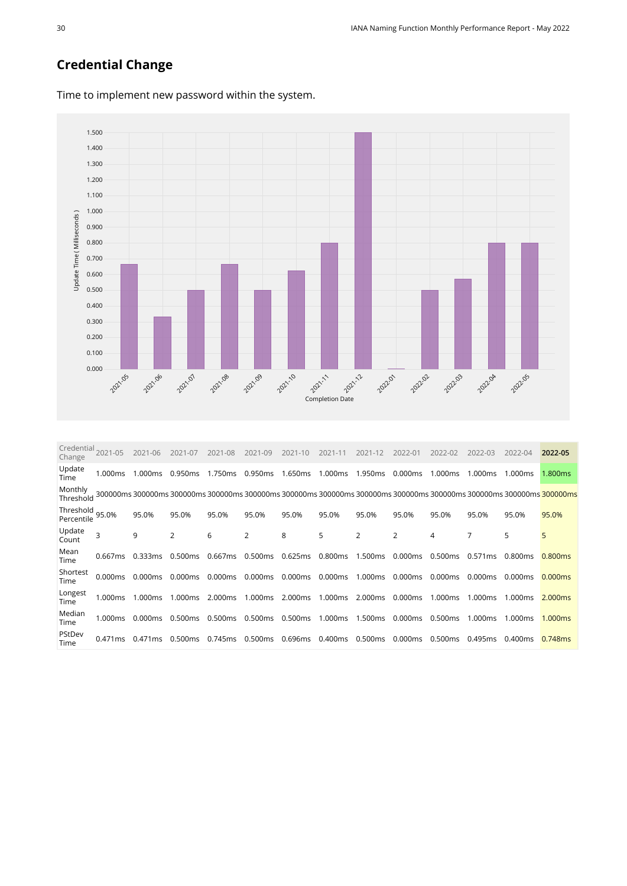## Credential Change

Time to implement new password within the system.

| Credential Change | 2021-05 | 2021-06 | 2021-07 | 2021-08 | 2021-09 | 2021-10 | 2021-11 | 2021-12 | 2022-01 | 2022-02 | 2022-03 | 2022-04 | **2022-05** |
|---|---|---|---|---|---|---|---|---|---|---|---|---|---|
| Update Time | 1.000ms | 1.000ms | 0.950ms | 1.750ms | 0.950ms | 1.650ms | 1.000ms | 1.950ms | 0.000ms | 1.000ms | 1.000ms | 1.000ms | 1.800ms |
| Monthly Threshold | 300000ms | 300000ms | 300000ms | 300000ms | 300000ms | 300000ms | 300000ms | 300000ms | 300000ms | 300000ms | 300000ms | 300000ms | 300000ms |
| Threshold Percentile | 95.0% | 95.0% | 95.0% | 95.0% | 95.0% | 95.0% | 95.0% | 95.0% | 95.0% | 95.0% | 95.0% | 95.0% | 95.0% |
| Update Count | 3 | 9 | 2 | 6 | 2 | 8 | 5 | 2 | 2 | 4 | 7 | 5 | 5 |
| Mean Time | 0.667ms | 0.333ms | 0.500ms | 0.667ms | 0.500ms | 0.625ms | 0.800ms | 1.500ms | 0.000ms | 0.500ms | 0.571ms | 0.800ms | 0.800ms |
| Shortest Time | 0.000ms | 0.000ms | 0.000ms | 0.000ms | 0.000ms | 0.000ms | 0.000ms | 1.000ms | 0.000ms | 0.000ms | 0.000ms | 0.000ms | 0.000ms |
| Longest Time | 1.000ms | 1.000ms | 1.000ms | 2.000ms | 1.000ms | 2.000ms | 1.000ms | 2.000ms | 0.000ms | 1.000ms | 1.000ms | 1.000ms | 2.000ms |
| Median Time | 1.000ms | 0.000ms | 0.500ms | 0.500ms | 0.500ms | 0.500ms | 1.000ms | 1.500ms | 0.000ms | 0.500ms | 1.000ms | 1.000ms | 1.000ms |
| PStDev Time | 0.471ms | 0.471ms | 0.500ms | 0.745ms | 0.500ms | 0.696ms | 0.400ms | 0.500ms | 0.000ms | 0.500ms | 0.495ms | 0.400ms | 0.748ms |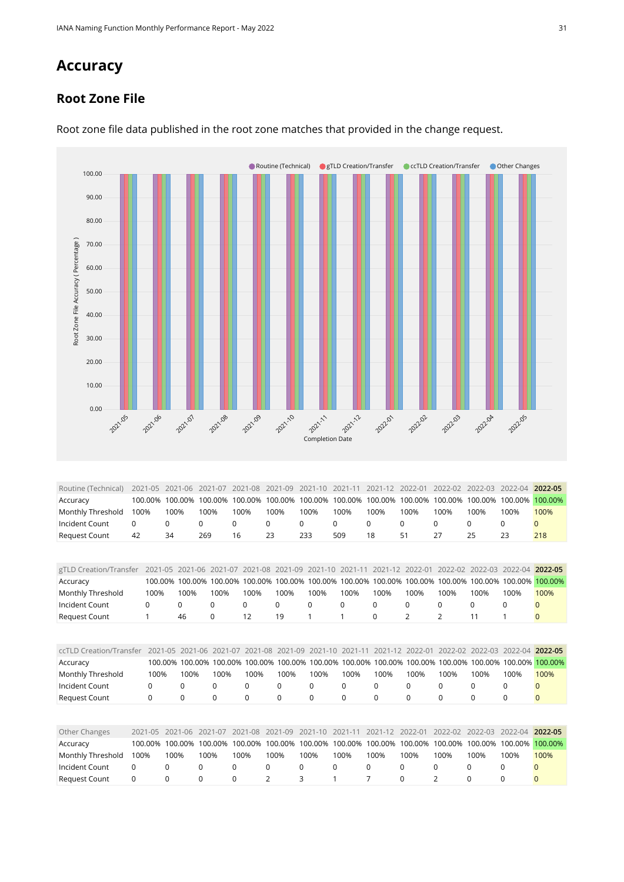# Accuracy

## Root Zone File

Root zone file data published in the root zone matches that provided in the change request.

| Routine (Technical) | 2021-05 | 2021-06 | 2021-07 | 2021-08 | 2021-09 | 2021-10 | 2021-11 | 2021-12 | 2022-01 | 2022-02 | 2022-03 | 2022-04 | **2022-05** |
|---|---|---|---|---|---|---|---|---|---|---|---|---|---|
| Accuracy | 100.00% | 100.00% | 100.00% | 100.00% | 100.00% | 100.00% | 100.00% | 100.00% | 100.00% | 100.00% | 100.00% | 100.00% | 100.00% |
| Monthly Threshold | 100% | 100% | 100% | 100% | 100% | 100% | 100% | 100% | 100% | 100% | 100% | 100% | 100% |
| Incident Count | 0 | 0 | 0 | 0 | 0 | 0 | 0 | 0 | 0 | 0 | 0 | 0 | 0 |
| Request Count | 42 | 34 | 269 | 16 | 23 | 233 | 509 | 18 | 51 | 27 | 25 | 23 | 218 |

| gTLD Creation/Transfer | 2021-05 | 2021-06 | 2021-07 | 2021-08 | 2021-09 | 2021-10 | 2021-11 | 2021-12 | 2022-01 | 2022-02 | 2022-03 | 2022-04 | **2022-05** |
|---|---|---|---|---|---|---|---|---|---|---|---|---|---|
| Accuracy | 100.00% | 100.00% | 100.00% | 100.00% | 100.00% | 100.00% | 100.00% | 100.00% | 100.00% | 100.00% | 100.00% | 100.00% | 100.00% |
| Monthly Threshold | 100% | 100% | 100% | 100% | 100% | 100% | 100% | 100% | 100% | 100% | 100% | 100% | 100% |
| Incident Count | 0 | 0 | 0 | 0 | 0 | 0 | 0 | 0 | 0 | 0 | 0 | 0 | 0 |
| Request Count | 1 | 46 | 0 | 12 | 19 | 1 | 1 | 0 | 2 | 2 | 11 | 1 | 0 |

| ccTLD Creation/Transfer | 2021-05 | 2021-06 | 2021-07 | 2021-08 | 2021-09 | 2021-10 | 2021-11 | 2021-12 | 2022-01 | 2022-02 | 2022-03 | 2022-04 | **2022-05** |
|---|---|---|---|---|---|---|---|---|---|---|---|---|---|
| Accuracy | 100.00% | 100.00% | 100.00% | 100.00% | 100.00% | 100.00% | 100.00% | 100.00% | 100.00% | 100.00% | 100.00% | 100.00% | 100.00% |
| Monthly Threshold | 100% | 100% | 100% | 100% | 100% | 100% | 100% | 100% | 100% | 100% | 100% | 100% | 100% |
| Incident Count | 0 | 0 | 0 | 0 | 0 | 0 | 0 | 0 | 0 | 0 | 0 | 0 | 0 |
| Request Count | 0 | 0 | 0 | 0 | 0 | 0 | 0 | 0 | 0 | 0 | 0 | 0 | 0 |

| Other Changes | 2021-05 | 2021-06 | 2021-07 | 2021-08 | 2021-09 | 2021-10 | 2021-11 | 2021-12 | 2022-01 | 2022-02 | 2022-03 | 2022-04 | **2022-05** |
|---|---|---|---|---|---|---|---|---|---|---|---|---|---|
| Accuracy | 100.00% | 100.00% | 100.00% | 100.00% | 100.00% | 100.00% | 100.00% | 100.00% | 100.00% | 100.00% | 100.00% | 100.00% | 100.00% |
| Monthly Threshold | 100% | 100% | 100% | 100% | 100% | 100% | 100% | 100% | 100% | 100% | 100% | 100% | 100% |
| Incident Count | 0 | 0 | 0 | 0 | 0 | 0 | 0 | 0 | 0 | 0 | 0 | 0 | 0 |
| Request Count | 0 | 0 | 0 | 0 | 2 | 3 | 1 | 7 | 0 | 2 | 0 | 0 | 0 |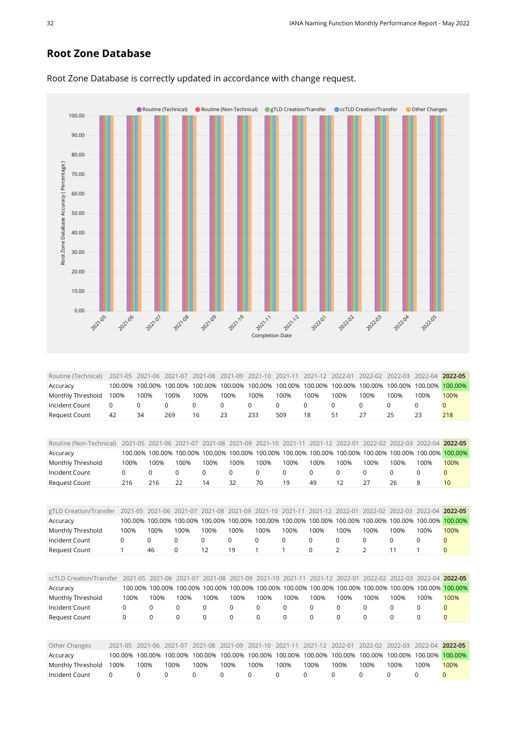## Root Zone Database

Root Zone Database is correctly updated in accordance with change request.

| Routine (Technical) | 2021-05 | 2021-06 | 2021-07 | 2021-08 | 2021-09 | 2021-10 | 2021-11 | 2021-12 | 2022-01 | 2022-02 | 2022-03 | 2022-04 | **2022-05** |
|---|---|---|---|---|---|---|---|---|---|---|---|---|---|
| Accuracy | 100.00% | 100.00% | 100.00% | 100.00% | 100.00% | 100.00% | 100.00% | 100.00% | 100.00% | 100.00% | 100.00% | 100.00% | 100.00% |
| Monthly Threshold | 100% | 100% | 100% | 100% | 100% | 100% | 100% | 100% | 100% | 100% | 100% | 100% | 100% |
| Incident Count | 0 | 0 | 0 | 0 | 0 | 0 | 0 | 0 | 0 | 0 | 0 | 0 | 0 |
| Request Count | 42 | 34 | 269 | 16 | 23 | 233 | 509 | 18 | 51 | 27 | 25 | 23 | 218 |

| Routine (Non-Technical) | 2021-05 | 2021-06 | 2021-07 | 2021-08 | 2021-09 | 2021-10 | 2021-11 | 2021-12 | 2022-01 | 2022-02 | 2022-03 | 2022-04 | **2022-05** |
|---|---|---|---|---|---|---|---|---|---|---|---|---|---|
| Accuracy | 100.00% | 100.00% | 100.00% | 100.00% | 100.00% | 100.00% | 100.00% | 100.00% | 100.00% | 100.00% | 100.00% | 100.00% | 100.00% |
| Monthly Threshold | 100% | 100% | 100% | 100% | 100% | 100% | 100% | 100% | 100% | 100% | 100% | 100% | 100% |
| Incident Count | 0 | 0 | 0 | 0 | 0 | 0 | 0 | 0 | 0 | 0 | 0 | 0 | 0 |
| Request Count | 216 | 216 | 22 | 14 | 32 | 70 | 19 | 49 | 12 | 27 | 26 | 8 | 10 |

| gTLD Creation/Transfer | 2021-05 | 2021-06 | 2021-07 | 2021-08 | 2021-09 | 2021-10 | 2021-11 | 2021-12 | 2022-01 | 2022-02 | 2022-03 | 2022-04 | **2022-05** |
|---|---|---|---|---|---|---|---|---|---|---|---|---|---|
| Accuracy | 100.00% | 100.00% | 100.00% | 100.00% | 100.00% | 100.00% | 100.00% | 100.00% | 100.00% | 100.00% | 100.00% | 100.00% | 100.00% |
| Monthly Threshold | 100% | 100% | 100% | 100% | 100% | 100% | 100% | 100% | 100% | 100% | 100% | 100% | 100% |
| Incident Count | 0 | 0 | 0 | 0 | 0 | 0 | 0 | 0 | 0 | 0 | 0 | 0 | 0 |
| Request Count | 1 | 46 | 0 | 12 | 19 | 1 | 1 | 0 | 2 | 2 | 11 | 1 | 0 |

| ccTLD Creation/Transfer | 2021-05 | 2021-06 | 2021-07 | 2021-08 | 2021-09 | 2021-10 | 2021-11 | 2021-12 | 2022-01 | 2022-02 | 2022-03 | 2022-04 | **2022-05** |
|---|---|---|---|---|---|---|---|---|---|---|---|---|---|
| Accuracy | 100.00% | 100.00% | 100.00% | 100.00% | 100.00% | 100.00% | 100.00% | 100.00% | 100.00% | 100.00% | 100.00% | 100.00% | 100.00% |
| Monthly Threshold | 100% | 100% | 100% | 100% | 100% | 100% | 100% | 100% | 100% | 100% | 100% | 100% | 100% |
| Incident Count | 0 | 0 | 0 | 0 | 0 | 0 | 0 | 0 | 0 | 0 | 0 | 0 | 0 |
| Request Count | 0 | 0 | 0 | 0 | 0 | 0 | 0 | 0 | 0 | 0 | 0 | 0 | 0 |

| Other Changes | 2021-05 | 2021-06 | 2021-07 | 2021-08 | 2021-09 | 2021-10 | 2021-11 | 2021-12 | 2022-01 | 2022-02 | 2022-03 | 2022-04 | **2022-05** |
|---|---|---|---|---|---|---|---|---|---|---|---|---|---|
| Accuracy | 100.00% | 100.00% | 100.00% | 100.00% | 100.00% | 100.00% | 100.00% | 100.00% | 100.00% | 100.00% | 100.00% | 100.00% | 100.00% |
| Monthly Threshold | 100% | 100% | 100% | 100% | 100% | 100% | 100% | 100% | 100% | 100% | 100% | 100% | 100% |
| Incident Count | 0 | 0 | 0 | 0 | 0 | 0 | 0 | 0 | 0 | 0 | 0 | 0 | 0 |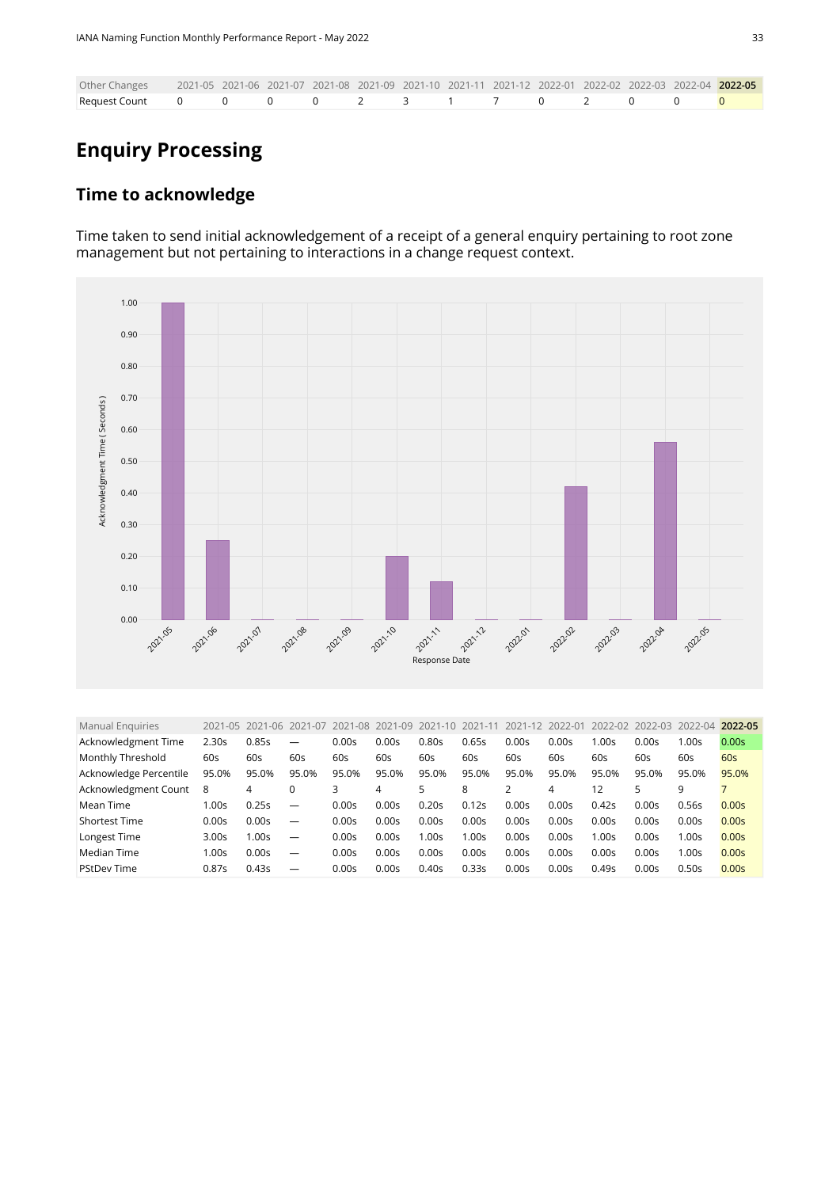| Other Changes | 2021-05 | 2021-06 | 2021-07 | 2021-08 | 2021-09 | 2021-10 | 2021-11 | 2021-12 | 2022-01 | 2022-02 | 2022-03 | 2022-04 | 2022-05 |
|---|---|---|---|---|---|---|---|---|---|---|---|---|---|
| Request Count | 0 | 0 | 0 | 0 | 2 | 3 | 1 | 7 | 0 | 2 | 0 | 0 | 0 |

# Enquiry Processing

## Time to acknowledge

Time taken to send initial acknowledgement of a receipt of a general enquiry pertaining to root zone management but not pertaining to interactions in a change request context.

| Manual Enquiries | 2021-05 | 2021-06 | 2021-07 | 2021-08 | 2021-09 | 2021-10 | 2021-11 | 2021-12 | 2022-01 | 2022-02 | 2022-03 | 2022-04 | 2022-05 |
|---|---|---|---|---|---|---|---|---|---|---|---|---|---|
| Acknowledgment Time | 2.30s | 0.85s | — | 0.00s | 0.00s | 0.80s | 0.65s | 0.00s | 0.00s | 1.00s | 0.00s | 1.00s | 0.00s |
| Monthly Threshold | 60s | 60s | 60s | 60s | 60s | 60s | 60s | 60s | 60s | 60s | 60s | 60s | 60s |
| Acknowledge Percentile | 95.0% | 95.0% | 95.0% | 95.0% | 95.0% | 95.0% | 95.0% | 95.0% | 95.0% | 95.0% | 95.0% | 95.0% | 95.0% |
| Acknowledgment Count | 8 | 4 | 0 | 3 | 4 | 5 | 8 | 2 | 4 | 12 | 5 | 9 | 7 |
| Mean Time | 1.00s | 0.25s | — | 0.00s | 0.00s | 0.20s | 0.12s | 0.00s | 0.00s | 0.42s | 0.00s | 0.56s | 0.00s |
| Shortest Time | 0.00s | 0.00s | — | 0.00s | 0.00s | 0.00s | 0.00s | 0.00s | 0.00s | 0.00s | 0.00s | 0.00s | 0.00s |
| Longest Time | 3.00s | 1.00s | — | 0.00s | 0.00s | 1.00s | 1.00s | 0.00s | 0.00s | 1.00s | 0.00s | 1.00s | 0.00s |
| Median Time | 1.00s | 0.00s | — | 0.00s | 0.00s | 0.00s | 0.00s | 0.00s | 0.00s | 0.00s | 0.00s | 1.00s | 0.00s |
| PStDev Time | 0.87s | 0.43s | — | 0.00s | 0.00s | 0.40s | 0.33s | 0.00s | 0.00s | 0.49s | 0.00s | 0.50s | 0.00s |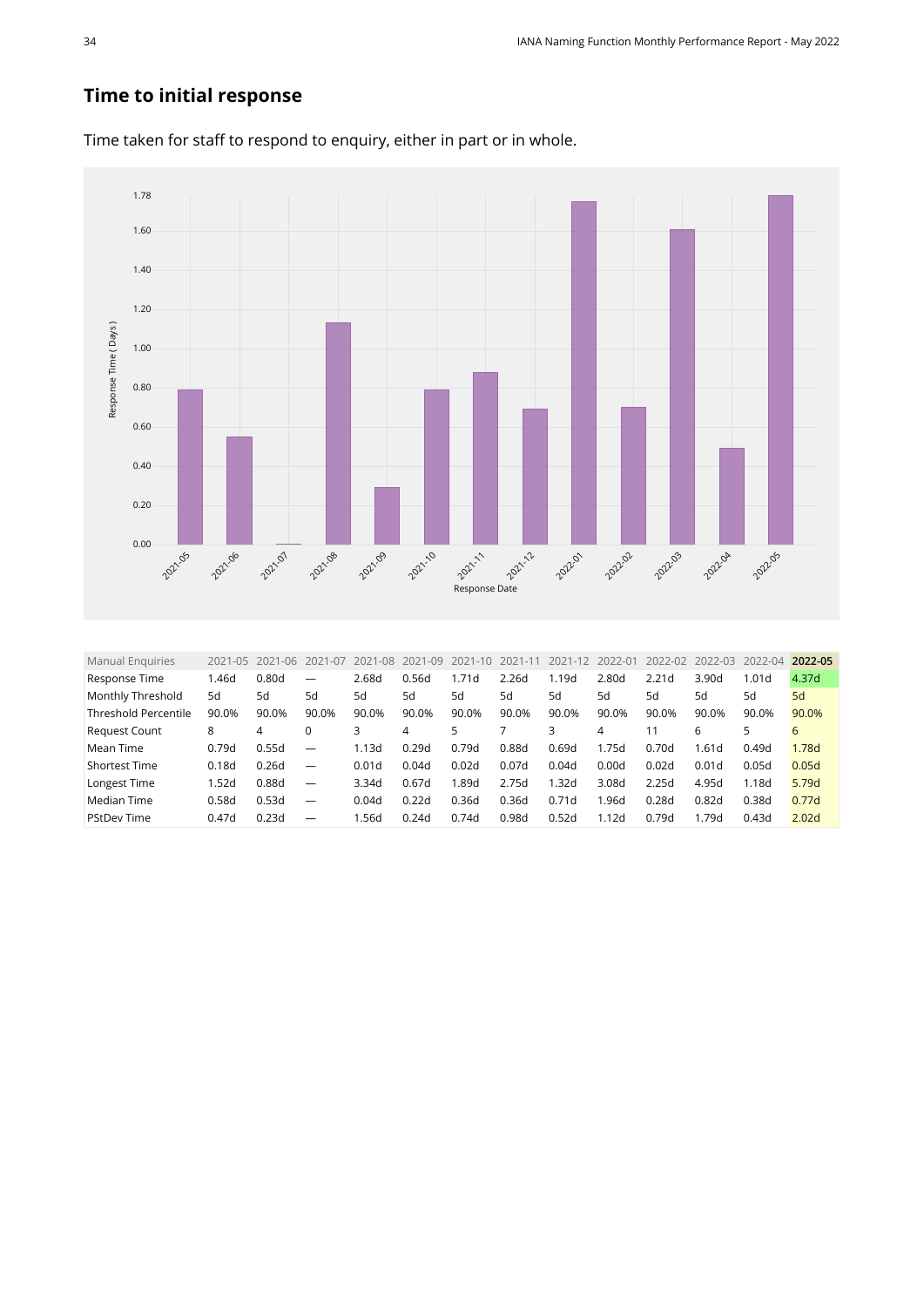## Time to initial response

Time taken for staff to respond to enquiry, either in part or in whole.

| Manual Enquiries | 2021-05 | 2021-06 | 2021-07 | 2021-08 | 2021-09 | 2021-10 | 2021-11 | 2021-12 | 2022-01 | 2022-02 | 2022-03 | 2022-04 | **2022-05** |
|---|---|---|---|---|---|---|---|---|---|---|---|---|---|
| Response Time | 1.46d | 0.80d | — | 2.68d | 0.56d | 1.71d | 2.26d | 1.19d | 2.80d | 2.21d | 3.90d | 1.01d | 4.37d |
| Monthly Threshold | 5d | 5d | 5d | 5d | 5d | 5d | 5d | 5d | 5d | 5d | 5d | 5d | 5d |
| Threshold Percentile | 90.0% | 90.0% | 90.0% | 90.0% | 90.0% | 90.0% | 90.0% | 90.0% | 90.0% | 90.0% | 90.0% | 90.0% | 90.0% |
| Request Count | 8 | 4 | 0 | 3 | 4 | 5 | 7 | 3 | 4 | 11 | 6 | 5 | 6 |
| Mean Time | 0.79d | 0.55d | — | 1.13d | 0.29d | 0.79d | 0.88d | 0.69d | 1.75d | 0.70d | 1.61d | 0.49d | 1.78d |
| Shortest Time | 0.18d | 0.26d | — | 0.01d | 0.04d | 0.02d | 0.07d | 0.04d | 0.00d | 0.02d | 0.01d | 0.05d | 0.05d |
| Longest Time | 1.52d | 0.88d | — | 3.34d | 0.67d | 1.89d | 2.75d | 1.32d | 3.08d | 2.25d | 4.95d | 1.18d | 5.79d |
| Median Time | 0.58d | 0.53d | — | 0.04d | 0.22d | 0.36d | 0.36d | 0.71d | 1.96d | 0.28d | 0.82d | 0.38d | 0.77d |
| PStDev Time | 0.47d | 0.23d | — | 1.56d | 0.24d | 0.74d | 0.98d | 0.52d | 1.12d | 0.79d | 1.79d | 0.43d | 2.02d |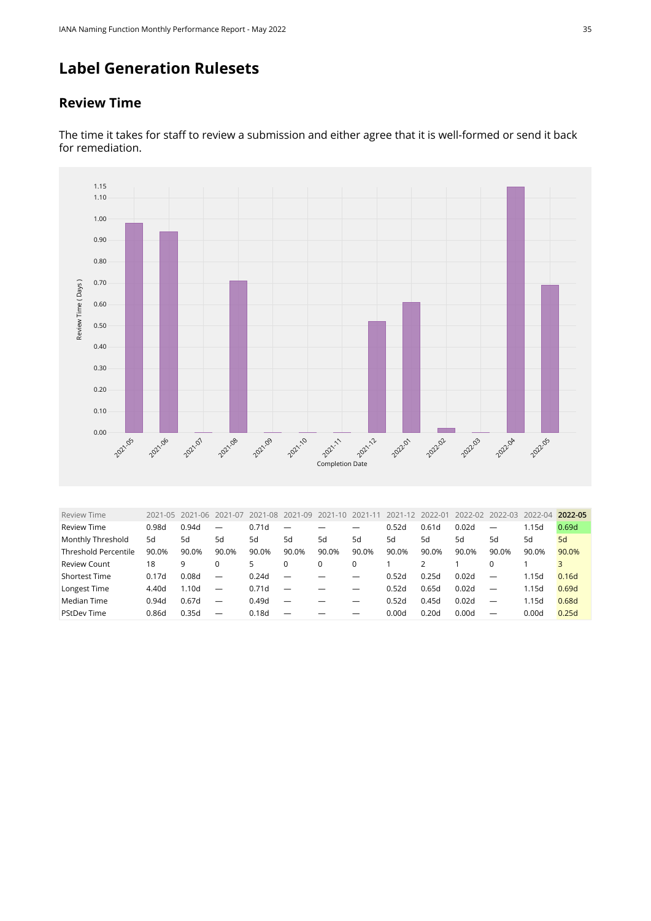# Label Generation Rulesets

## Review Time

The time it takes for staff to review a submission and either agree that it is well-formed or send it back for remediation.

| Review Time | 2021-05 | 2021-06 | 2021-07 | 2021-08 | 2021-09 | 2021-10 | 2021-11 | 2021-12 | 2022-01 | 2022-02 | 2022-03 | 2022-04 | **2022-05** |
|---|---|---|---|---|---|---|---|---|---|---|---|---|---|
| Review Time | 0.98d | 0.94d | — | 0.71d | — | — | — | 0.52d | 0.61d | 0.02d | — | 1.15d | 0.69d |
| Monthly Threshold | 5d | 5d | 5d | 5d | 5d | 5d | 5d | 5d | 5d | 5d | 5d | 5d | 5d |
| Threshold Percentile | 90.0% | 90.0% | 90.0% | 90.0% | 90.0% | 90.0% | 90.0% | 90.0% | 90.0% | 90.0% | 90.0% | 90.0% | 90.0% |
| Review Count | 18 | 9 | 0 | 5 | 0 | 0 | 0 | 1 | 2 | 1 | 0 | 1 | 3 |
| Shortest Time | 0.17d | 0.08d | — | 0.24d | — | — | — | 0.52d | 0.25d | 0.02d | — | 1.15d | 0.16d |
| Longest Time | 4.40d | 1.10d | — | 0.71d | — | — | — | 0.52d | 0.65d | 0.02d | — | 1.15d | 0.69d |
| Median Time | 0.94d | 0.67d | — | 0.49d | — | — | — | 0.52d | 0.45d | 0.02d | — | 1.15d | 0.68d |
| PStDev Time | 0.86d | 0.35d | — | 0.18d | — | — | — | 0.00d | 0.20d | 0.00d | — | 0.00d | 0.25d |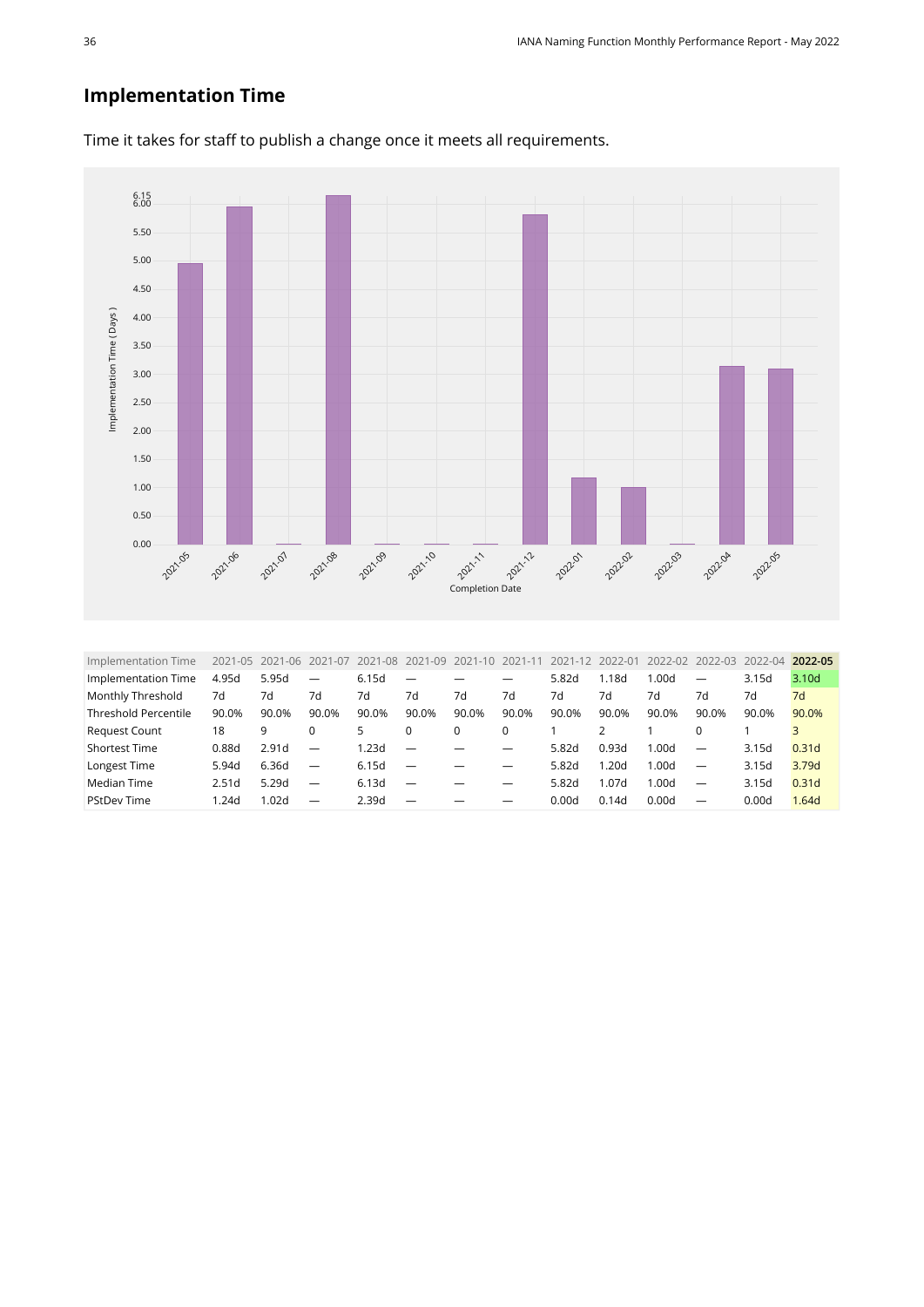## Implementation Time

Time it takes for staff to publish a change once it meets all requirements.

| Implementation Time | 2021-05 | 2021-06 | 2021-07 | 2021-08 | 2021-09 | 2021-10 | 2021-11 | 2021-12 | 2022-01 | 2022-02 | 2022-03 | 2022-04 | **2022-05** |
|---|---|---|---|---|---|---|---|---|---|---|---|---|---|
| Implementation Time | 4.95d | 5.95d | — | 6.15d | — | — | — | 5.82d | 1.18d | 1.00d | — | 3.15d | 3.10d |
| Monthly Threshold | 7d | 7d | 7d | 7d | 7d | 7d | 7d | 7d | 7d | 7d | 7d | 7d | 7d |
| Threshold Percentile | 90.0% | 90.0% | 90.0% | 90.0% | 90.0% | 90.0% | 90.0% | 90.0% | 90.0% | 90.0% | 90.0% | 90.0% | 90.0% |
| Request Count | 18 | 9 | 0 | 5 | 0 | 0 | 0 | 1 | 2 | 1 | 0 | 1 | 3 |
| Shortest Time | 0.88d | 2.91d | — | 1.23d | — | — | — | 5.82d | 0.93d | 1.00d | — | 3.15d | 0.31d |
| Longest Time | 5.94d | 6.36d | — | 6.15d | — | — | — | 5.82d | 1.20d | 1.00d | — | 3.15d | 3.79d |
| Median Time | 2.51d | 5.29d | — | 6.13d | — | — | — | 5.82d | 1.07d | 1.00d | — | 3.15d | 0.31d |
| PStDev Time | 1.24d | 1.02d | — | 2.39d | — | — | — | 0.00d | 0.14d | 0.00d | — | 0.00d | 1.64d |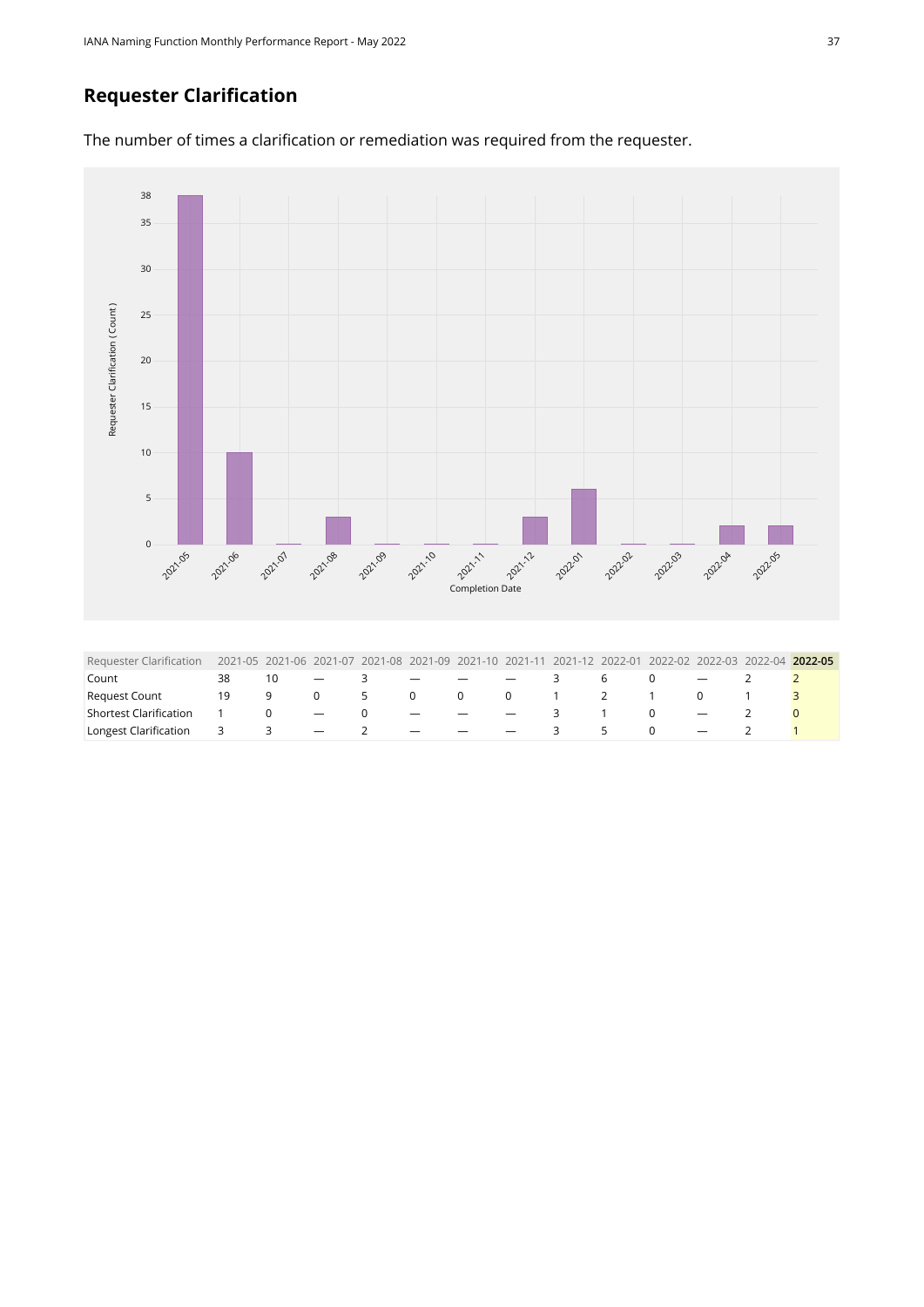## Requester Clarification

The number of times a clarification or remediation was required from the requester.

| Requester Clarification | 2021-05 | 2021-06 | 2021-07 | 2021-08 | 2021-09 | 2021-10 | 2021-11 | 2021-12 | 2022-01 | 2022-02 | 2022-03 | 2022-04 | **2022-05** |
|---|---|---|---|---|---|---|---|---|---|---|---|---|---|
| Count | 38 | 10 | — | 3 | — | — | — | 3 | 6 | 0 | — | 2 | 2 |
| Request Count | 19 | 9 | 0 | 5 | 0 | 0 | 0 | 1 | 2 | 1 | 0 | 1 | 3 |
| Shortest Clarification | 1 | 0 | — | 0 | — | — | — | 3 | 1 | 0 | — | 2 | 0 |
| Longest Clarification | 3 | 3 | — | 2 | — | — | — | 3 | 5 | 0 | — | 2 | 1 |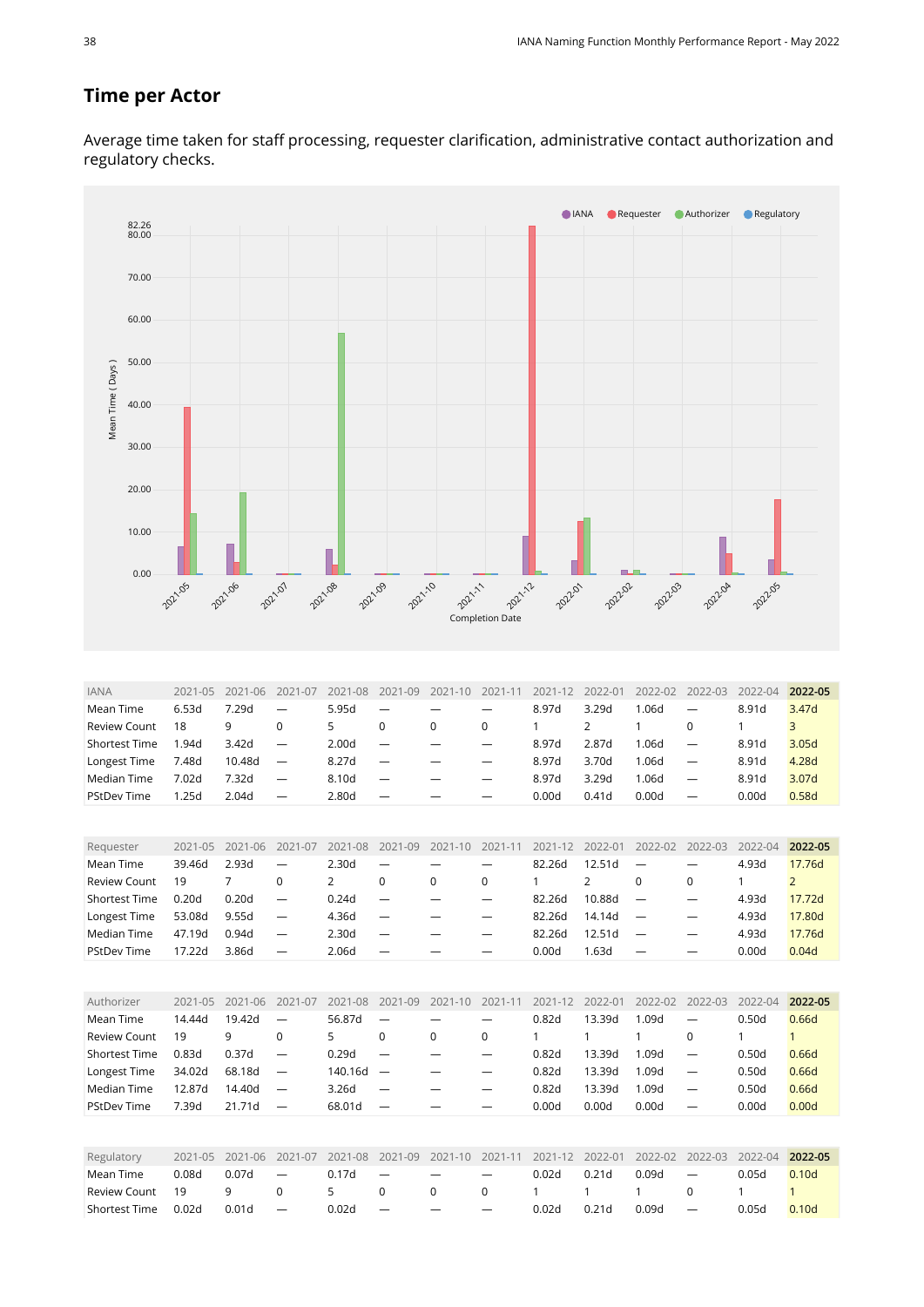## Time per Actor

Average time taken for staff processing, requester clarification, administrative contact authorization and regulatory checks.

| IANA | 2021-05 | 2021-06 | 2021-07 | 2021-08 | 2021-09 | 2021-10 | 2021-11 | 2021-12 | 2022-01 | 2022-02 | 2022-03 | 2022-04 | 2022-05 |
|---|---|---|---|---|---|---|---|---|---|---|---|---|---|
| Mean Time | 6.53d | 7.29d | — | 5.95d | — | — | — | 8.97d | 3.29d | 1.06d | — | 8.91d | 3.47d |
| Review Count | 18 | 9 | 0 | 5 | 0 | 0 | 0 | 1 | 2 | 1 | 0 | 1 | 3 |
| Shortest Time | 1.94d | 3.42d | — | 2.00d | — | — | — | 8.97d | 2.87d | 1.06d | — | 8.91d | 3.05d |
| Longest Time | 7.48d | 10.48d | — | 8.27d | — | — | — | 8.97d | 3.70d | 1.06d | — | 8.91d | 4.28d |
| Median Time | 7.02d | 7.32d | — | 8.10d | — | — | — | 8.97d | 3.29d | 1.06d | — | 8.91d | 3.07d |
| PStDev Time | 1.25d | 2.04d | — | 2.80d | — | — | — | 0.00d | 0.41d | 0.00d | — | 0.00d | 0.58d |

| Requester | 2021-05 | 2021-06 | 2021-07 | 2021-08 | 2021-09 | 2021-10 | 2021-11 | 2021-12 | 2022-01 | 2022-02 | 2022-03 | 2022-04 | 2022-05 |
|---|---|---|---|---|---|---|---|---|---|---|---|---|---|
| Mean Time | 39.46d | 2.93d | — | 2.30d | — | — | — | 82.26d | 12.51d | — | — | 4.93d | 17.76d |
| Review Count | 19 | 7 | 0 | 2 | 0 | 0 | 0 | 1 | 2 | 0 | 0 | 1 | 2 |
| Shortest Time | 0.20d | 0.20d | — | 0.24d | — | — | — | 82.26d | 10.88d | — | — | 4.93d | 17.72d |
| Longest Time | 53.08d | 9.55d | — | 4.36d | — | — | — | 82.26d | 14.14d | — | — | 4.93d | 17.80d |
| Median Time | 47.19d | 0.94d | — | 2.30d | — | — | — | 82.26d | 12.51d | — | — | 4.93d | 17.76d |
| PStDev Time | 17.22d | 3.86d | — | 2.06d | — | — | — | 0.00d | 1.63d | — | — | 0.00d | 0.04d |

| Authorizer | 2021-05 | 2021-06 | 2021-07 | 2021-08 | 2021-09 | 2021-10 | 2021-11 | 2021-12 | 2022-01 | 2022-02 | 2022-03 | 2022-04 | 2022-05 |
|---|---|---|---|---|---|---|---|---|---|---|---|---|---|
| Mean Time | 14.44d | 19.42d | — | 56.87d | — | — | — | 0.82d | 13.39d | 1.09d | — | 0.50d | 0.66d |
| Review Count | 19 | 9 | 0 | 5 | 0 | 0 | 0 | 1 | 1 | 1 | 0 | 1 | 1 |
| Shortest Time | 0.83d | 0.37d | — | 0.29d | — | — | — | 0.82d | 13.39d | 1.09d | — | 0.50d | 0.66d |
| Longest Time | 34.02d | 68.18d | — | 140.16d | — | — | — | 0.82d | 13.39d | 1.09d | — | 0.50d | 0.66d |
| Median Time | 12.87d | 14.40d | — | 3.26d | — | — | — | 0.82d | 13.39d | 1.09d | — | 0.50d | 0.66d |
| PStDev Time | 7.39d | 21.71d | — | 68.01d | — | — | — | 0.00d | 0.00d | 0.00d | — | 0.00d | 0.00d |

| Regulatory | 2021-05 | 2021-06 | 2021-07 | 2021-08 | 2021-09 | 2021-10 | 2021-11 | 2021-12 | 2022-01 | 2022-02 | 2022-03 | 2022-04 | 2022-05 |
|---|---|---|---|---|---|---|---|---|---|---|---|---|---|
| Mean Time | 0.08d | 0.07d | — | 0.17d | — | — | — | 0.02d | 0.21d | 0.09d | — | 0.05d | 0.10d |
| Review Count | 19 | 9 | 0 | 5 | 0 | 0 | 0 | 1 | 1 | 1 | 0 | 1 | 1 |
| Shortest Time | 0.02d | 0.01d | — | 0.02d | — | — | — | 0.02d | 0.21d | 0.09d | — | 0.05d | 0.10d |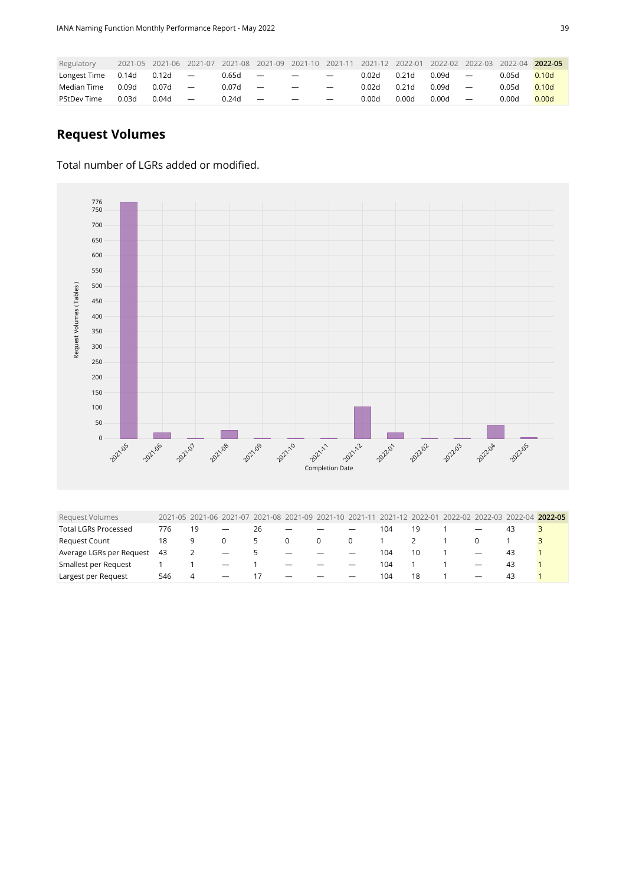| Regulatory | 2021-05 | 2021-06 | 2021-07 | 2021-08 | 2021-09 | 2021-10 | 2021-11 | 2021-12 | 2022-01 | 2022-02 | 2022-03 | 2022-04 | **2022-05** |
|---|---|---|---|---|---|---|---|---|---|---|---|---|---|
| Longest Time | 0.14d | 0.12d | — | 0.65d | — | — | — | 0.02d | 0.21d | 0.09d | — | 0.05d | 0.10d |
| Median Time | 0.09d | 0.07d | — | 0.07d | — | — | — | 0.02d | 0.21d | 0.09d | — | 0.05d | 0.10d |
| PStDev Time | 0.03d | 0.04d | — | 0.24d | — | — | — | 0.00d | 0.00d | 0.00d | — | 0.00d | 0.00d |

## Request Volumes

Total number of LGRs added or modified.

| Request Volumes | 2021-05 | 2021-06 | 2021-07 | 2021-08 | 2021-09 | 2021-10 | 2021-11 | 2021-12 | 2022-01 | 2022-02 | 2022-03 | 2022-04 | **2022-05** |
|---|---|---|---|---|---|---|---|---|---|---|---|---|---|
| Total LGRs Processed | 776 | 19 | — | 26 | — | — | — | 104 | 19 | 1 | — | 43 | 3 |
| Request Count | 18 | 9 | 0 | 5 | 0 | 0 | 0 | 1 | 2 | 1 | 0 | 1 | 3 |
| Average LGRs per Request | 43 | 2 | — | 5 | — | — | — | 104 | 10 | 1 | — | 43 | 1 |
| Smallest per Request | 1 | 1 | — | 1 | — | — | — | 104 | 1 | 1 | — | 43 | 1 |
| Largest per Request | 546 | 4 | — | 17 | — | — | — | 104 | 18 | 1 | — | 43 | 1 |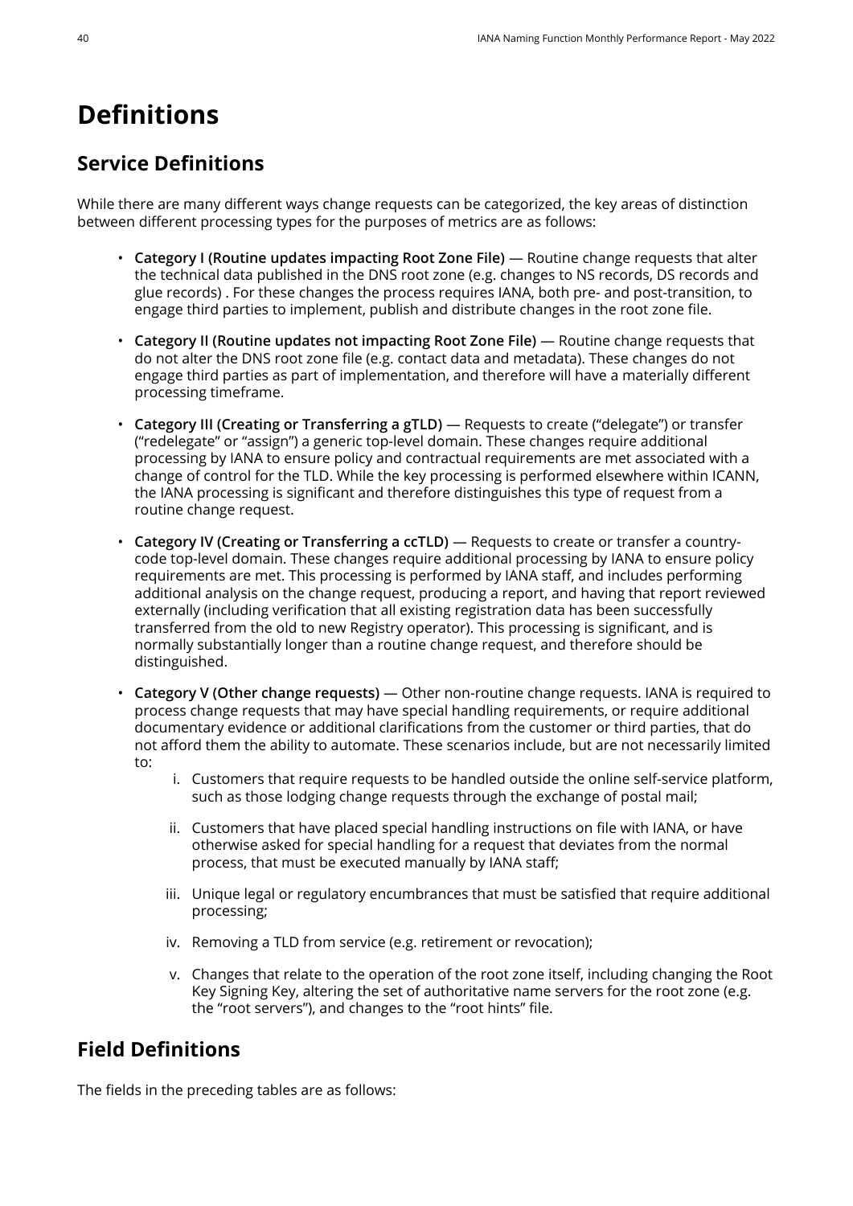# Definitions

## Service Definitions

While there are many different ways change requests can be categorized, the key areas of distinction between different processing types for the purposes of metrics are as follows:

- **Category I (Routine updates impacting Root Zone File)** — Routine change requests that alter the technical data published in the DNS root zone (e.g. changes to NS records, DS records and glue records) . For these changes the process requires IANA, both pre- and post-transition, to engage third parties to implement, publish and distribute changes in the root zone file.
- **Category II (Routine updates not impacting Root Zone File)** — Routine change requests that do not alter the DNS root zone file (e.g. contact data and metadata). These changes do not engage third parties as part of implementation, and therefore will have a materially different processing timeframe.
- **Category III (Creating or Transferring a gTLD)** — Requests to create ("delegate") or transfer ("redelegate" or "assign") a generic top-level domain. These changes require additional processing by IANA to ensure policy and contractual requirements are met associated with a change of control for the TLD. While the key processing is performed elsewhere within ICANN, the IANA processing is significant and therefore distinguishes this type of request from a routine change request.
- **Category IV (Creating or Transferring a ccTLD)** — Requests to create or transfer a country-code top-level domain. These changes require additional processing by IANA to ensure policy requirements are met. This processing is performed by IANA staff, and includes performing additional analysis on the change request, producing a report, and having that report reviewed externally (including verification that all existing registration data has been successfully transferred from the old to new Registry operator). This processing is significant, and is normally substantially longer than a routine change request, and therefore should be distinguished.
- **Category V (Other change requests)** — Other non-routine change requests. IANA is required to process change requests that may have special handling requirements, or require additional documentary evidence or additional clarifications from the customer or third parties, that do not afford them the ability to automate. These scenarios include, but are not necessarily limited to:
    i. Customers that require requests to be handled outside the online self-service platform, such as those lodging change requests through the exchange of postal mail;
    ii. Customers that have placed special handling instructions on file with IANA, or have otherwise asked for special handling for a request that deviates from the normal process, that must be executed manually by IANA staff;
    iii. Unique legal or regulatory encumbrances that must be satisfied that require additional processing;
    iv. Removing a TLD from service (e.g. retirement or revocation);
    v. Changes that relate to the operation of the root zone itself, including changing the Root Key Signing Key, altering the set of authoritative name servers for the root zone (e.g. the "root servers"), and changes to the "root hints" file.

## Field Definitions

The fields in the preceding tables are as follows: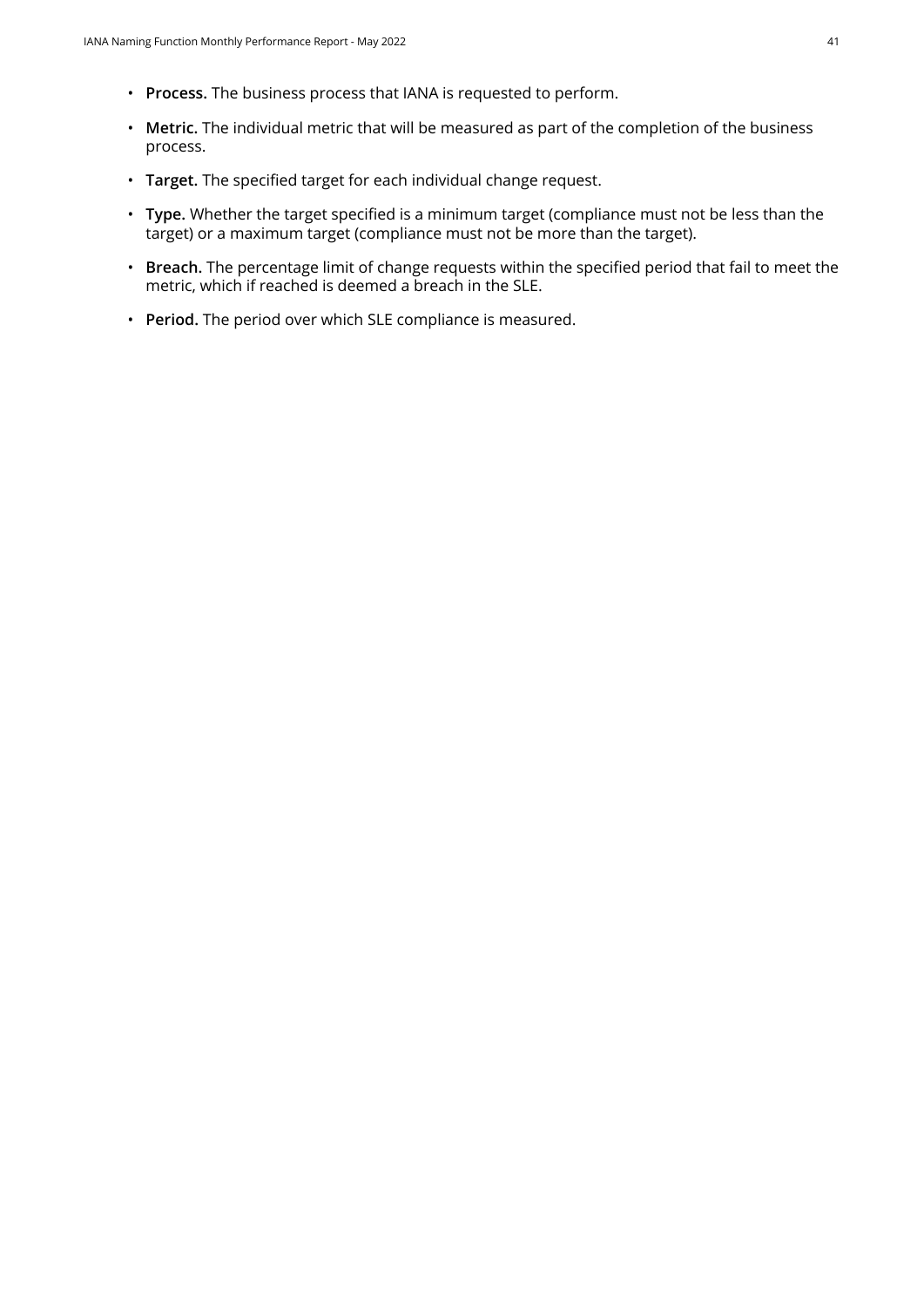- **Process.** The business process that IANA is requested to perform.
- **Metric.** The individual metric that will be measured as part of the completion of the business process.
- **Target.** The specified target for each individual change request.
- **Type.** Whether the target specified is a minimum target (compliance must not be less than the target) or a maximum target (compliance must not be more than the target).
- **Breach.** The percentage limit of change requests within the specified period that fail to meet the metric, which if reached is deemed a breach in the SLE.
- **Period.** The period over which SLE compliance is measured.